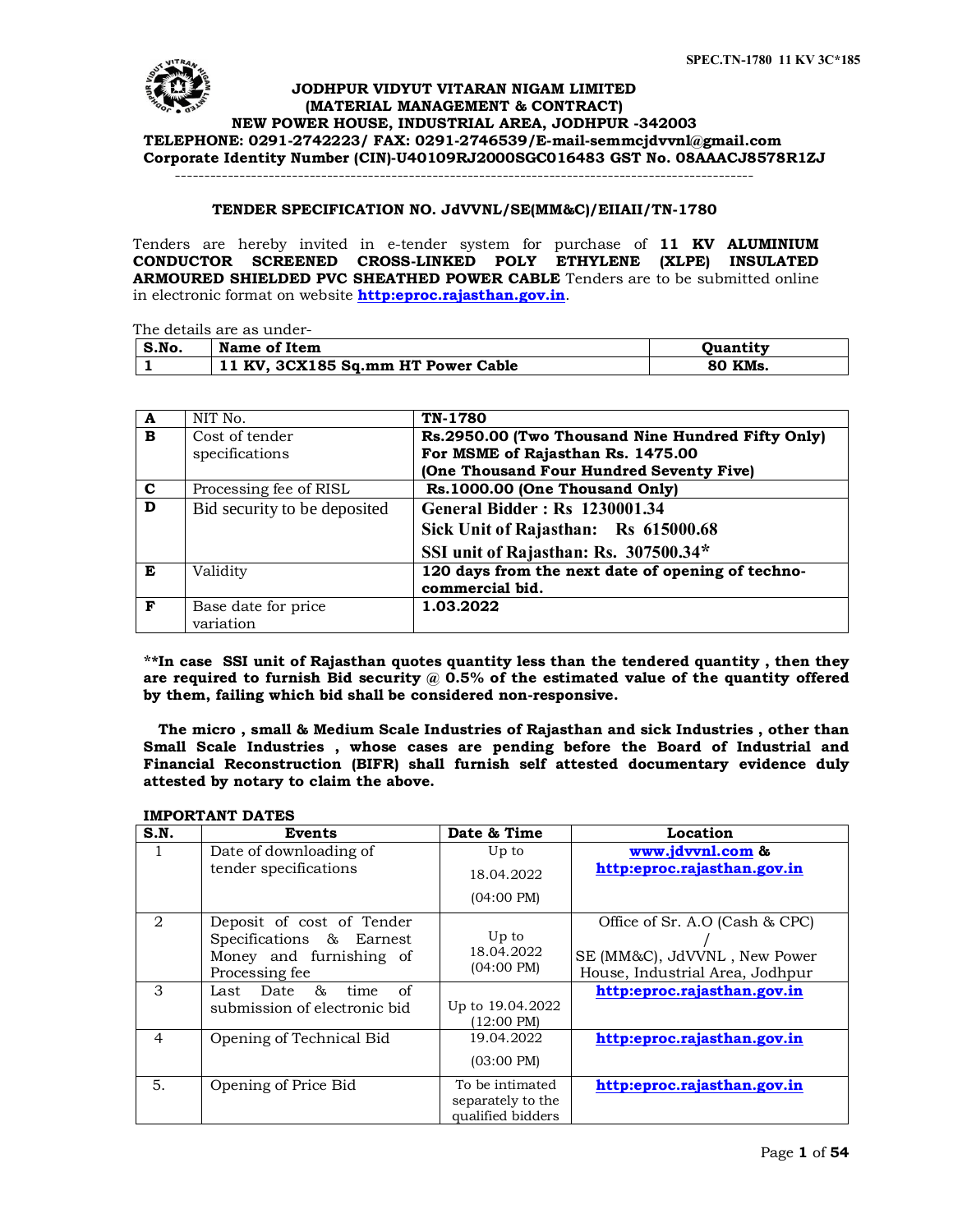# JODHPUR VIDYUT VITARAN NIGAM LIMITED

**(MATERIAL MANAGEMENT & CONTRACT)**
**NEW POWER HOUSE, INDUSTRIAL AREA, JODHPUR -342003**
**TELEPHONE: 0291-2742223/ FAX: 0291-2746539/E-mail-semmcjdvvnl@gmail.com**
**Corporate Identity Number (CIN)-U40109RJ2000SGC016483 GST No. 08AAACJ8578R1ZJ**

---

## TENDER SPECIFICATION NO. JdVVNL/SE(MM&C)/EIIAII/TN-1780

Tenders are hereby invited in e-tender system for purchase of **11 KV ALUMINIUM CONDUCTOR SCREENED CROSS-LINKED POLY ETHYLENE (XLPE) INSULATED ARMOURED SHIELDED PVC SHEATHED POWER CABLE** Tenders are to be submitted online in electronic format on website **http:eproc.rajasthan.gov.in**.

The details are as under-

| S.No. | Name of Item | Quantity |
|---|---|---|
| 1 | 11 KV, 3CX185 Sq.mm HT Power Cable | 80 KMs. |

| | | |
|---|---|---|
| **A** | NIT No. | **TN-1780** |
| **B** | Cost of tender specifications | **Rs.2950.00 (Two Thousand Nine Hundred Fifty Only)**<br>**For MSME of Rajasthan Rs. 1475.00**<br>**(One Thousand Four Hundred Seventy Five)** |
| **C** | Processing fee of RISL | **Rs.1000.00 (One Thousand Only)** |
| **D** | Bid security to be deposited | **General Bidder : Rs 1230001.34**<br>**Sick Unit of Rajasthan: Rs 615000.68**<br>**SSI unit of Rajasthan: Rs. 307500.34*** |
| **E** | Validity | **120 days from the next date of opening of techno-commercial bid.** |
| **F** | Base date for price variation | **1.03.2022** |

**\*\*In case SSI unit of Rajasthan quotes quantity less than the tendered quantity , then they are required to furnish Bid security @ 0.5% of the estimated value of the quantity offered by them, failing which bid shall be considered non-responsive.**

**The micro , small & Medium Scale Industries of Rajasthan and sick Industries , other than Small Scale Industries , whose cases are pending before the Board of Industrial and Financial Reconstruction (BIFR) shall furnish self attested documentary evidence duly attested by notary to claim the above.**

**IMPORTANT DATES**

| S.N. | Events | Date & Time | Location |
|---|---|---|---|
| 1 | Date of downloading of tender specifications | Up to 18.04.2022 (04:00 PM) | **www.jdvvnl.com** & **http:eproc.rajasthan.gov.in** |
| 2 | Deposit of cost of Tender Specifications & Earnest Money and furnishing of Processing fee | Up to 18.04.2022 (04:00 PM) | Office of Sr. A.O (Cash & CPC) / SE (MM&C), JdVVNL , New Power House, Industrial Area, Jodhpur |
| 3 | Last Date & time of submission of electronic bid | Up to 19.04.2022 (12:00 PM) | **http:eproc.rajasthan.gov.in** |
| 4 | Opening of Technical Bid | 19.04.2022 (03:00 PM) | **http:eproc.rajasthan.gov.in** |
| 5. | Opening of Price Bid | To be intimated separately to the qualified bidders | **http:eproc.rajasthan.gov.in** |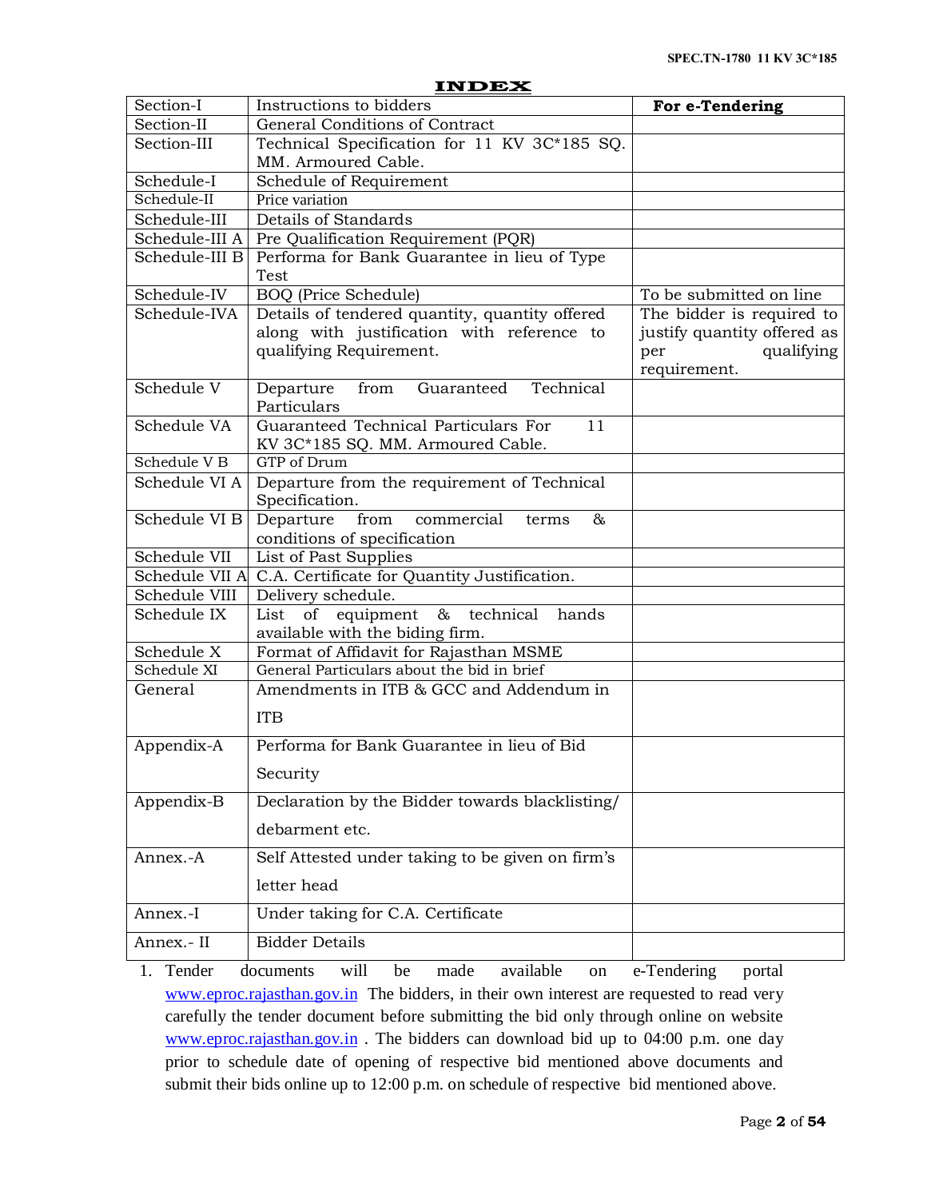# INDEX

| | | |
|---|---|---|
| Section-I | Instructions to bidders | **For e-Tendering** |
| Section-II | General Conditions of Contract | |
| Section-III | Technical Specification for 11 KV 3C*185 SQ. MM. Armoured Cable. | |
| Schedule-I | Schedule of Requirement | |
| Schedule-II | Price variation | |
| Schedule-III | Details of Standards | |
| Schedule-III A | Pre Qualification Requirement (PQR) | |
| Schedule-III B | Performa for Bank Guarantee in lieu of Type Test | |
| Schedule-IV | BOQ (Price Schedule) | To be submitted on line |
| Schedule-IVA | Details of tendered quantity, quantity offered along with justification with reference to qualifying Requirement. | The bidder is required to justify quantity offered as per qualifying requirement. |
| Schedule V | Departure from Guaranteed Technical Particulars | |
| Schedule VA | Guaranteed Technical Particulars For 11 KV 3C*185 SQ. MM. Armoured Cable. | |
| Schedule V B | GTP of Drum | |
| Schedule VI A | Departure from the requirement of Technical Specification. | |
| Schedule VI B | Departure from commercial terms & conditions of specification | |
| Schedule VII | List of Past Supplies | |
| Schedule VII A | C.A. Certificate for Quantity Justification. | |
| Schedule VIII | Delivery schedule. | |
| Schedule IX | List of equipment & technical hands available with the biding firm. | |
| Schedule X | Format of Affidavit for Rajasthan MSME | |
| Schedule XI | General Particulars about the bid in brief | |
| General | Amendments in ITB & GCC and Addendum in ITB | |
| Appendix-A | Performa for Bank Guarantee in lieu of Bid Security | |
| Appendix-B | Declaration by the Bidder towards blacklisting/ debarment etc. | |
| Annex.-A | Self Attested under taking to be given on firm's letter head | |
| Annex.-I | Under taking for C.A. Certificate | |
| Annex.- II | Bidder Details | |

1. Tender documents will be made available on e-Tendering portal www.eproc.rajasthan.gov.in The bidders, in their own interest are requested to read very carefully the tender document before submitting the bid only through online on website www.eproc.rajasthan.gov.in . The bidders can download bid up to 04:00 p.m. one day prior to schedule date of opening of respective bid mentioned above documents and submit their bids online up to 12:00 p.m. on schedule of respective bid mentioned above.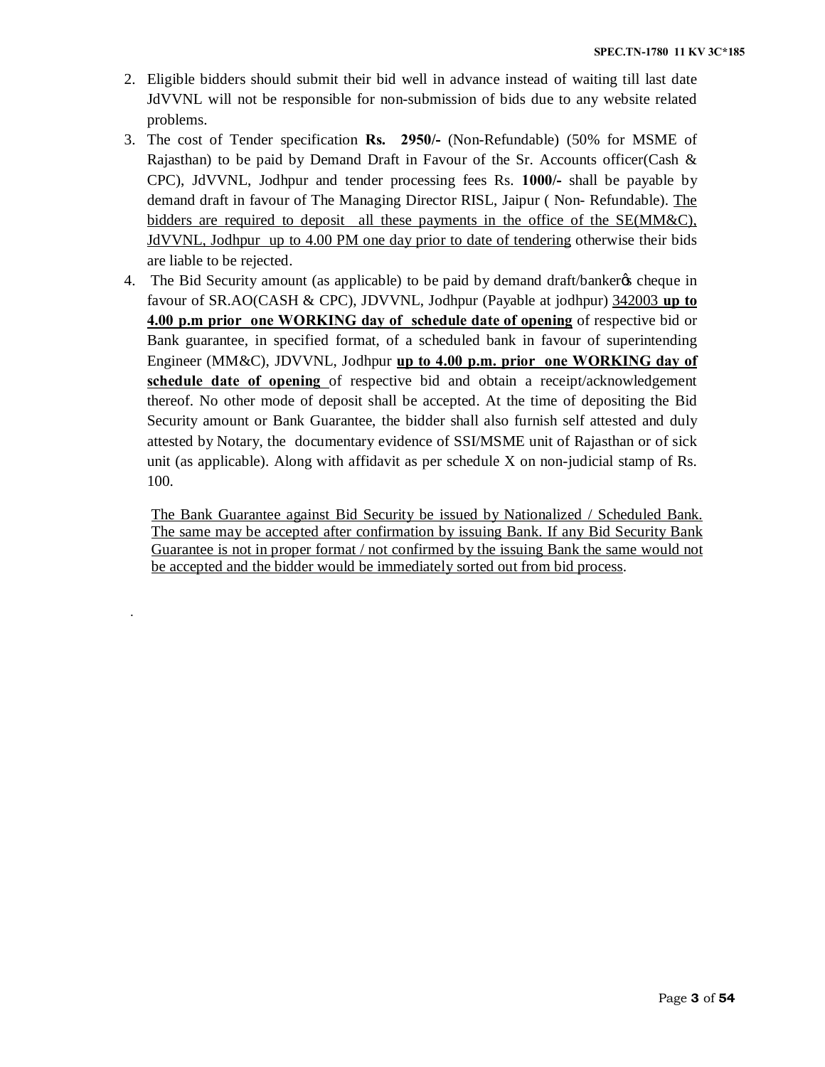2. Eligible bidders should submit their bid well in advance instead of waiting till last date JdVVNL will not be responsible for non-submission of bids due to any website related problems.
3. The cost of Tender specification **Rs. 2950/-** (Non-Refundable) (50% for MSME of Rajasthan) to be paid by Demand Draft in Favour of the Sr. Accounts officer(Cash & CPC), JdVVNL, Jodhpur and tender processing fees Rs. **1000/-** shall be payable by demand draft in favour of The Managing Director RISL, Jaipur ( Non- Refundable). <u>The bidders are required to deposit all these payments in the office of the SE(MM&C), JdVVNL, Jodhpur up to 4.00 PM one day prior to date of tendering</u> otherwise their bids are liable to be rejected.
4. The Bid Security amount (as applicable) to be paid by demand draft/banker's cheque in favour of SR.AO(CASH & CPC), JDVVNL, Jodhpur (Payable at jodhpur) <u>342003</u> <u>**up to 4.00 p.m prior one WORKING day of schedule date of opening**</u> of respective bid or Bank guarantee, in specified format, of a scheduled bank in favour of superintending Engineer (MM&C), JDVVNL, Jodhpur <u>**up to 4.00 p.m. prior one WORKING day of schedule date of opening**</u> of respective bid and obtain a receipt/acknowledgement thereof. No other mode of deposit shall be accepted. At the time of depositing the Bid Security amount or Bank Guarantee, the bidder shall also furnish self attested and duly attested by Notary, the documentary evidence of SSI/MSME unit of Rajasthan or of sick unit (as applicable). Along with affidavit as per schedule X on non-judicial stamp of Rs. 100.

   <u>The Bank Guarantee against Bid Security be issued by Nationalized / Scheduled Bank. The same may be accepted after confirmation by issuing Bank. If any Bid Security Bank Guarantee is not in proper format / not confirmed by the issuing Bank the same would not be accepted and the bidder would be immediately sorted out from bid process</u>.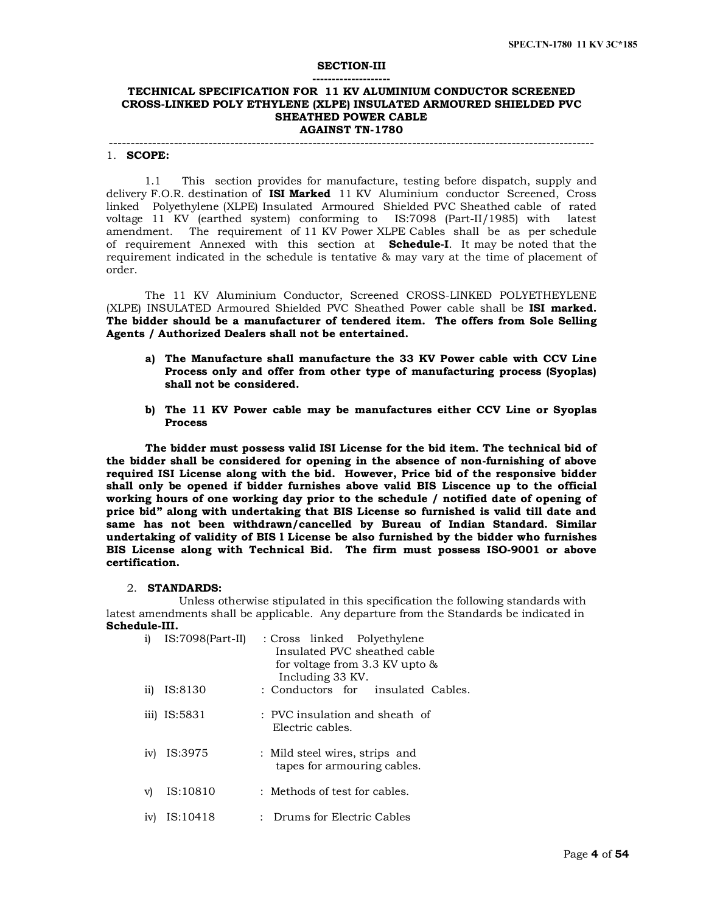## SECTION-III

--------------------

## TECHNICAL SPECIFICATION FOR 11 KV ALUMINIUM CONDUCTOR SCREENED CROSS-LINKED POLY ETHYLENE (XLPE) INSULATED ARMOURED SHIELDED PVC SHEATHED POWER CABLE AGAINST TN-1780

---

1. **SCOPE:**

1.1 This section provides for manufacture, testing before dispatch, supply and delivery F.O.R. destination of **ISI Marked** 11 KV Aluminium conductor Screened, Cross linked Polyethylene (XLPE) Insulated Armoured Shielded PVC Sheathed cable of rated voltage 11 KV (earthed system) conforming to IS:7098 (Part-II/1985) with latest amendment. The requirement of 11 KV Power XLPE Cables shall be as per schedule of requirement Annexed with this section at **Schedule-I**. It may be noted that the requirement indicated in the schedule is tentative & may vary at the time of placement of order.

The 11 KV Aluminium Conductor, Screened CROSS-LINKED POLYETHEYLENE (XLPE) INSULATED Armoured Shielded PVC Sheathed Power cable shall be **ISI marked. The bidder should be a manufacturer of tendered item. The offers from Sole Selling Agents / Authorized Dealers shall not be entertained.**

**a) The Manufacture shall manufacture the 33 KV Power cable with CCV Line Process only and offer from other type of manufacturing process (Syoplas) shall not be considered.**

**b) The 11 KV Power cable may be manufactures either CCV Line or Syoplas Process**

**The bidder must possess valid ISI License for the bid item. The technical bid of the bidder shall be considered for opening in the absence of non-furnishing of above required ISI License along with the bid. However, Price bid of the responsive bidder shall only be opened if bidder furnishes above valid BIS Liscence up to the official working hours of one working day prior to the schedule / notified date of opening of price bid" along with undertaking that BIS License so furnished is valid till date and same has not been withdrawn/cancelled by Bureau of Indian Standard. Similar undertaking of validity of BIS l License be also furnished by the bidder who furnishes BIS License along with Technical Bid. The firm must possess ISO-9001 or above certification.**

2. **STANDARDS:**

Unless otherwise stipulated in this specification the following standards with latest amendments shall be applicable. Any departure from the Standards be indicated in **Schedule-III.**

i) IS:7098(Part-II) : Cross linked Polyethylene Insulated PVC sheathed cable for voltage from 3.3 KV upto & Including 33 KV.

ii) IS:8130 : Conductors for insulated Cables.

iii) IS:5831 : PVC insulation and sheath of Electric cables.

iv) IS:3975 : Mild steel wires, strips and tapes for armouring cables.

v) IS:10810 : Methods of test for cables.

iv) IS:10418 : Drums for Electric Cables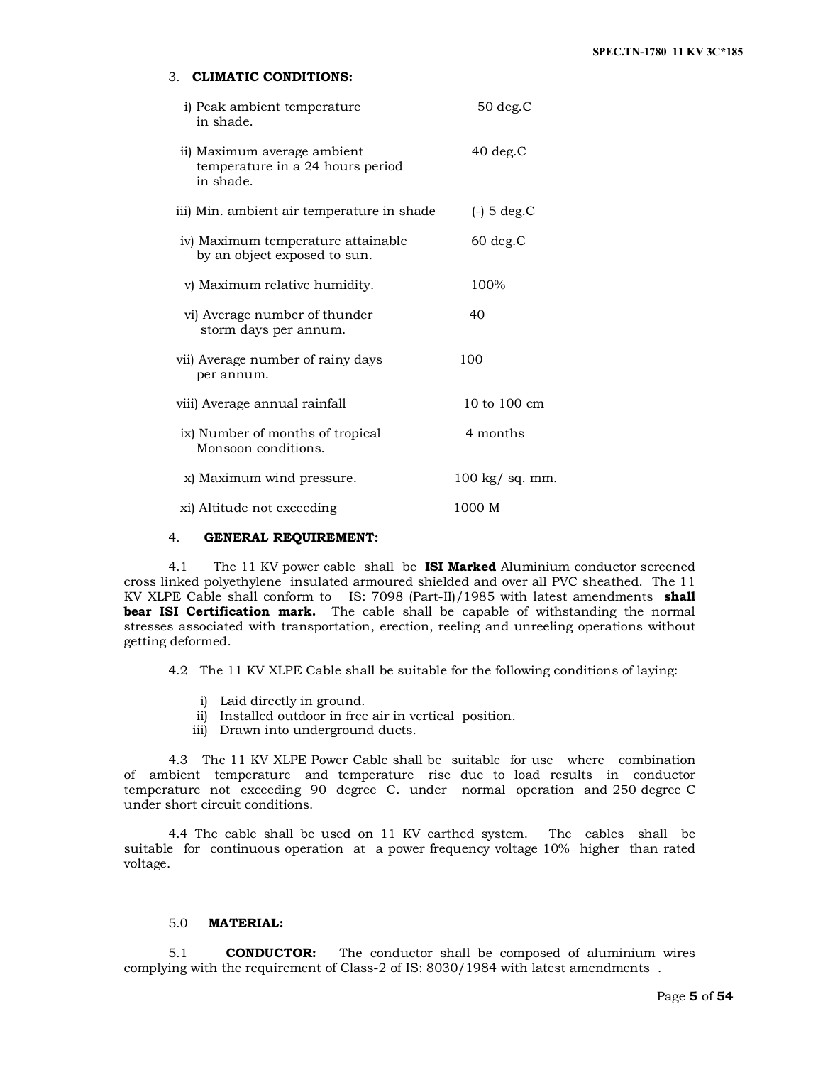### 3. CLIMATIC CONDITIONS:

| | |
|---|---|
| i) Peak ambient temperature in shade. | 50 deg.C |
| ii) Maximum average ambient temperature in a 24 hours period in shade. | 40 deg.C |
| iii) Min. ambient air temperature in shade | (-) 5 deg.C |
| iv) Maximum temperature attainable by an object exposed to sun. | 60 deg.C |
| v) Maximum relative humidity. | 100% |
| vi) Average number of thunder storm days per annum. | 40 |
| vii) Average number of rainy days per annum. | 100 |
| viii) Average annual rainfall | 10 to 100 cm |
| ix) Number of months of tropical Monsoon conditions. | 4 months |
| x) Maximum wind pressure. | 100 kg/ sq. mm. |
| xi) Altitude not exceeding | 1000 M |

### 4. GENERAL REQUIREMENT:

4.1 The 11 KV power cable shall be **ISI Marked** Aluminium conductor screened cross linked polyethylene insulated armoured shielded and over all PVC sheathed. The 11 KV XLPE Cable shall conform to IS: 7098 (Part-II)/1985 with latest amendments **shall bear ISI Certification mark.** The cable shall be capable of withstanding the normal stresses associated with transportation, erection, reeling and unreeling operations without getting deformed.

4.2 The 11 KV XLPE Cable shall be suitable for the following conditions of laying:

i) Laid directly in ground.
ii) Installed outdoor in free air in vertical position.
iii) Drawn into underground ducts.

4.3 The 11 KV XLPE Power Cable shall be suitable for use where combination of ambient temperature and temperature rise due to load results in conductor temperature not exceeding 90 degree C. under normal operation and 250 degree C under short circuit conditions.

4.4 The cable shall be used on 11 KV earthed system. The cables shall be suitable for continuous operation at a power frequency voltage 10% higher than rated voltage.

### 5.0 MATERIAL:

5.1 **CONDUCTOR:** The conductor shall be composed of aluminium wires complying with the requirement of Class-2 of IS: 8030/1984 with latest amendments .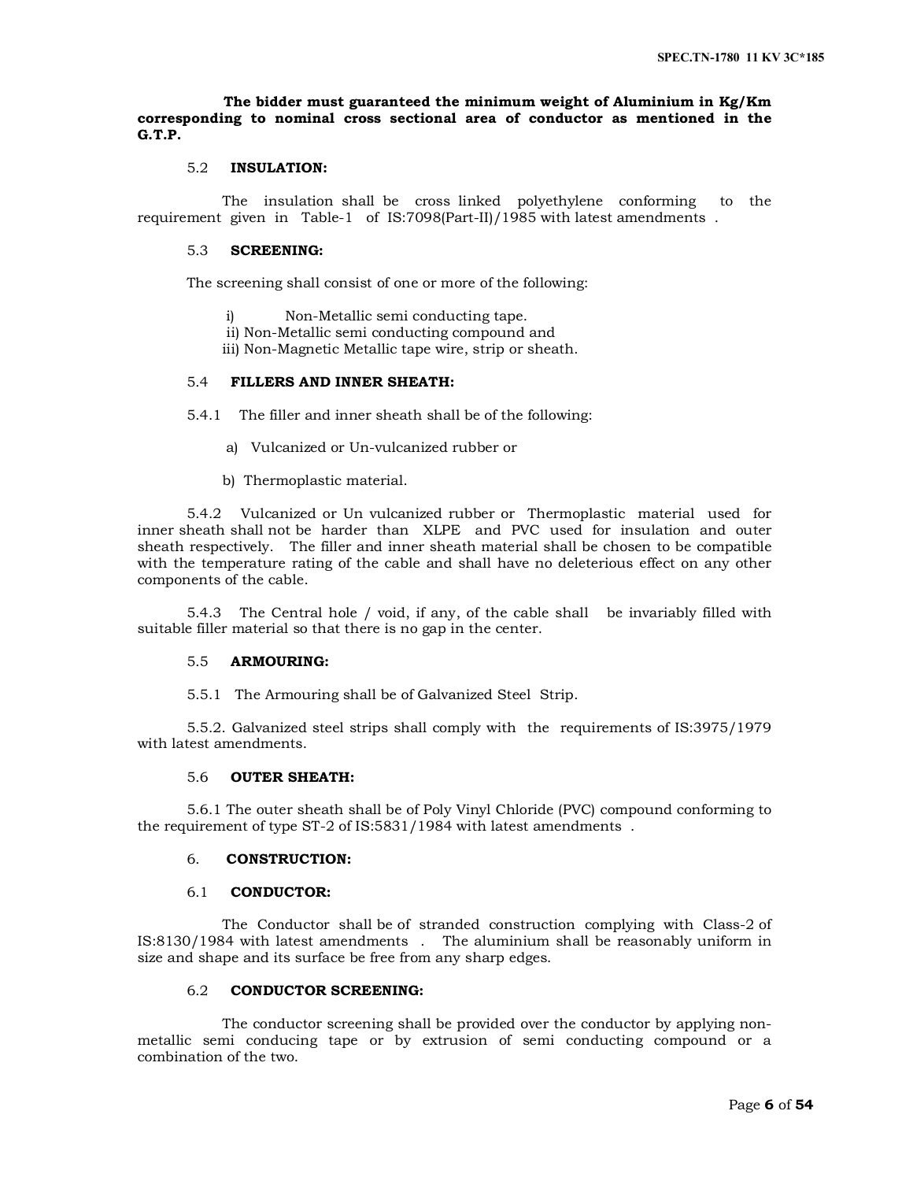**The bidder must guaranteed the minimum weight of Aluminium in Kg/Km corresponding to nominal cross sectional area of conductor as mentioned in the G.T.P.**

5.2 **INSULATION:**

The insulation shall be cross linked polyethylene conforming to the requirement given in Table-1 of IS:7098(Part-II)/1985 with latest amendments .

5.3 **SCREENING:**

The screening shall consist of one or more of the following:

i) Non-Metallic semi conducting tape.
ii) Non-Metallic semi conducting compound and
iii) Non-Magnetic Metallic tape wire, strip or sheath.

5.4 **FILLERS AND INNER SHEATH:**

5.4.1 The filler and inner sheath shall be of the following:

a) Vulcanized or Un-vulcanized rubber or

b) Thermoplastic material.

5.4.2 Vulcanized or Un vulcanized rubber or Thermoplastic material used for inner sheath shall not be harder than XLPE and PVC used for insulation and outer sheath respectively. The filler and inner sheath material shall be chosen to be compatible with the temperature rating of the cable and shall have no deleterious effect on any other components of the cable.

5.4.3 The Central hole / void, if any, of the cable shall be invariably filled with suitable filler material so that there is no gap in the center.

5.5 **ARMOURING:**

5.5.1 The Armouring shall be of Galvanized Steel Strip.

5.5.2. Galvanized steel strips shall comply with the requirements of IS:3975/1979 with latest amendments.

5.6 **OUTER SHEATH:**

5.6.1 The outer sheath shall be of Poly Vinyl Chloride (PVC) compound conforming to the requirement of type ST-2 of IS:5831/1984 with latest amendments .

6. **CONSTRUCTION:**

6.1 **CONDUCTOR:**

The Conductor shall be of stranded construction complying with Class-2 of IS:8130/1984 with latest amendments . The aluminium shall be reasonably uniform in size and shape and its surface be free from any sharp edges.

6.2 **CONDUCTOR SCREENING:**

The conductor screening shall be provided over the conductor by applying non-metallic semi conducing tape or by extrusion of semi conducting compound or a combination of the two.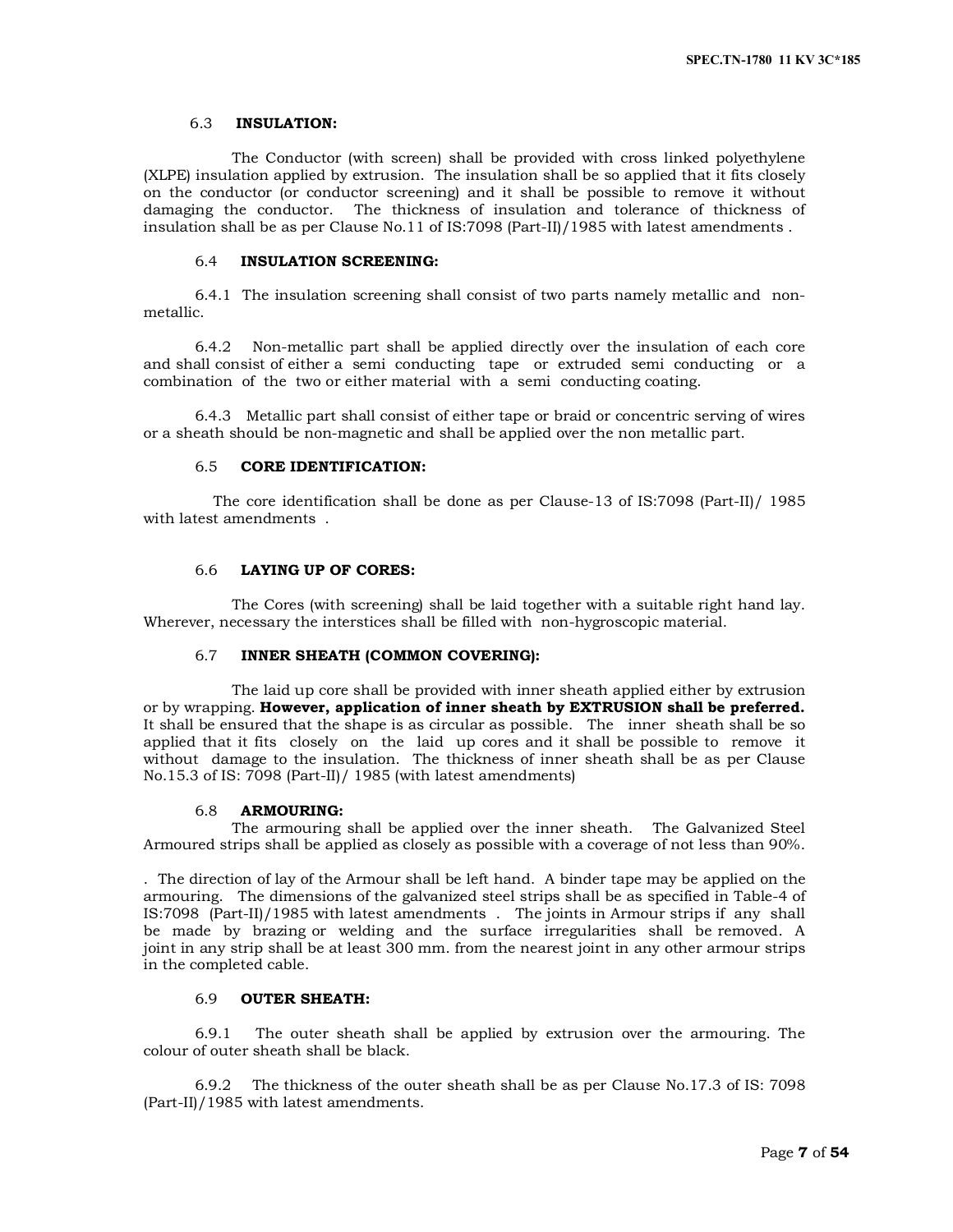### 6.3 INSUTATION:

### 6.3 INSULATION:

The Conductor (with screen) shall be provided with cross linked polyethylene (XLPE) insulation applied by extrusion. The insulation shall be so applied that it fits closely on the conductor (or conductor screening) and it shall be possible to remove it without damaging the conductor. The thickness of insulation and tolerance of thickness of insulation shall be as per Clause No.11 of IS:7098 (Part-II)/1985 with latest amendments .

### 6.4 INSULATION SCREENING:

6.4.1 The insulation screening shall consist of two parts namely metallic and non-metallic.

6.4.2 Non-metallic part shall be applied directly over the insulation of each core and shall consist of either a semi conducting tape or extruded semi conducting or a combination of the two or either material with a semi conducting coating.

6.4.3 Metallic part shall consist of either tape or braid or concentric serving of wires or a sheath should be non-magnetic and shall be applied over the non metallic part.

### 6.5 CORE IDENTIFICATION:

The core identification shall be done as per Clause-13 of IS:7098 (Part-II)/ 1985 with latest amendments .

### 6.6 LAYING UP OF CORES:

The Cores (with screening) shall be laid together with a suitable right hand lay. Wherever, necessary the interstices shall be filled with non-hygroscopic material.

### 6.7 INNER SHEATH (COMMON COVERING):

The laid up core shall be provided with inner sheath applied either by extrusion or by wrapping. **However, application of inner sheath by EXTRUSION shall be preferred.** It shall be ensured that the shape is as circular as possible. The inner sheath shall be so applied that it fits closely on the laid up cores and it shall be possible to remove it without damage to the insulation. The thickness of inner sheath shall be as per Clause No.15.3 of IS: 7098 (Part-II)/ 1985 (with latest amendments)

### 6.8 ARMOURING:

The armouring shall be applied over the inner sheath. The Galvanized Steel Armoured strips shall be applied as closely as possible with a coverage of not less than 90%.

. The direction of lay of the Armour shall be left hand. A binder tape may be applied on the armouring. The dimensions of the galvanized steel strips shall be as specified in Table-4 of IS:7098 (Part-II)/1985 with latest amendments . The joints in Armour strips if any shall be made by brazing or welding and the surface irregularities shall be removed. A joint in any strip shall be at least 300 mm. from the nearest joint in any other armour strips in the completed cable.

### 6.9 OUTER SHEATH:

6.9.1 The outer sheath shall be applied by extrusion over the armouring. The colour of outer sheath shall be black.

6.9.2 The thickness of the outer sheath shall be as per Clause No.17.3 of IS: 7098 (Part-II)/1985 with latest amendments.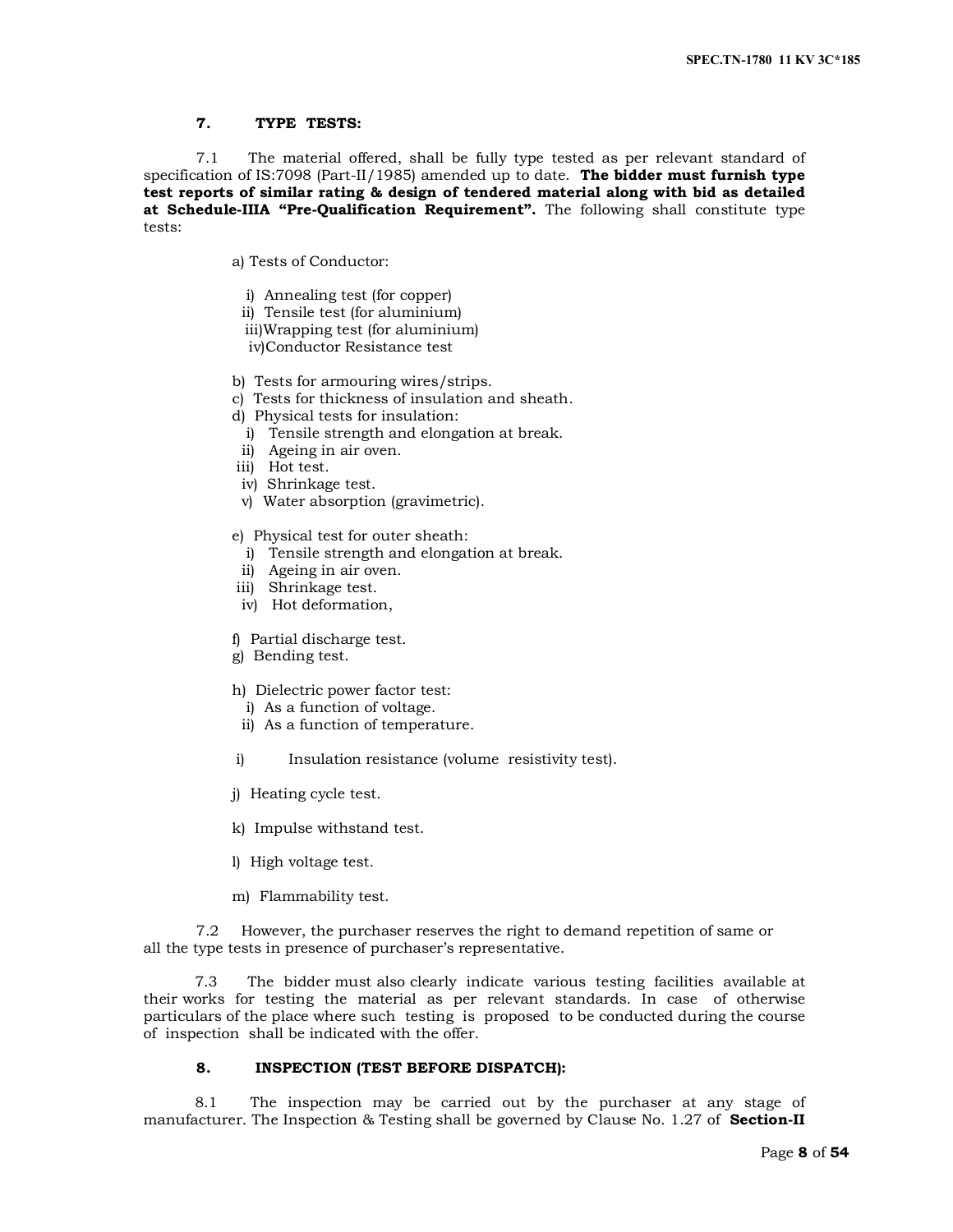## 7. TYPE TESTS:

7.1 The material offered, shall be fully type tested as per relevant standard of specification of IS:7098 (Part-II/1985) amended up to date. **The bidder must furnish type test reports of similar rating & design of tendered material along with bid as detailed at Schedule-IIIA "Pre-Qualification Requirement".** The following shall constitute type tests:

a) Tests of Conductor:

- i) Annealing test (for copper)
- ii) Tensile test (for aluminium)
- iii) Wrapping test (for aluminium)
- iv) Conductor Resistance test

b) Tests for armouring wires/strips.

c) Tests for thickness of insulation and sheath.

d) Physical tests for insulation:

- i) Tensile strength and elongation at break.
- ii) Ageing in air oven.
- iii) Hot test.
- iv) Shrinkage test.
- v) Water absorption (gravimetric).

e) Physical test for outer sheath:

- i) Tensile strength and elongation at break.
- ii) Ageing in air oven.
- iii) Shrinkage test.
- iv) Hot deformation,

f) Partial discharge test.

g) Bending test.

h) Dielectric power factor test:

- i) As a function of voltage.
- ii) As a function of temperature.

i) Insulation resistance (volume resistivity test).

j) Heating cycle test.

k) Impulse withstand test.

l) High voltage test.

m) Flammability test.

7.2 However, the purchaser reserves the right to demand repetition of same or all the type tests in presence of purchaser's representative.

7.3 The bidder must also clearly indicate various testing facilities available at their works for testing the material as per relevant standards. In case of otherwise particulars of the place where such testing is proposed to be conducted during the course of inspection shall be indicated with the offer.

## 8. INSPECTION (TEST BEFORE DISPATCH):

8.1 The inspection may be carried out by the purchaser at any stage of manufacturer. The Inspection & Testing shall be governed by Clause No. 1.27 of **Section-II**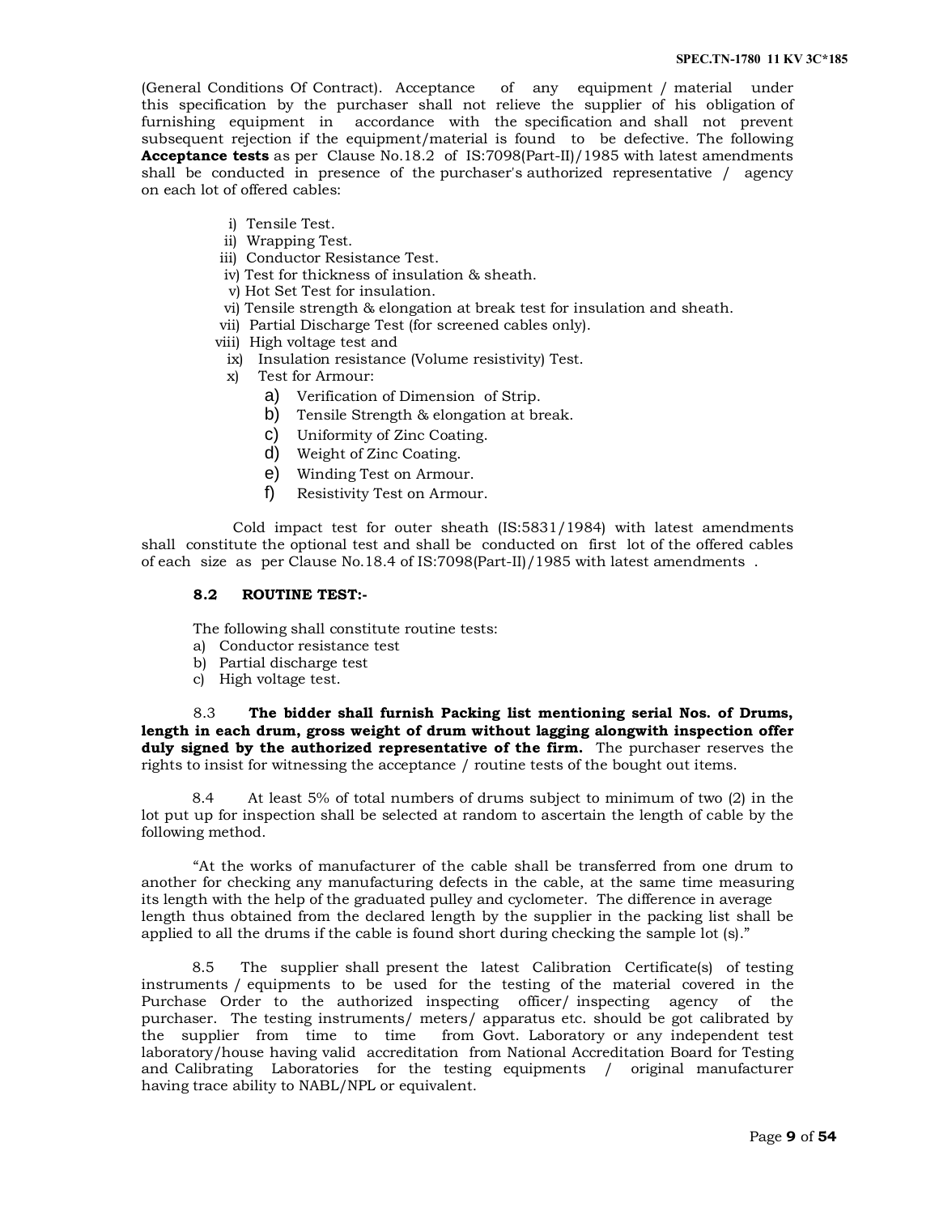(General Conditions Of Contract). Acceptance of any equipment / material under this specification by the purchaser shall not relieve the supplier of his obligation of furnishing equipment in accordance with the specification and shall not prevent subsequent rejection if the equipment/material is found to be defective. The following **Acceptance tests** as per Clause No.18.2 of IS:7098(Part-II)/1985 with latest amendments shall be conducted in presence of the purchaser's authorized representative / agency on each lot of offered cables:

i) Tensile Test.
ii) Wrapping Test.
iii) Conductor Resistance Test.
iv) Test for thickness of insulation & sheath.
v) Hot Set Test for insulation.
vi) Tensile strength & elongation at break test for insulation and sheath.
vii) Partial Discharge Test (for screened cables only).
viii) High voltage test and
ix) Insulation resistance (Volume resistivity) Test.
x) Test for Armour:
   a) Verification of Dimension of Strip.
   b) Tensile Strength & elongation at break.
   c) Uniformity of Zinc Coating.
   d) Weight of Zinc Coating.
   e) Winding Test on Armour.
   f) Resistivity Test on Armour.

Cold impact test for outer sheath (IS:5831/1984) with latest amendments shall constitute the optional test and shall be conducted on first lot of the offered cables of each size as per Clause No.18.4 of IS:7098(Part-II)/1985 with latest amendments .

### 8.2 ROUTINE TEST:-

The following shall constitute routine tests:

a) Conductor resistance test
b) Partial discharge test
c) High voltage test.

8.3 **The bidder shall furnish Packing list mentioning serial Nos. of Drums, length in each drum, gross weight of drum without lagging alongwith inspection offer duly signed by the authorized representative of the firm.** The purchaser reserves the rights to insist for witnessing the acceptance / routine tests of the bought out items.

8.4 At least 5% of total numbers of drums subject to minimum of two (2) in the lot put up for inspection shall be selected at random to ascertain the length of cable by the following method.

"At the works of manufacturer of the cable shall be transferred from one drum to another for checking any manufacturing defects in the cable, at the same time measuring its length with the help of the graduated pulley and cyclometer. The difference in average length thus obtained from the declared length by the supplier in the packing list shall be applied to all the drums if the cable is found short during checking the sample lot (s)."

8.5 The supplier shall present the latest Calibration Certificate(s) of testing instruments / equipments to be used for the testing of the material covered in the Purchase Order to the authorized inspecting officer/ inspecting agency of the purchaser. The testing instruments/ meters/ apparatus etc. should be got calibrated by the supplier from time to time from Govt. Laboratory or any independent test laboratory/house having valid accreditation from National Accreditation Board for Testing and Calibrating Laboratories for the testing equipments / original manufacturer having trace ability to NABL/NPL or equivalent.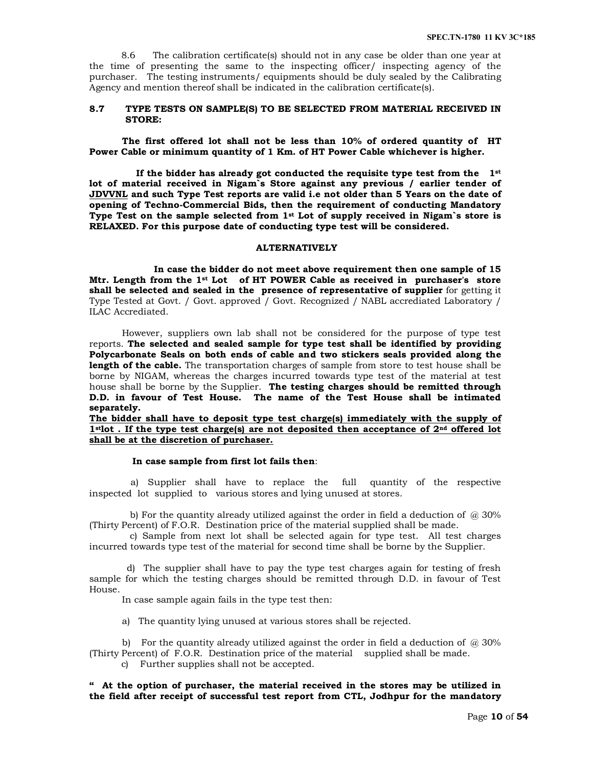8.6 The calibration certificate(s) should not in any case be older than one year at the time of presenting the same to the inspecting officer/ inspecting agency of the purchaser. The testing instruments/ equipments should be duly sealed by the Calibrating Agency and mention thereof shall be indicated in the calibration certificate(s).

**8.7 TYPE TESTS ON SAMPLE(S) TO BE SELECTED FROM MATERIAL RECEIVED IN STORE:**

**The first offered lot shall not be less than 10% of ordered quantity of HT Power Cable or minimum quantity of 1 Km. of HT Power Cable whichever is higher.**

**If the bidder has already got conducted the requisite type test from the 1st lot of material received in Nigam`s Store against any previous / earlier tender of <u>JDVVNL</u> and such Type Test reports are valid i.e not older than 5 Years on the date of opening of Techno-Commercial Bids, then the requirement of conducting Mandatory Type Test on the sample selected from 1st Lot of supply received in Nigam`s store is RELAXED. For this purpose date of conducting type test will be considered.**

**ALTERNATIVELY**

**In case the bidder do not meet above requirement then one sample of 15 Mtr. Length from the 1st Lot of HT POWER Cable as received in purchaser's store shall be selected and sealed in the presence of representative of supplier** for getting it Type Tested at Govt. / Govt. approved / Govt. Recognized / NABL accrediated Laboratory / ILAC Accrediated.

However, suppliers own lab shall not be considered for the purpose of type test reports. **The selected and sealed sample for type test shall be identified by providing Polycarbonate Seals on both ends of cable and two stickers seals provided along the length of the cable.** The transportation charges of sample from store to test house shall be borne by NIGAM, whereas the charges incurred towards type test of the material at test house shall be borne by the Supplier. **The testing charges should be remitted through D.D. in favour of Test House. The name of the Test House shall be intimated separately.**

**<u>The bidder shall have to deposit type test charge(s) immediately with the supply of 1stlot . If the type test charge(s) are not deposited then acceptance of 2nd offered lot shall be at the discretion of purchaser.</u>**

**In case sample from first lot fails then**:

a) Supplier shall have to replace the full quantity of the respective inspected lot supplied to various stores and lying unused at stores.

b) For the quantity already utilized against the order in field a deduction of @ 30% (Thirty Percent) of F.O.R. Destination price of the material supplied shall be made.

c) Sample from next lot shall be selected again for type test. All test charges incurred towards type test of the material for second time shall be borne by the Supplier.

d) The supplier shall have to pay the type test charges again for testing of fresh sample for which the testing charges should be remitted through D.D. in favour of Test House.

In case sample again fails in the type test then:

a) The quantity lying unused at various stores shall be rejected.

b) For the quantity already utilized against the order in field a deduction of @ 30% (Thirty Percent) of F.O.R. Destination price of the material supplied shall be made.

c) Further supplies shall not be accepted.

**" At the option of purchaser, the material received in the stores may be utilized in the field after receipt of successful test report from CTL, Jodhpur for the mandatory**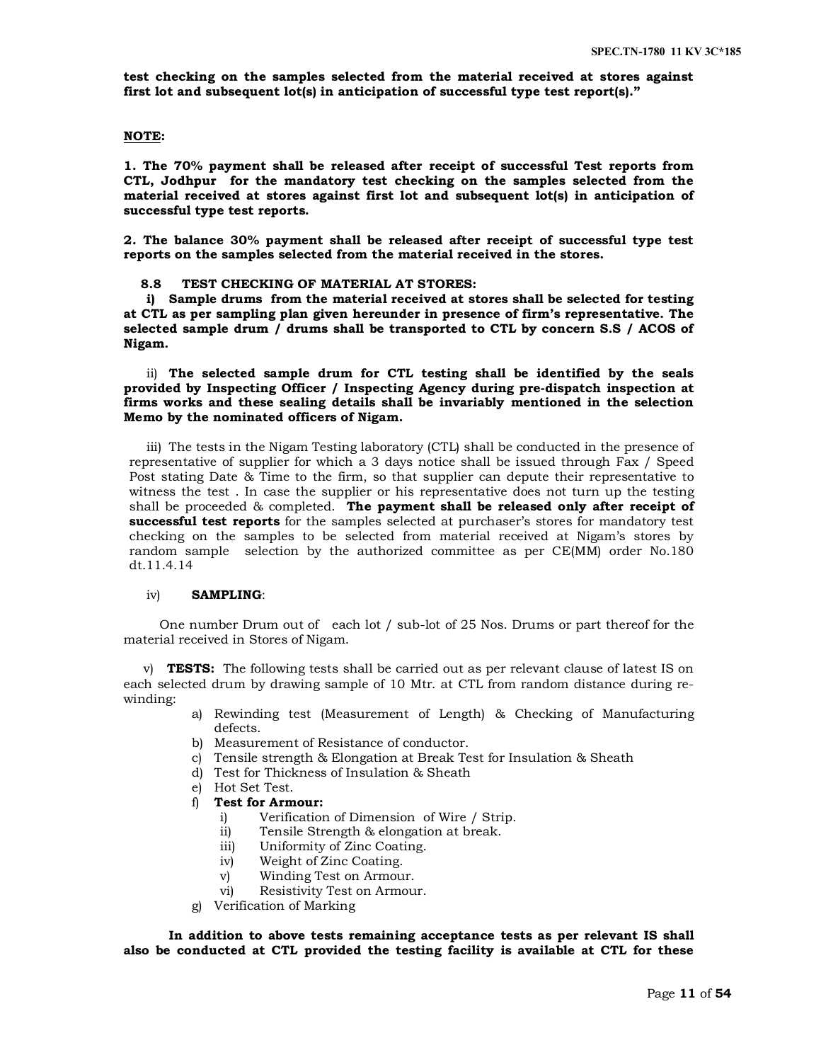**test checking on the samples selected from the material received at stores against first lot and subsequent lot(s) in anticipation of successful type test report(s)."**

**NOTE:**

**1. The 70% payment shall be released after receipt of successful Test reports from CTL, Jodhpur for the mandatory test checking on the samples selected from the material received at stores against first lot and subsequent lot(s) in anticipation of successful type test reports.**

**2. The balance 30% payment shall be released after receipt of successful type test reports on the samples selected from the material received in the stores.**

**8.8 TEST CHECKING OF MATERIAL AT STORES:**

**i) Sample drums from the material received at stores shall be selected for testing at CTL as per sampling plan given hereunder in presence of firm's representative. The selected sample drum / drums shall be transported to CTL by concern S.S / ACOS of Nigam.**

ii) **The selected sample drum for CTL testing shall be identified by the seals provided by Inspecting Officer / Inspecting Agency during pre-dispatch inspection at firms works and these sealing details shall be invariably mentioned in the selection Memo by the nominated officers of Nigam.**

iii) The tests in the Nigam Testing laboratory (CTL) shall be conducted in the presence of representative of supplier for which a 3 days notice shall be issued through Fax / Speed Post stating Date & Time to the firm, so that supplier can depute their representative to witness the test . In case the supplier or his representative does not turn up the testing shall be proceeded & completed. **The payment shall be released only after receipt of successful test reports** for the samples selected at purchaser's stores for mandatory test checking on the samples to be selected from material received at Nigam's stores by random sample selection by the authorized committee as per CE(MM) order No.180 dt.11.4.14

iv) **SAMPLING**:

One number Drum out of each lot / sub-lot of 25 Nos. Drums or part thereof for the material received in Stores of Nigam.

v) **TESTS:** The following tests shall be carried out as per relevant clause of latest IS on each selected drum by drawing sample of 10 Mtr. at CTL from random distance during re-winding:

a) Rewinding test (Measurement of Length) & Checking of Manufacturing defects.
b) Measurement of Resistance of conductor.
c) Tensile strength & Elongation at Break Test for Insulation & Sheath
d) Test for Thickness of Insulation & Sheath
e) Hot Set Test.
f) **Test for Armour:**
    i) Verification of Dimension of Wire / Strip.
    ii) Tensile Strength & elongation at break.
    iii) Uniformity of Zinc Coating.
    iv) Weight of Zinc Coating.
    v) Winding Test on Armour.
    vi) Resistivity Test on Armour.
g) Verification of Marking

**In addition to above tests remaining acceptance tests as per relevant IS shall also be conducted at CTL provided the testing facility is available at CTL for these**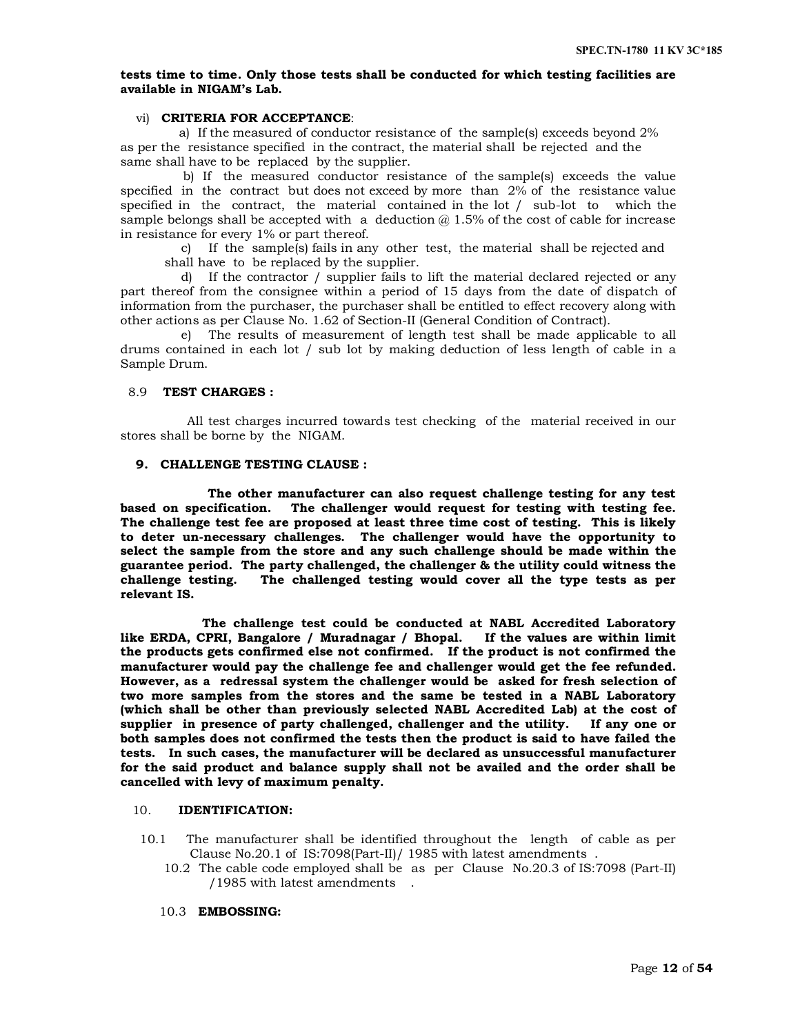**tests time to time. Only those tests shall be conducted for which testing facilities are available in NIGAM's Lab.**

vi) **CRITERIA FOR ACCEPTANCE**:

a) If the measured of conductor resistance of the sample(s) exceeds beyond 2% as per the resistance specified in the contract, the material shall be rejected and the same shall have to be replaced by the supplier.

b) If the measured conductor resistance of the sample(s) exceeds the value specified in the contract but does not exceed by more than 2% of the resistance value specified in the contract, the material contained in the lot / sub-lot to which the sample belongs shall be accepted with a deduction @ 1.5% of the cost of cable for increase in resistance for every 1% or part thereof.

c) If the sample(s) fails in any other test, the material shall be rejected and shall have to be replaced by the supplier.

d) If the contractor / supplier fails to lift the material declared rejected or any part thereof from the consignee within a period of 15 days from the date of dispatch of information from the purchaser, the purchaser shall be entitled to effect recovery along with other actions as per Clause No. 1.62 of Section-II (General Condition of Contract).

e) The results of measurement of length test shall be made applicable to all drums contained in each lot / sub lot by making deduction of less length of cable in a Sample Drum.

8.9 **TEST CHARGES :**

All test charges incurred towards test checking of the material received in our stores shall be borne by the NIGAM.

## 9. CHALLENGE TESTING CLAUSE :

**The other manufacturer can also request challenge testing for any test based on specification. The challenger would request for testing with testing fee. The challenge test fee are proposed at least three time cost of testing. This is likely to deter un-necessary challenges. The challenger would have the opportunity to select the sample from the store and any such challenge should be made within the guarantee period. The party challenged, the challenger & the utility could witness the challenge testing. The challenged testing would cover all the type tests as per relevant IS.**

**The challenge test could be conducted at NABL Accredited Laboratory like ERDA, CPRI, Bangalore / Muradnagar / Bhopal. If the values are within limit the products gets confirmed else not confirmed. If the product is not confirmed the manufacturer would pay the challenge fee and challenger would get the fee refunded. However, as a redressal system the challenger would be asked for fresh selection of two more samples from the stores and the same be tested in a NABL Laboratory (which shall be other than previously selected NABL Accredited Lab) at the cost of supplier in presence of party challenged, challenger and the utility. If any one or both samples does not confirmed the tests then the product is said to have failed the tests. In such cases, the manufacturer will be declared as unsuccessful manufacturer for the said product and balance supply shall not be availed and the order shall be cancelled with levy of maximum penalty.**

## 10. IDENTIFICATION:

10.1 The manufacturer shall be identified throughout the length of cable as per Clause No.20.1 of IS:7098(Part-II)/ 1985 with latest amendments .

10.2 The cable code employed shall be as per Clause No.20.3 of IS:7098 (Part-II) /1985 with latest amendments .

10.3 **EMBOSSING:**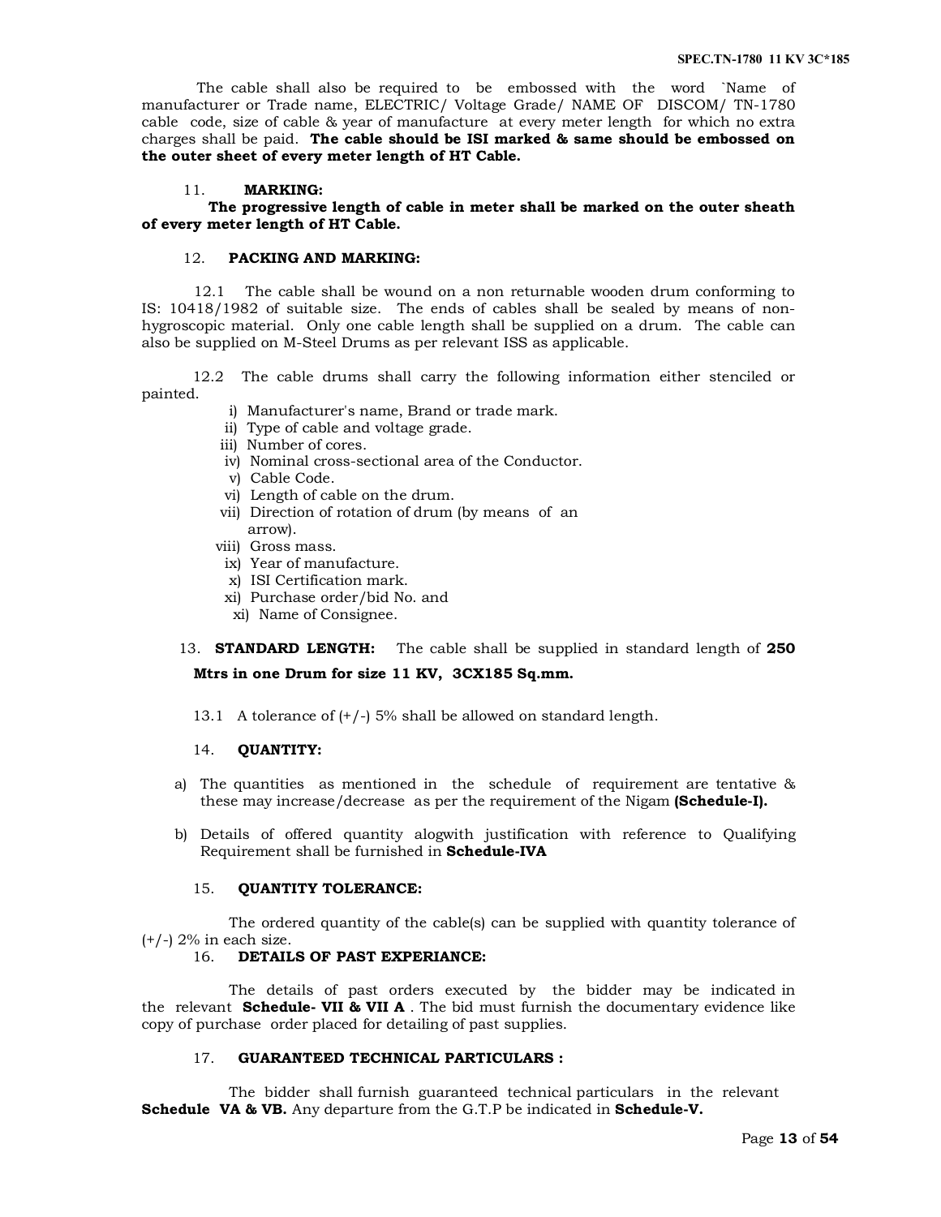The cable shall also be required to be embossed with the word `Name of manufacturer or Trade name, ELECTRIC/ Voltage Grade/ NAME OF DISCOM/ TN-1780 cable code, size of cable & year of manufacture at every meter length for which no extra charges shall be paid. **The cable should be ISI marked & same should be embossed on the outer sheet of every meter length of HT Cable.**

11. **MARKING:**

**The progressive length of cable in meter shall be marked on the outer sheath of every meter length of HT Cable.**

12. **PACKING AND MARKING:**

12.1 The cable shall be wound on a non returnable wooden drum conforming to IS: 10418/1982 of suitable size. The ends of cables shall be sealed by means of non-hygroscopic material. Only one cable length shall be supplied on a drum. The cable can also be supplied on M-Steel Drums as per relevant ISS as applicable.

12.2 The cable drums shall carry the following information either stenciled or painted.

i) Manufacturer's name, Brand or trade mark.
ii) Type of cable and voltage grade.
iii) Number of cores.
iv) Nominal cross-sectional area of the Conductor.
v) Cable Code.
vi) Length of cable on the drum.
vii) Direction of rotation of drum (by means of an arrow).
viii) Gross mass.
ix) Year of manufacture.
x) ISI Certification mark.
xi) Purchase order/bid No. and
xi) Name of Consignee.

13. **STANDARD LENGTH:** The cable shall be supplied in standard length of **250 Mtrs in one Drum for size 11 KV, 3CX185 Sq.mm.**

13.1 A tolerance of (+/-) 5% shall be allowed on standard length.

14. **QUANTITY:**

a) The quantities as mentioned in the schedule of requirement are tentative & these may increase/decrease as per the requirement of the Nigam **(Schedule-I).**

b) Details of offered quantity alogwith justification with reference to Qualifying Requirement shall be furnished in **Schedule-IVA**

15. **QUANTITY TOLERANCE:**

The ordered quantity of the cable(s) can be supplied with quantity tolerance of (+/-) 2% in each size.

16. **DETAILS OF PAST EXPERIANCE:**

The details of past orders executed by the bidder may be indicated in the relevant **Schedule- VII & VII A** . The bid must furnish the documentary evidence like copy of purchase order placed for detailing of past supplies.

17. **GUARANTEED TECHNICAL PARTICULARS :**

The bidder shall furnish guaranteed technical particulars in the relevant **Schedule VA & VB.** Any departure from the G.T.P be indicated in **Schedule-V.**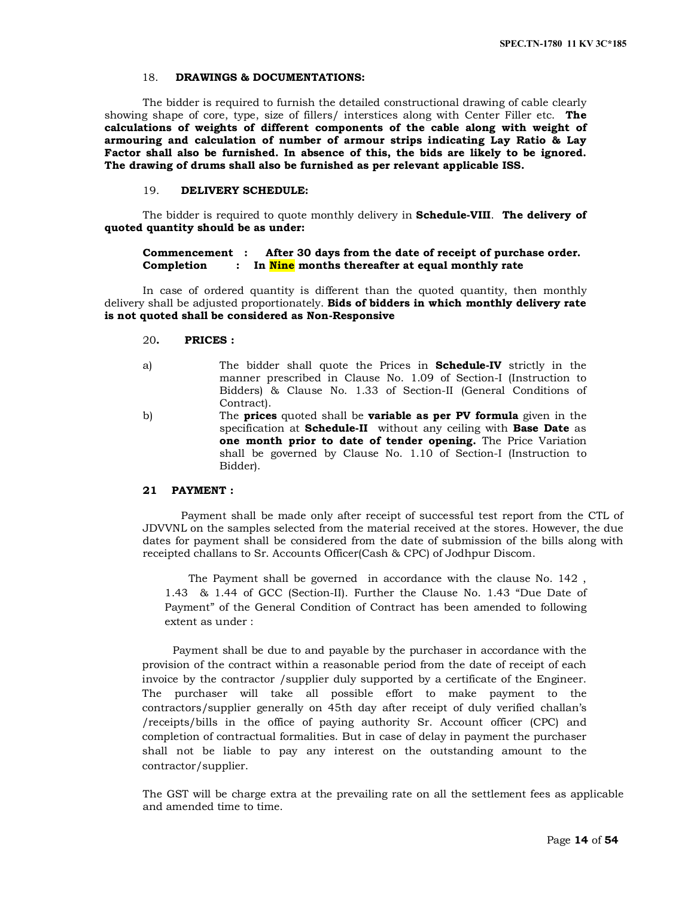## 18. DRAWINGS & DOCUMENTATIONS:

The bidder is required to furnish the detailed constructional drawing of cable clearly showing shape of core, type, size of fillers/ interstices along with Center Filler etc. **The calculations of weights of different components of the cable along with weight of armouring and calculation of number of armour strips indicating Lay Ratio & Lay Factor shall also be furnished. In absence of this, the bids are likely to be ignored. The drawing of drums shall also be furnished as per relevant applicable ISS.**

## 19. DELIVERY SCHEDULE:

The bidder is required to quote monthly delivery in **Schedule-VIII**. **The delivery of quoted quantity should be as under:**

**Commencement : After 30 days from the date of receipt of purchase order.**
**Completion : In Nine months thereafter at equal monthly rate**

In case of ordered quantity is different than the quoted quantity, then monthly delivery shall be adjusted proportionately. **Bids of bidders in which monthly delivery rate is not quoted shall be considered as Non-Responsive**

## 20. PRICES :

a) The bidder shall quote the Prices in **Schedule-IV** strictly in the manner prescribed in Clause No. 1.09 of Section-I (Instruction to Bidders) & Clause No. 1.33 of Section-II (General Conditions of Contract).

b) The **prices** quoted shall be **variable as per PV formula** given in the specification at **Schedule-II** without any ceiling with **Base Date** as **one month prior to date of tender opening.** The Price Variation shall be governed by Clause No. 1.10 of Section-I (Instruction to Bidder).

## 21 PAYMENT :

Payment shall be made only after receipt of successful test report from the CTL of JDVVNL on the samples selected from the material received at the stores. However, the due dates for payment shall be considered from the date of submission of the bills along with receipted challans to Sr. Accounts Officer(Cash & CPC) of Jodhpur Discom.

The Payment shall be governed in accordance with the clause No. 142 , 1.43 & 1.44 of GCC (Section-II). Further the Clause No. 1.43 "Due Date of Payment" of the General Condition of Contract has been amended to following extent as under :

Payment shall be due to and payable by the purchaser in accordance with the provision of the contract within a reasonable period from the date of receipt of each invoice by the contractor /supplier duly supported by a certificate of the Engineer. The purchaser will take all possible effort to make payment to the contractors/supplier generally on 45th day after receipt of duly verified challan's /receipts/bills in the office of paying authority Sr. Account officer (CPC) and completion of contractual formalities. But in case of delay in payment the purchaser shall not be liable to pay any interest on the outstanding amount to the contractor/supplier.

The GST will be charge extra at the prevailing rate on all the settlement fees as applicable and amended time to time.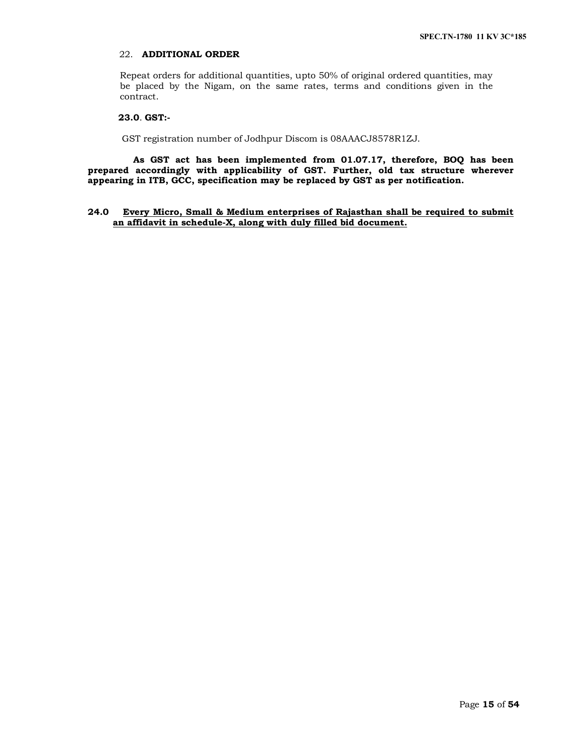22. **ADDITIONAL ORDER**

Repeat orders for additional quantities, upto 50% of original ordered quantities, may be placed by the Nigam, on the same rates, terms and conditions given in the contract.

**23.0**. **GST:-**

GST registration number of Jodhpur Discom is 08AAACJ8578R1ZJ.

**As GST act has been implemented from 01.07.17, therefore, BOQ has been prepared accordingly with applicability of GST. Further, old tax structure wherever appearing in ITB, GCC, specification may be replaced by GST as per notification.**

**24.0** **<u>Every Micro, Small & Medium enterprises of Rajasthan shall be required to submit an affidavit in schedule-X, along with duly filled bid document.</u>**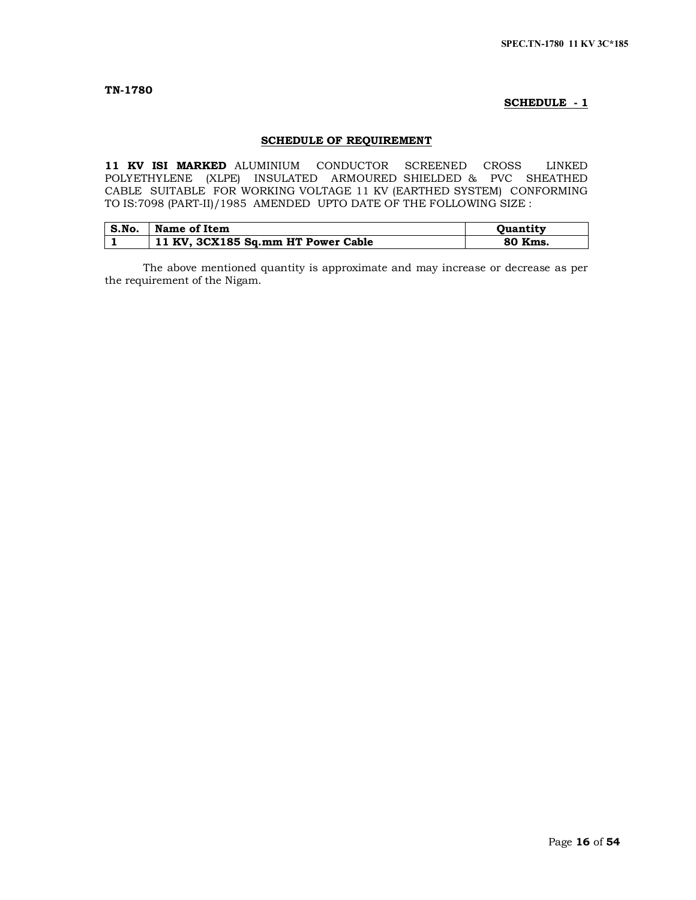**TN-1780**

**SCHEDULE - 1**

## SCHEDULE OF REQUIREMENT

**11 KV ISI MARKED** ALUMINIUM CONDUCTOR SCREENED CROSS LINKED POLYETHYLENE (XLPE) INSULATED ARMOURED SHIELDED & PVC SHEATHED CABLE SUITABLE FOR WORKING VOLTAGE 11 KV (EARTHED SYSTEM) CONFORMING TO IS:7098 (PART-II)/1985 AMENDED UPTO DATE OF THE FOLLOWING SIZE :

| S.No. | Name of Item | Quantity |
|---|---|---|
| **1** | **11 KV, 3CX185 Sq.mm HT Power Cable** | **80 Kms.** |

The above mentioned quantity is approximate and may increase or decrease as per the requirement of the Nigam.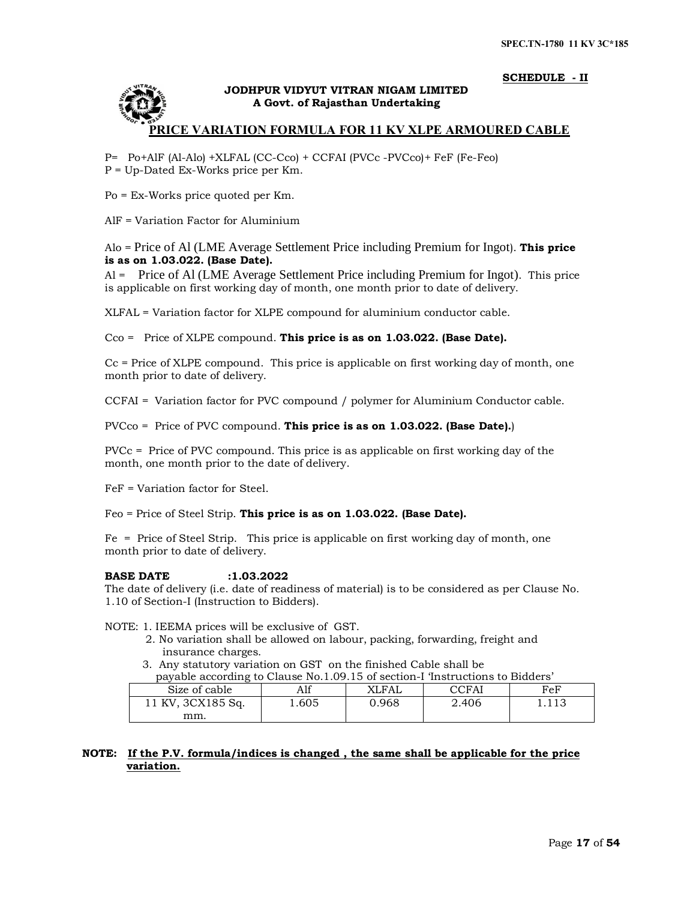SCHEDULE - II

**JODHPUR VIDYUT VITRAN NIGAM LIMITED**
**A Govt. of Rajasthan Undertaking**

## PRICE VARIATION FORMULA FOR 11 KV XLPE ARMOURED CABLE

P= Po+AlF (Al-Alo) +XLFAL (CC-Cco) + CCFAI (PVCc -PVCco)+ FeF (Fe-Feo)

P = Up-Dated Ex-Works price per Km.

Po = Ex-Works price quoted per Km.

AlF = Variation Factor for Aluminium

Alo = Price of Al (LME Average Settlement Price including Premium for Ingot). **This price is as on 1.03.022. (Base Date).**

Al = Price of Al (LME Average Settlement Price including Premium for Ingot). This price is applicable on first working day of month, one month prior to date of delivery.

XLFAL = Variation factor for XLPE compound for aluminium conductor cable.

Cco = Price of XLPE compound. **This price is as on 1.03.022. (Base Date).**

Cc = Price of XLPE compound. This price is applicable on first working day of month, one month prior to date of delivery.

CCFAI = Variation factor for PVC compound / polymer for Aluminium Conductor cable.

PVCco = Price of PVC compound. **This price is as on 1.03.022. (Base Date).**)

PVCc = Price of PVC compound. This price is as applicable on first working day of the month, one month prior to the date of delivery.

FeF = Variation factor for Steel.

Feo = Price of Steel Strip. **This price is as on 1.03.022. (Base Date).**

Fe = Price of Steel Strip. This price is applicable on first working day of month, one month prior to date of delivery.

**BASE DATE :1.03.2022**

The date of delivery (i.e. date of readiness of material) is to be considered as per Clause No. 1.10 of Section-I (Instruction to Bidders).

NOTE: 1. IEEMA prices will be exclusive of GST.
2. No variation shall be allowed on labour, packing, forwarding, freight and insurance charges.
3. Any statutory variation on GST on the finished Cable shall be payable according to Clause No.1.09.15 of section-I 'Instructions to Bidders'

| Size of cable | Alf | XLFAL | CCFAI | FeF |
|---|---|---|---|---|
| 11 KV, 3CX185 Sq. mm. | 1.605 | 0.968 | 2.406 | 1.113 |

**NOTE: If the P.V. formula/indices is changed , the same shall be applicable for the price variation.**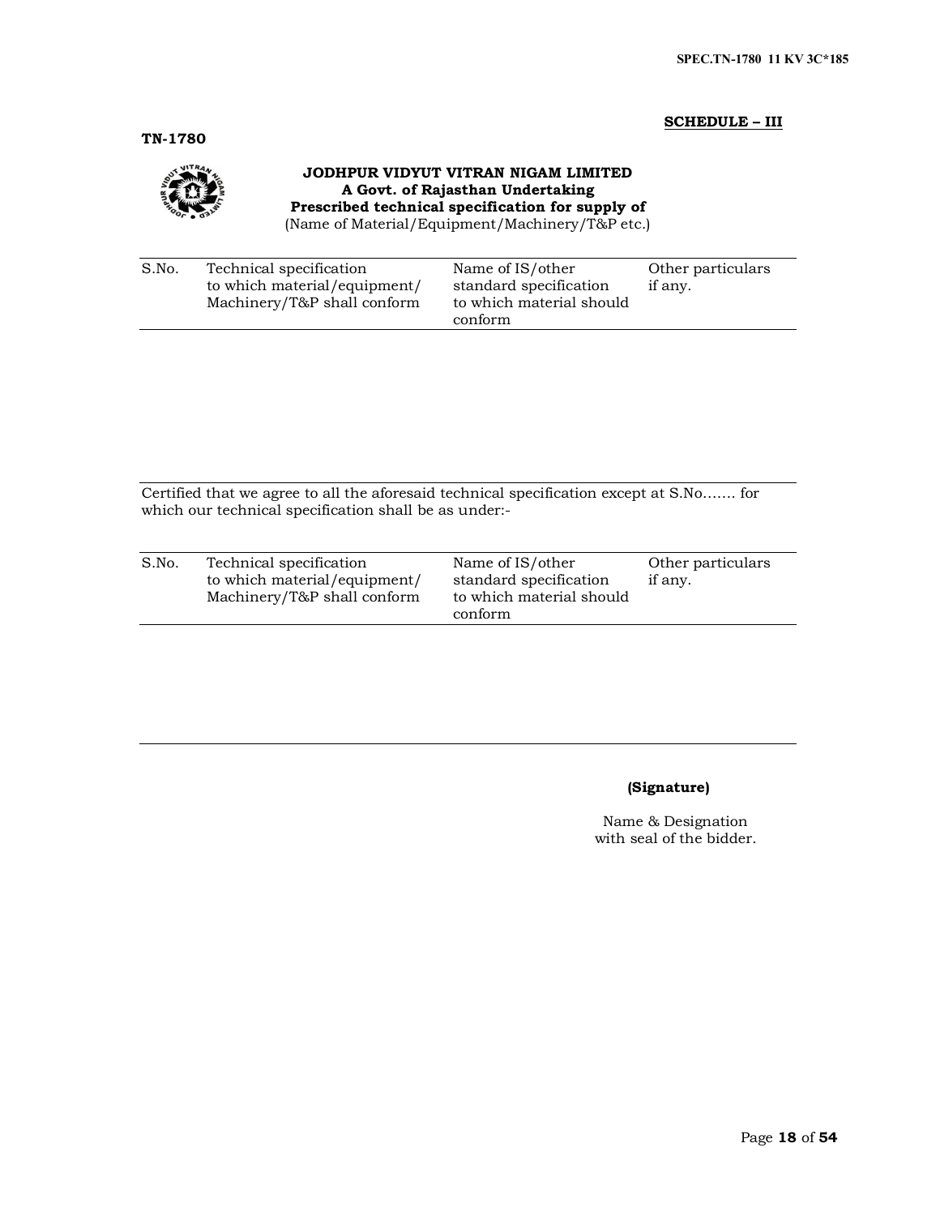**SCHEDULE – III**

**TN-1780**

**JODHPUR VIDYUT VITRAN NIGAM LIMITED**
**A Govt. of Rajasthan Undertaking**
**Prescribed technical specification for supply of**
(Name of Material/Equipment/Machinery/T&P etc.)

| S.No. | Technical specification to which material/equipment/ Machinery/T&P shall conform | Name of IS/other standard specification to which material should conform | Other particulars if any. |
|---|---|---|---|
| | | | |

Certified that we agree to all the aforesaid technical specification except at S.No……. for which our technical specification shall be as under:-

| S.No. | Technical specification to which material/equipment/ Machinery/T&P shall conform | Name of IS/other standard specification to which material should conform | Other particulars if any. |
|---|---|---|---|
| | | | |

**(Signature)**

Name & Designation
with seal of the bidder.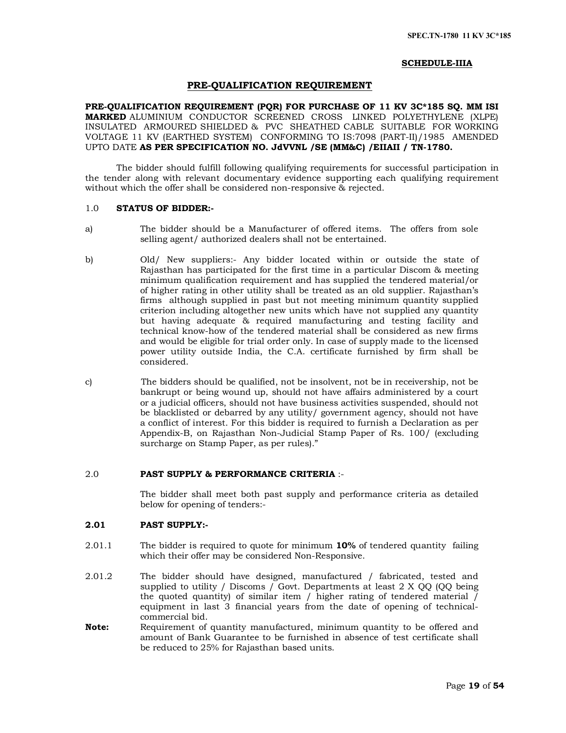**SCHEDULE-IIIA**

## PRE-QUALIFICATION REQUIREMENT

**PRE-QUALIFICATION REQUIREMENT (PQR) FOR PURCHASE OF 11 KV 3C*185 SQ. MM ISI MARKED** ALUMINIUM CONDUCTOR SCREENED CROSS LINKED POLYETHYLENE (XLPE) INSULATED ARMOURED SHIELDED & PVC SHEATHED CABLE SUITABLE FOR WORKING VOLTAGE 11 KV (EARTHED SYSTEM) CONFORMING TO IS:7098 (PART-II)/1985 AMENDED UPTO DATE **AS PER SPECIFICATION NO. JdVVNL /SE (MM&C) /EIIAII / TN-1780.**

The bidder should fulfill following qualifying requirements for successful participation in the tender along with relevant documentary evidence supporting each qualifying requirement without which the offer shall be considered non-responsive & rejected.

### 1.0 STATUS OF BIDDER:-

a) The bidder should be a Manufacturer of offered items. The offers from sole selling agent/ authorized dealers shall not be entertained.

b) Old/ New suppliers:- Any bidder located within or outside the state of Rajasthan has participated for the first time in a particular Discom & meeting minimum qualification requirement and has supplied the tendered material/or of higher rating in other utility shall be treated as an old supplier. Rajasthan's firms although supplied in past but not meeting minimum quantity supplied criterion including altogether new units which have not supplied any quantity but having adequate & required manufacturing and testing facility and technical know-how of the tendered material shall be considered as new firms and would be eligible for trial order only. In case of supply made to the licensed power utility outside India, the C.A. certificate furnished by firm shall be considered.

c) The bidders should be qualified, not be insolvent, not be in receivership, not be bankrupt or being wound up, should not have affairs administered by a court or a judicial officers, should not have business activities suspended, should not be blacklisted or debarred by any utility/ government agency, should not have a conflict of interest. For this bidder is required to furnish a Declaration as per Appendix-B, on Rajasthan Non-Judicial Stamp Paper of Rs. 100/ (excluding surcharge on Stamp Paper, as per rules)."

### 2.0 PAST SUPPLY & PERFORMANCE CRITERIA :-

The bidder shall meet both past supply and performance criteria as detailed below for opening of tenders:-

#### 2.01 PAST SUPPLY:-

2.01.1 The bidder is required to quote for minimum **10%** of tendered quantity failing which their offer may be considered Non-Responsive.

2.01.2 The bidder should have designed, manufactured / fabricated, tested and supplied to utility / Discoms / Govt. Departments at least 2 X QQ (QQ being the quoted quantity) of similar item / higher rating of tendered material / equipment in last 3 financial years from the date of opening of technical-commercial bid.

**Note:** Requirement of quantity manufactured, minimum quantity to be offered and amount of Bank Guarantee to be furnished in absence of test certificate shall be reduced to 25% for Rajasthan based units.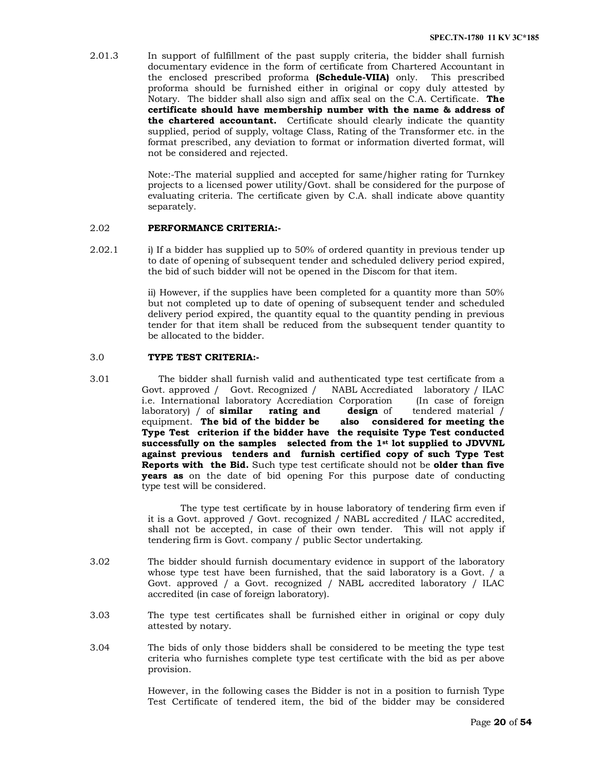2.01.3 In support of fulfillment of the past supply criteria, the bidder shall furnish documentary evidence in the form of certificate from Chartered Accountant in the enclosed prescribed proforma **(Schedule-VIIA)** only. This prescribed proforma should be furnished either in original or copy duly attested by Notary. The bidder shall also sign and affix seal on the C.A. Certificate. **The certificate should have membership number with the name & address of the chartered accountant.** Certificate should clearly indicate the quantity supplied, period of supply, voltage Class, Rating of the Transformer etc. in the format prescribed, any deviation to format or information diverted format, will not be considered and rejected.

Note:-The material supplied and accepted for same/higher rating for Turnkey projects to a licensed power utility/Govt. shall be considered for the purpose of evaluating criteria. The certificate given by C.A. shall indicate above quantity separately.

## 2.02 PERFORMANCE CRITERIA:-

2.02.1 i) If a bidder has supplied up to 50% of ordered quantity in previous tender up to date of opening of subsequent tender and scheduled delivery period expired, the bid of such bidder will not be opened in the Discom for that item.

ii) However, if the supplies have been completed for a quantity more than 50% but not completed up to date of opening of subsequent tender and scheduled delivery period expired, the quantity equal to the quantity pending in previous tender for that item shall be reduced from the subsequent tender quantity to be allocated to the bidder.

## 3.0 TYPE TEST CRITERIA:-

3.01 The bidder shall furnish valid and authenticated type test certificate from a Govt. approved / Govt. Recognized / NABL Accrediated laboratory / ILAC i.e. International laboratory Accrediation Corporation (In case of foreign laboratory) / of **similar rating and design** of tendered material / equipment. **The bid of the bidder be also considered for meeting the Type Test criterion if the bidder have the requisite Type Test conducted successfully on the samples selected from the 1st lot supplied to JDVVNL against previous tenders and furnish certified copy of such Type Test Reports with the Bid.** Such type test certificate should not be **older than five years as** on the date of bid opening For this purpose date of conducting type test will be considered.

The type test certificate by in house laboratory of tendering firm even if it is a Govt. approved / Govt. recognized / NABL accredited / ILAC accredited, shall not be accepted, in case of their own tender. This will not apply if tendering firm is Govt. company / public Sector undertaking.

3.02 The bidder should furnish documentary evidence in support of the laboratory whose type test have been furnished, that the said laboratory is a Govt. / a Govt. approved / a Govt. recognized / NABL accredited laboratory / ILAC accredited (in case of foreign laboratory).

3.03 The type test certificates shall be furnished either in original or copy duly attested by notary.

3.04 The bids of only those bidders shall be considered to be meeting the type test criteria who furnishes complete type test certificate with the bid as per above provision.

However, in the following cases the Bidder is not in a position to furnish Type Test Certificate of tendered item, the bid of the bidder may be considered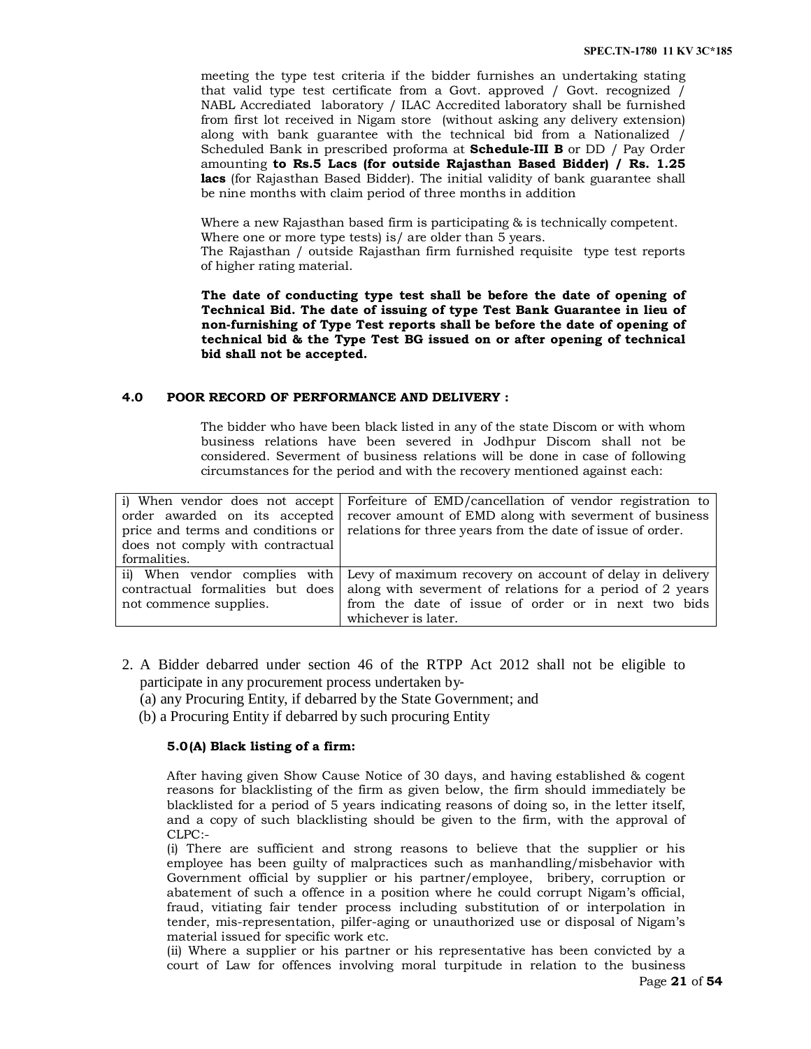meeting the type test criteria if the bidder furnishes an undertaking stating that valid type test certificate from a Govt. approved / Govt. recognized / NABL Accrediated laboratory / ILAC Accredited laboratory shall be furnished from first lot received in Nigam store (without asking any delivery extension) along with bank guarantee with the technical bid from a Nationalized / Scheduled Bank in prescribed proforma at **Schedule-III B** or DD / Pay Order amounting **to Rs.5 Lacs (for outside Rajasthan Based Bidder) / Rs. 1.25 lacs** (for Rajasthan Based Bidder). The initial validity of bank guarantee shall be nine months with claim period of three months in addition

Where a new Rajasthan based firm is participating & is technically competent. Where one or more type tests) is/ are older than 5 years.
The Rajasthan / outside Rajasthan firm furnished requisite type test reports of higher rating material.

**The date of conducting type test shall be before the date of opening of Technical Bid. The date of issuing of type Test Bank Guarantee in lieu of non-furnishing of Type Test reports shall be before the date of opening of technical bid & the Type Test BG issued on or after opening of technical bid shall not be accepted.**

## 4.0 POOR RECORD OF PERFORMANCE AND DELIVERY :

The bidder who have been black listed in any of the state Discom or with whom business relations have been severed in Jodhpur Discom shall not be considered. Severment of business relations will be done in case of following circumstances for the period and with the recovery mentioned against each:

| | |
|---|---|
| i) When vendor does not accept order awarded on its accepted price and terms and conditions or does not comply with contractual formalities. | Forfeiture of EMD/cancellation of vendor registration to recover amount of EMD along with severment of business relations for three years from the date of issue of order. |
| ii) When vendor complies with contractual formalities but does not commence supplies. | Levy of maximum recovery on account of delay in delivery along with severment of relations for a period of 2 years from the date of issue of order or in next two bids whichever is later. |

2. A Bidder debarred under section 46 of the RTPP Act 2012 shall not be eligible to participate in any procurement process undertaken by-
   (a) any Procuring Entity, if debarred by the State Government; and
   (b) a Procuring Entity if debarred by such procuring Entity

### 5.0(A) Black listing of a firm:

After having given Show Cause Notice of 30 days, and having established & cogent reasons for blacklisting of the firm as given below, the firm should immediately be blacklisted for a period of 5 years indicating reasons of doing so, in the letter itself, and a copy of such blacklisting should be given to the firm, with the approval of CLPC:-

(i) There are sufficient and strong reasons to believe that the supplier or his employee has been guilty of malpractices such as manhandling/misbehavior with Government official by supplier or his partner/employee, bribery, corruption or abatement of such a offence in a position where he could corrupt Nigam's official, fraud, vitiating fair tender process including substitution of or interpolation in tender, mis-representation, pilfer-aging or unauthorized use or disposal of Nigam's material issued for specific work etc.

(ii) Where a supplier or his partner or his representative has been convicted by a court of Law for offences involving moral turpitude in relation to the business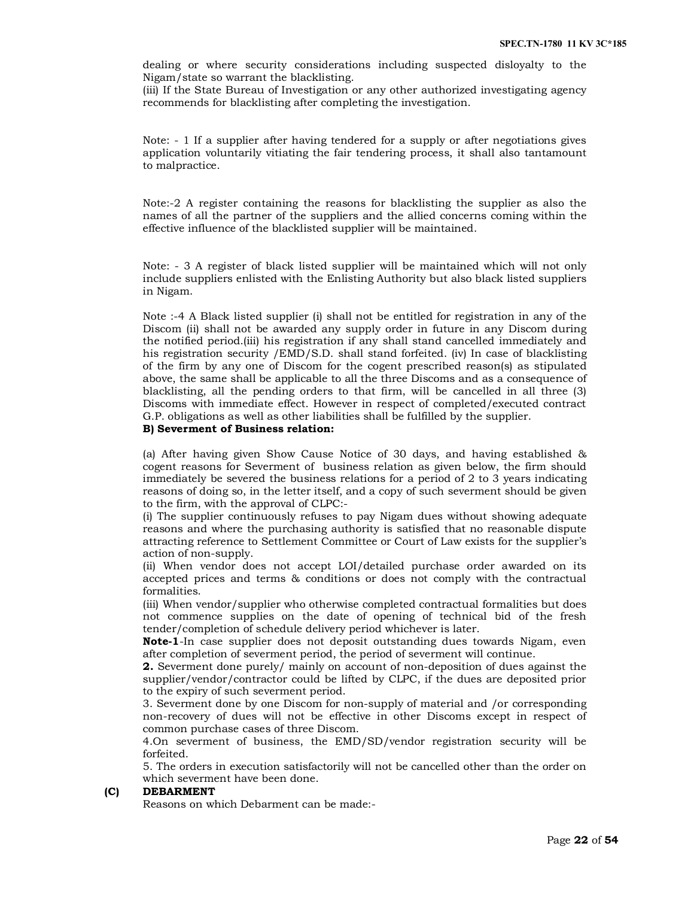dealing or where security considerations including suspected disloyalty to the Nigam/state so warrant the blacklisting.

(iii) If the State Bureau of Investigation or any other authorized investigating agency recommends for blacklisting after completing the investigation.

Note: - 1 If a supplier after having tendered for a supply or after negotiations gives application voluntarily vitiating the fair tendering process, it shall also tantamount to malpractice.

Note:-2 A register containing the reasons for blacklisting the supplier as also the names of all the partner of the suppliers and the allied concerns coming within the effective influence of the blacklisted supplier will be maintained.

Note: - 3 A register of black listed supplier will be maintained which will not only include suppliers enlisted with the Enlisting Authority but also black listed suppliers in Nigam.

Note :-4 A Black listed supplier (i) shall not be entitled for registration in any of the Discom (ii) shall not be awarded any supply order in future in any Discom during the notified period.(iii) his registration if any shall stand cancelled immediately and his registration security /EMD/S.D. shall stand forfeited. (iv) In case of blacklisting of the firm by any one of Discom for the cogent prescribed reason(s) as stipulated above, the same shall be applicable to all the three Discoms and as a consequence of blacklisting, all the pending orders to that firm, will be cancelled in all three (3) Discoms with immediate effect. However in respect of completed/executed contract G.P. obligations as well as other liabilities shall be fulfilled by the supplier.

**B) Severment of Business relation:**

(a) After having given Show Cause Notice of 30 days, and having established & cogent reasons for Severment of business relation as given below, the firm should immediately be severed the business relations for a period of 2 to 3 years indicating reasons of doing so, in the letter itself, and a copy of such severment should be given to the firm, with the approval of CLPC:-

(i) The supplier continuously refuses to pay Nigam dues without showing adequate reasons and where the purchasing authority is satisfied that no reasonable dispute attracting reference to Settlement Committee or Court of Law exists for the supplier's action of non-supply.

(ii) When vendor does not accept LOI/detailed purchase order awarded on its accepted prices and terms & conditions or does not comply with the contractual formalities.

(iii) When vendor/supplier who otherwise completed contractual formalities but does not commence supplies on the date of opening of technical bid of the fresh tender/completion of schedule delivery period whichever is later.

**Note-1**-In case supplier does not deposit outstanding dues towards Nigam, even after completion of severment period, the period of severment will continue.

**2.** Severment done purely/ mainly on account of non-deposition of dues against the supplier/vendor/contractor could be lifted by CLPC, if the dues are deposited prior to the expiry of such severment period.

3. Severment done by one Discom for non-supply of material and /or corresponding non-recovery of dues will not be effective in other Discoms except in respect of common purchase cases of three Discom.

4.On severment of business, the EMD/SD/vendor registration security will be forfeited.

5. The orders in execution satisfactorily will not be cancelled other than the order on which severment have been done.

**(C) DEBARMENT**

Reasons on which Debarment can be made:-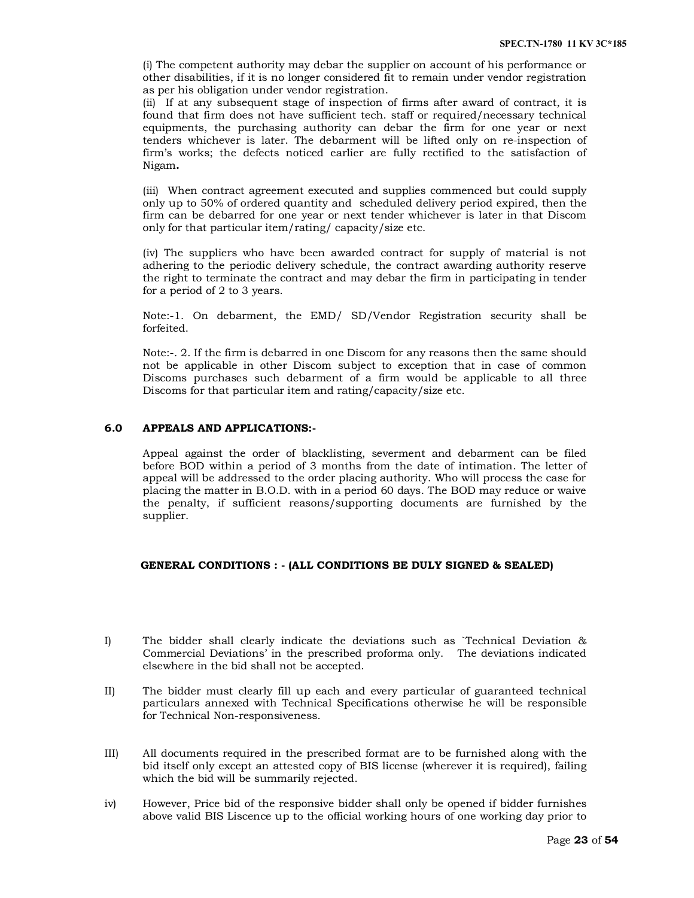(i) The competent authority may debar the supplier on account of his performance or other disabilities, if it is no longer considered fit to remain under vendor registration as per his obligation under vendor registration.

(ii) If at any subsequent stage of inspection of firms after award of contract, it is found that firm does not have sufficient tech. staff or required/necessary technical equipments, the purchasing authority can debar the firm for one year or next tenders whichever is later. The debarment will be lifted only on re-inspection of firm's works; the defects noticed earlier are fully rectified to the satisfaction of Nigam**.**

(iii) When contract agreement executed and supplies commenced but could supply only up to 50% of ordered quantity and scheduled delivery period expired, then the firm can be debarred for one year or next tender whichever is later in that Discom only for that particular item/rating/ capacity/size etc.

(iv) The suppliers who have been awarded contract for supply of material is not adhering to the periodic delivery schedule, the contract awarding authority reserve the right to terminate the contract and may debar the firm in participating in tender for a period of 2 to 3 years.

Note:-1. On debarment, the EMD/ SD/Vendor Registration security shall be forfeited.

Note:-. 2. If the firm is debarred in one Discom for any reasons then the same should not be applicable in other Discom subject to exception that in case of common Discoms purchases such debarment of a firm would be applicable to all three Discoms for that particular item and rating/capacity/size etc.

## 6.0 APPEALS AND APPLICATIONS:-

Appeal against the order of blacklisting, severment and debarment can be filed before BOD within a period of 3 months from the date of intimation. The letter of appeal will be addressed to the order placing authority. Who will process the case for placing the matter in B.O.D. with in a period 60 days. The BOD may reduce or waive the penalty, if sufficient reasons/supporting documents are furnished by the supplier.

### GENERAL CONDITIONS : - (ALL CONDITIONS BE DULY SIGNED & SEALED)

I) The bidder shall clearly indicate the deviations such as `Technical Deviation & Commercial Deviations' in the prescribed proforma only. The deviations indicated elsewhere in the bid shall not be accepted.

II) The bidder must clearly fill up each and every particular of guaranteed technical particulars annexed with Technical Specifications otherwise he will be responsible for Technical Non-responsiveness.

III) All documents required in the prescribed format are to be furnished along with the bid itself only except an attested copy of BIS license (wherever it is required), failing which the bid will be summarily rejected.

iv) However, Price bid of the responsive bidder shall only be opened if bidder furnishes above valid BIS Liscence up to the official working hours of one working day prior to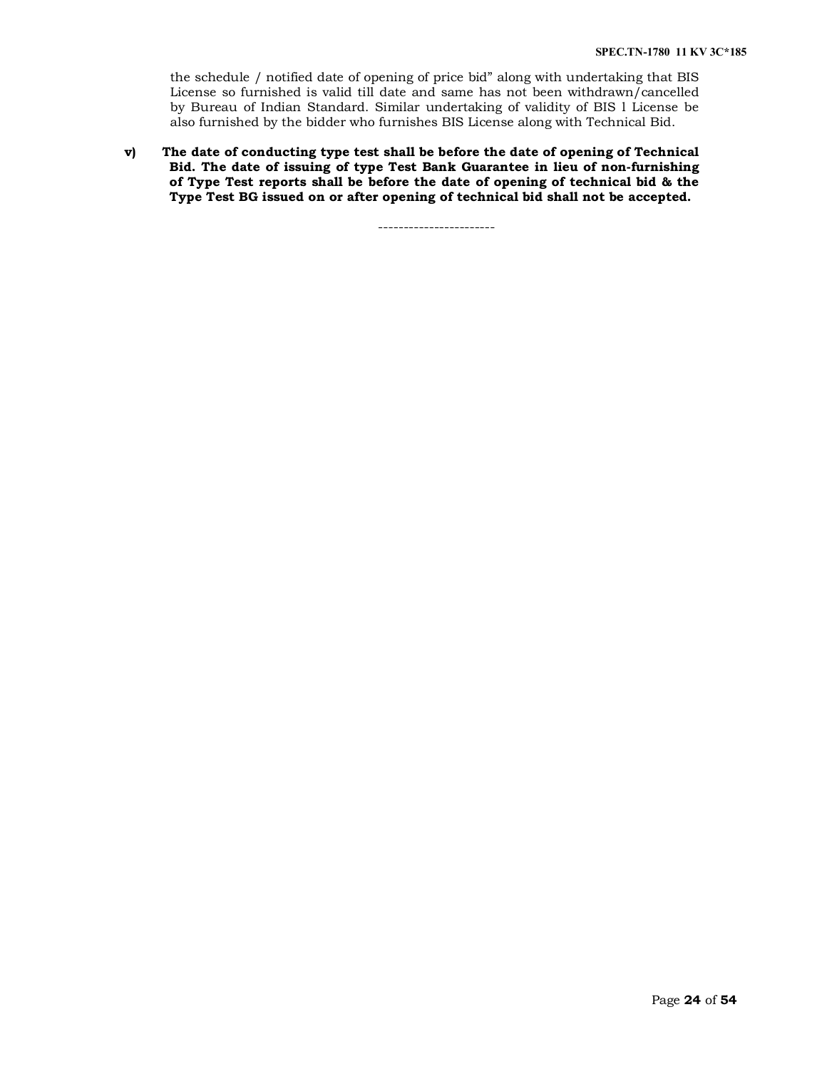the schedule / notified date of opening of price bid" along with undertaking that BIS License so furnished is valid till date and same has not been withdrawn/cancelled by Bureau of Indian Standard. Similar undertaking of validity of BIS l License be also furnished by the bidder who furnishes BIS License along with Technical Bid.

**v) The date of conducting type test shall be before the date of opening of Technical Bid. The date of issuing of type Test Bank Guarantee in lieu of non-furnishing of Type Test reports shall be before the date of opening of technical bid & the Type Test BG issued on or after opening of technical bid shall not be accepted.**

-----------------------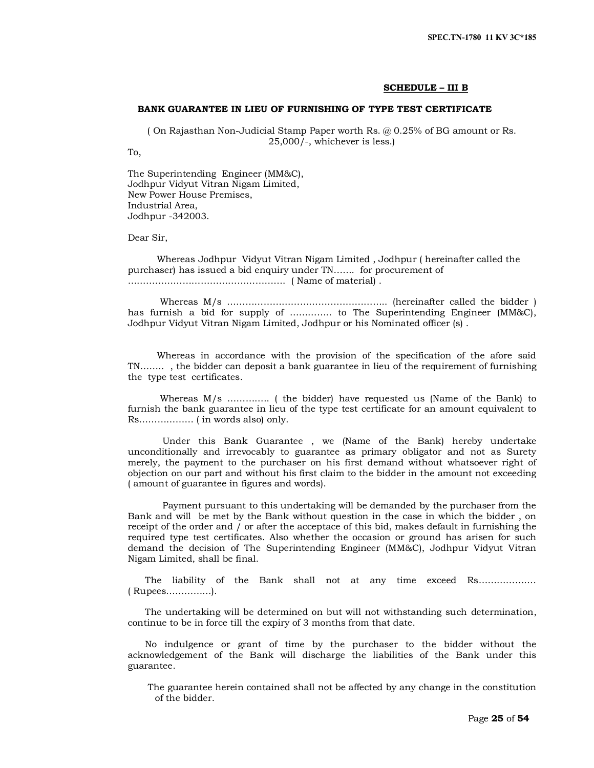## SCHEDULE – III B

### BANK GUARANTEE IN LIEU OF FURNISHING OF TYPE TEST CERTIFICATE

( On Rajasthan Non-Judicial Stamp Paper worth Rs. @ 0.25% of BG amount or Rs. 25,000/-, whichever is less.)

To,

The Superintending Engineer (MM&C),
Jodhpur Vidyut Vitran Nigam Limited,
New Power House Premises,
Industrial Area,
Jodhpur -342003.

Dear Sir,

Whereas Jodhpur Vidyut Vitran Nigam Limited , Jodhpur ( hereinafter called the purchaser) has issued a bid enquiry under TN……. for procurement of ……………………………………………. ( Name of material) .

Whereas M/s ……………………………………………….. (hereinafter called the bidder ) has furnish a bid for supply of ………….. to The Superintending Engineer (MM&C), Jodhpur Vidyut Vitran Nigam Limited, Jodhpur or his Nominated officer (s) .

Whereas in accordance with the provision of the specification of the afore said TN…….. , the bidder can deposit a bank guarantee in lieu of the requirement of furnishing the type test certificates.

Whereas M/s ………….. ( the bidder) have requested us (Name of the Bank) to furnish the bank guarantee in lieu of the type test certificate for an amount equivalent to Rs……………… ( in words also) only.

Under this Bank Guarantee , we (Name of the Bank) hereby undertake unconditionally and irrevocably to guarantee as primary obligator and not as Surety merely, the payment to the purchaser on his first demand without whatsoever right of objection on our part and without his first claim to the bidder in the amount not exceeding ( amount of guarantee in figures and words).

Payment pursuant to this undertaking will be demanded by the purchaser from the Bank and will be met by the Bank without question in the case in which the bidder , on receipt of the order and / or after the acceptace of this bid, makes default in furnishing the required type test certificates. Also whether the occasion or ground has arisen for such demand the decision of The Superintending Engineer (MM&C), Jodhpur Vidyut Vitran Nigam Limited, shall be final.

The liability of the Bank shall not at any time exceed Rs………………. ( Rupees…………..).

The undertaking will be determined on but will not withstanding such determination, continue to be in force till the expiry of 3 months from that date.

No indulgence or grant of time by the purchaser to the bidder without the acknowledgement of the Bank will discharge the liabilities of the Bank under this guarantee.

The guarantee herein contained shall not be affected by any change in the constitution of the bidder.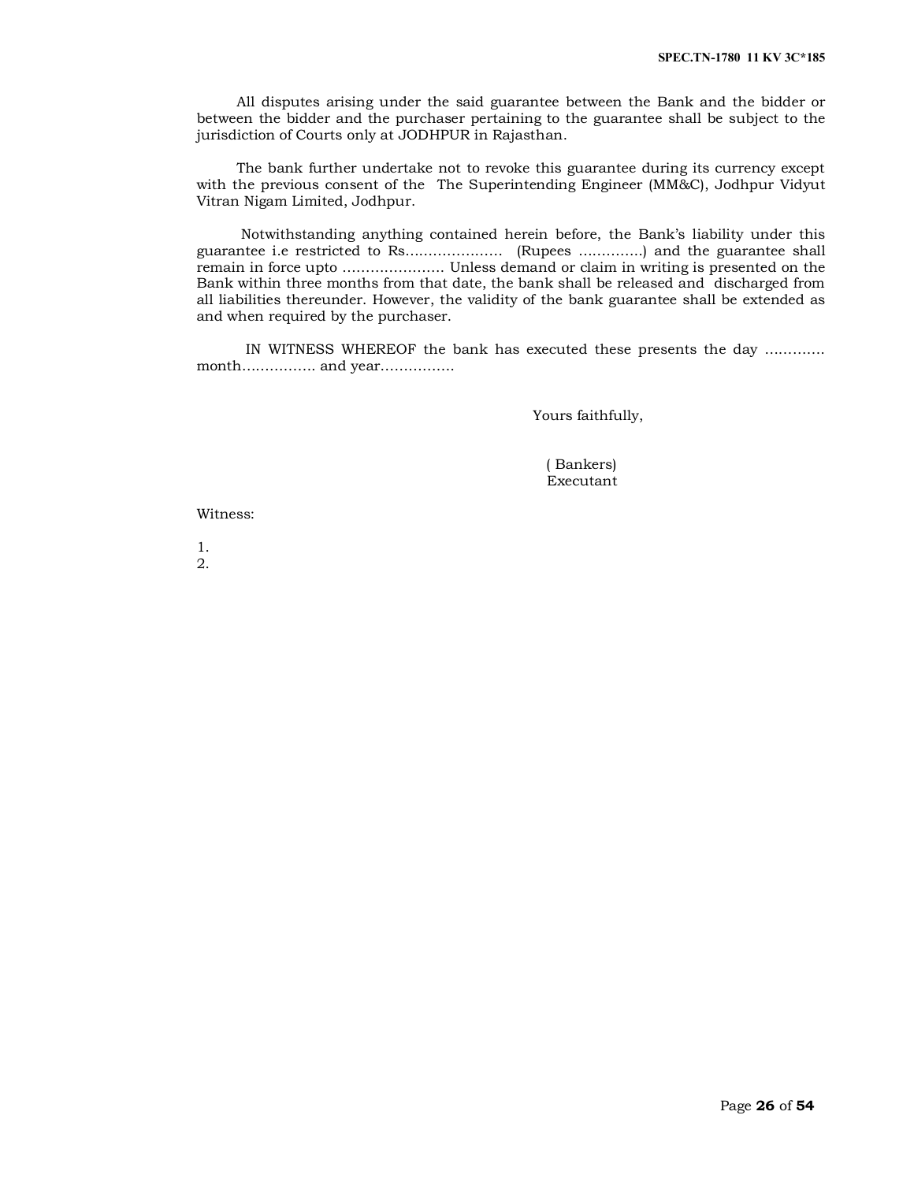All disputes arising under the said guarantee between the Bank and the bidder or between the bidder and the purchaser pertaining to the guarantee shall be subject to the jurisdiction of Courts only at JODHPUR in Rajasthan.

The bank further undertake not to revoke this guarantee during its currency except with the previous consent of the The Superintending Engineer (MM&C), Jodhpur Vidyut Vitran Nigam Limited, Jodhpur.

Notwithstanding anything contained herein before, the Bank's liability under this guarantee i.e restricted to Rs………………… (Rupees …………..) and the guarantee shall remain in force upto …………………. Unless demand or claim in writing is presented on the Bank within three months from that date, the bank shall be released and discharged from all liabilities thereunder. However, the validity of the bank guarantee shall be extended as and when required by the purchaser.

IN WITNESS WHEREOF the bank has executed these presents the day …………. month……………. and year…………….

Yours faithfully,

( Bankers)
Executant

Witness:

1.
2.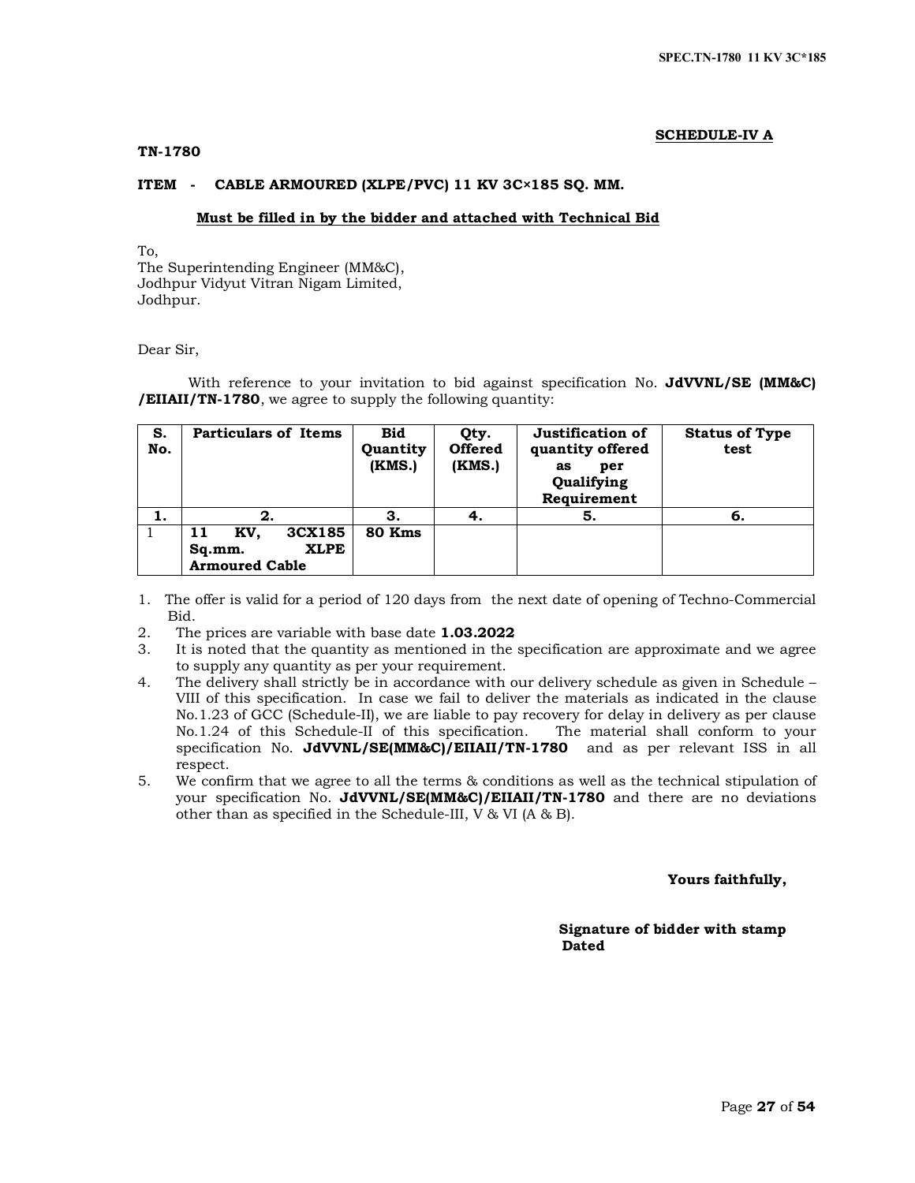**SCHEDULE-IV A**

**TN-1780**

**ITEM - CABLE ARMOURED (XLPE/PVC) 11 KV 3C×185 SQ. MM.**

**Must be filled in by the bidder and attached with Technical Bid**

To,
The Superintending Engineer (MM&C),
Jodhpur Vidyut Vitran Nigam Limited,
Jodhpur.

Dear Sir,

With reference to your invitation to bid against specification No. **JdVVNL/SE (MM&C) /EIIAII/TN-1780**, we agree to supply the following quantity:

| S. No. | Particulars of Items | Bid Quantity (KMS.) | Qty. Offered (KMS.) | Justification of quantity offered as per Qualifying Requirement | Status of Type test |
|---|---|---|---|---|---|
| **1.** | **2.** | **3.** | **4.** | **5.** | **6.** |
| 1 | **11 KV, 3CX185 Sq.mm. XLPE Armoured Cable** | **80 Kms** | | | |

1. The offer is valid for a period of 120 days from the next date of opening of Techno-Commercial Bid.
2. The prices are variable with base date **1.03.2022**
3. It is noted that the quantity as mentioned in the specification are approximate and we agree to supply any quantity as per your requirement.
4. The delivery shall strictly be in accordance with our delivery schedule as given in Schedule – VIII of this specification. In case we fail to deliver the materials as indicated in the clause No.1.23 of GCC (Schedule-II), we are liable to pay recovery for delay in delivery as per clause No.1.24 of this Schedule-II of this specification. The material shall conform to your specification No. **JdVVNL/SE(MM&C)/EIIAII/TN-1780** and as per relevant ISS in all respect.
5. We confirm that we agree to all the terms & conditions as well as the technical stipulation of your specification No. **JdVVNL/SE(MM&C)/EIIAII/TN-1780** and there are no deviations other than as specified in the Schedule-III, V & VI (A & B).

**Yours faithfully,**

**Signature of bidder with stamp**
**Dated**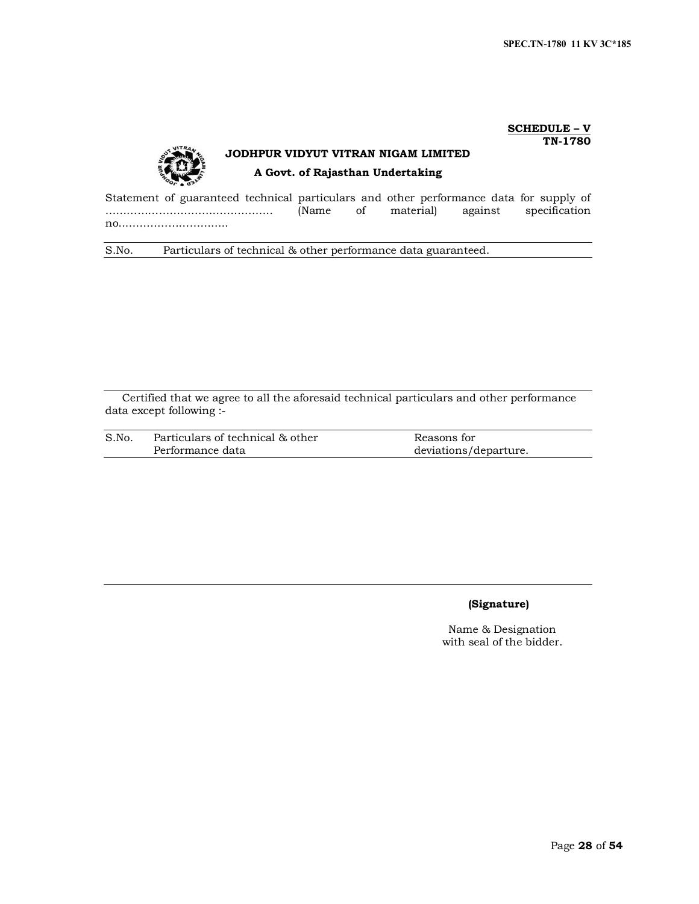**SCHEDULE – V**
**TN-1780**

**JODHPUR VIDYUT VITRAN NIGAM LIMITED**

**A Govt. of Rajasthan Undertaking**

Statement of guaranteed technical particulars and other performance data for supply of ……………………………………… (Name of material) against specification no…………………………

| S.No. | Particulars of technical & other performance data guaranteed. |
|---|---|
| | |

Certified that we agree to all the aforesaid technical particulars and other performance data except following :-

| S.No. | Particulars of technical & other Performance data | Reasons for deviations/departure. |
|---|---|---|
| | | |

**(Signature)**

Name & Designation
with seal of the bidder.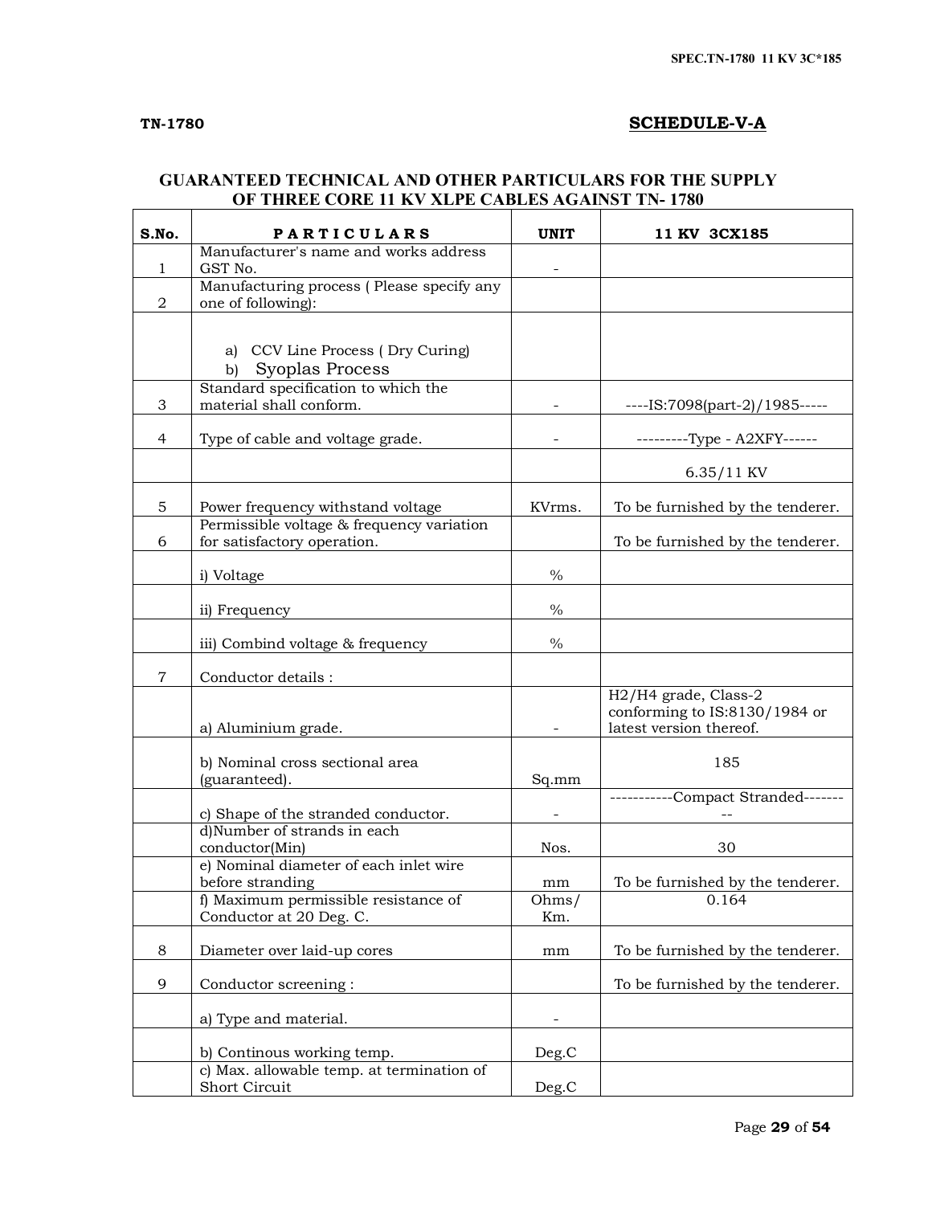TN-1780

## SCHEDULE-V-A

### GUARANTEED TECHNICAL AND OTHER PARTICULARS FOR THE SUPPLY OF THREE CORE 11 KV XLPE CABLES AGAINST TN- 1780

| S.No. | PARTICULARS | UNIT | 11 KV 3CX185 |
|---|---|---|---|
| 1 | Manufacturer's name and works address GST No. | - | |
| 2 | Manufacturing process ( Please specify any one of following): | | |
| | a) CCV Line Process ( Dry Curing)<br>b) Syoplas Process | | |
| 3 | Standard specification to which the material shall conform. | - | ----IS:7098(part-2)/1985----- |
| 4 | Type of cable and voltage grade. | - | ---------Type - A2XFY------ |
| | | | 6.35/11 KV |
| 5 | Power frequency withstand voltage | KVrms. | To be furnished by the tenderer. |
| 6 | Permissible voltage & frequency variation for satisfactory operation. | | To be furnished by the tenderer. |
| | i) Voltage | % | |
| | ii) Frequency | % | |
| | iii) Combind voltage & frequency | % | |
| 7 | Conductor details : | | |
| | a) Aluminium grade. | - | H2/H4 grade, Class-2 conforming to IS:8130/1984 or latest version thereof. |
| | b) Nominal cross sectional area (guaranteed). | Sq.mm | 185 |
| | c) Shape of the stranded conductor. | - | -----------Compact Stranded--------- |
| | d)Number of strands in each conductor(Min) | Nos. | 30 |
| | e) Nominal diameter of each inlet wire before stranding | mm | To be furnished by the tenderer. |
| | f) Maximum permissible resistance of Conductor at 20 Deg. C. | Ohms/ Km. | 0.164 |
| 8 | Diameter over laid-up cores | mm | To be furnished by the tenderer. |
| 9 | Conductor screening : | | To be furnished by the tenderer. |
| | a) Type and material. | - | |
| | b) Continous working temp. | Deg.C | |
| | c) Max. allowable temp. at termination of Short Circuit | Deg.C | |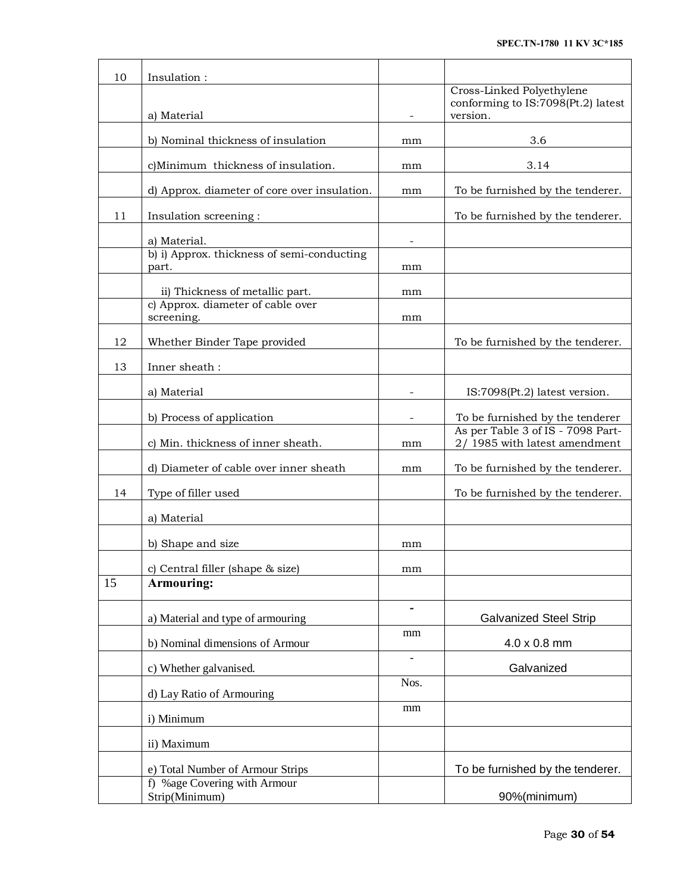| 10 | Insulation : | | |
|---|---|---|---|
| | a) Material | - | Cross-Linked Polyethylene conforming to IS:7098(Pt.2) latest version. |
| | b) Nominal thickness of insulation | mm | 3.6 |
| | c)Minimum thickness of insulation. | mm | 3.14 |
| | d) Approx. diameter of core over insulation. | mm | To be furnished by the tenderer. |
| 11 | Insulation screening : | | To be furnished by the tenderer. |
| | a) Material. | - | |
| | b) i) Approx. thickness of semi-conducting part. | mm | |
| | ii) Thickness of metallic part. | mm | |
| | c) Approx. diameter of cable over screening. | mm | |
| 12 | Whether Binder Tape provided | | To be furnished by the tenderer. |
| 13 | Inner sheath : | | |
| | a) Material | - | IS:7098(Pt.2) latest version. |
| | b) Process of application | - | To be furnished by the tenderer |
| | c) Min. thickness of inner sheath. | mm | As per Table 3 of IS - 7098 Part-2/ 1985 with latest amendment |
| | d) Diameter of cable over inner sheath | mm | To be furnished by the tenderer. |
| 14 | Type of filler used | | To be furnished by the tenderer. |
| | a) Material | | |
| | b) Shape and size | mm | |
| | c) Central filler (shape & size) | mm | |
| 15 | **Armouring:** | | |
| | a) Material and type of armouring | - | Galvanized Steel Strip |
| | b) Nominal dimensions of Armour | mm | 4.0 x 0.8 mm |
| | c) Whether galvanised. | - | Galvanized |
| | d) Lay Ratio of Armouring | Nos. | |
| | i) Minimum | mm | |
| | ii) Maximum | | |
| | e) Total Number of Armour Strips | | To be furnished by the tenderer. |
| | f) %age Covering with Armour Strip(Minimum) | | 90%(minimum) |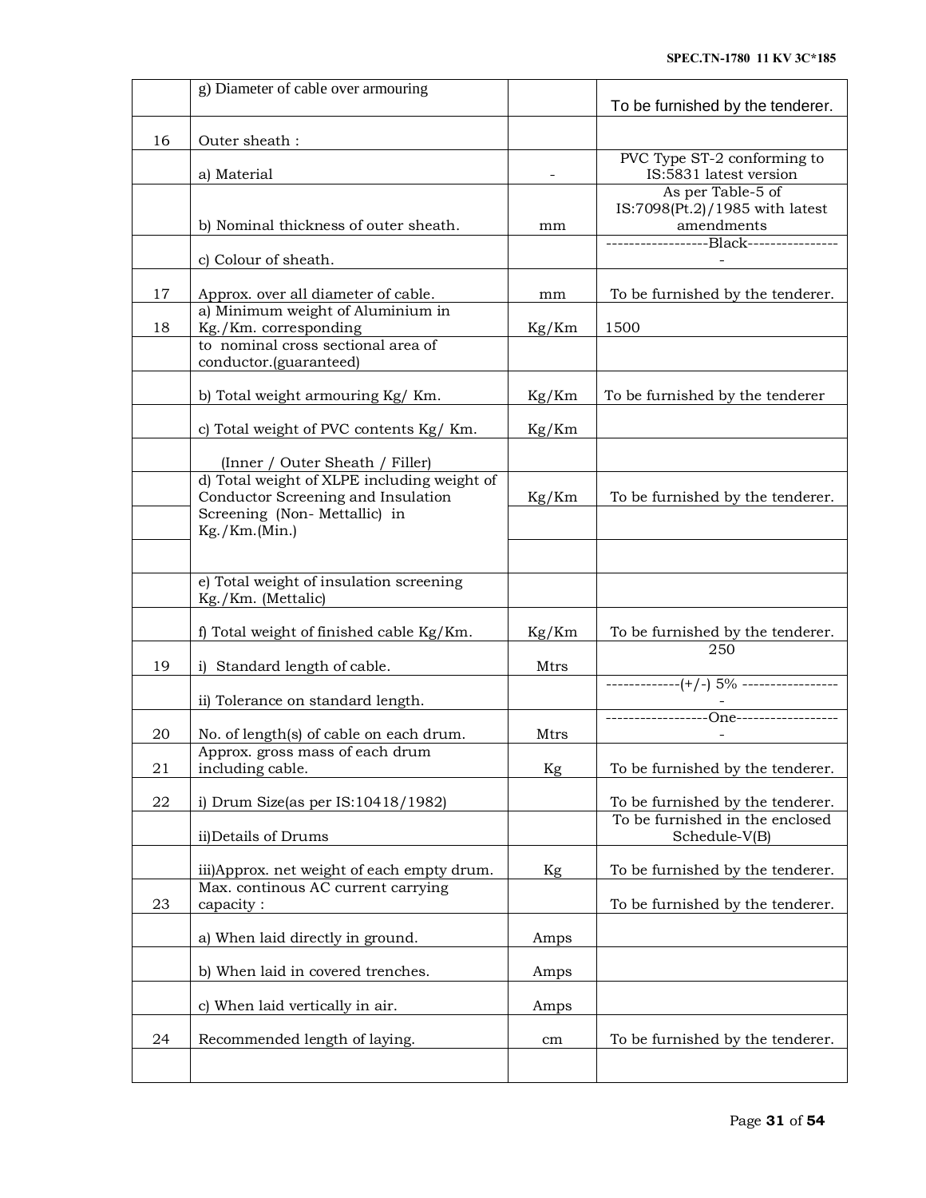| | g) Diameter of cable over armouring | | To be furnished by the tenderer. |
|---|---|---|---|
| 16 | Outer sheath : | | |
| | a) Material | - | PVC Type ST-2 conforming to IS:5831 latest version |
| | b) Nominal thickness of outer sheath. | mm | As per Table-5 of IS:7098(Pt.2)/1985 with latest amendments |
| | c) Colour of sheath. | | ------------------Black----------------- |
| 17 | Approx. over all diameter of cable. | mm | To be furnished by the tenderer. |
| 18 | a) Minimum weight of Aluminium in Kg./Km. corresponding | Kg/Km | 1500 |
| | to nominal cross sectional area of conductor.(guaranteed) | | |
| | b) Total weight armouring Kg/ Km. | Kg/Km | To be furnished by the tenderer |
| | c) Total weight of PVC contents Kg/ Km. | Kg/Km | |
| | (Inner / Outer Sheath / Filler) | | |
| | d) Total weight of XLPE including weight of Conductor Screening and Insulation Screening (Non- Mettallic) in Kg./Km.(Min.) | Kg/Km | To be furnished by the tenderer. |
| | | | |
| | | | |
| | e) Total weight of insulation screening Kg./Km. (Mettalic) | | |
| | f) Total weight of finished cable Kg/Km. | Kg/Km | To be furnished by the tenderer. |
| 19 | i) Standard length of cable. | Mtrs | 250 |
| | ii) Tolerance on standard length. | | -------------(+/-) 5% ------------------ |
| 20 | No. of length(s) of cable on each drum. | Mtrs | ------------------One------------------- |
| 21 | Approx. gross mass of each drum including cable. | Kg | To be furnished by the tenderer. |
| 22 | i) Drum Size(as per IS:10418/1982) | | To be furnished by the tenderer. |
| | ii)Details of Drums | | To be furnished in the enclosed Schedule-V(B) |
| | iii)Approx. net weight of each empty drum. | Kg | To be furnished by the tenderer. |
| 23 | Max. continous AC current carrying capacity : | | To be furnished by the tenderer. |
| | a) When laid directly in ground. | Amps | |
| | b) When laid in covered trenches. | Amps | |
| | c) When laid vertically in air. | Amps | |
| 24 | Recommended length of laying. | cm | To be furnished by the tenderer. |
| | | | |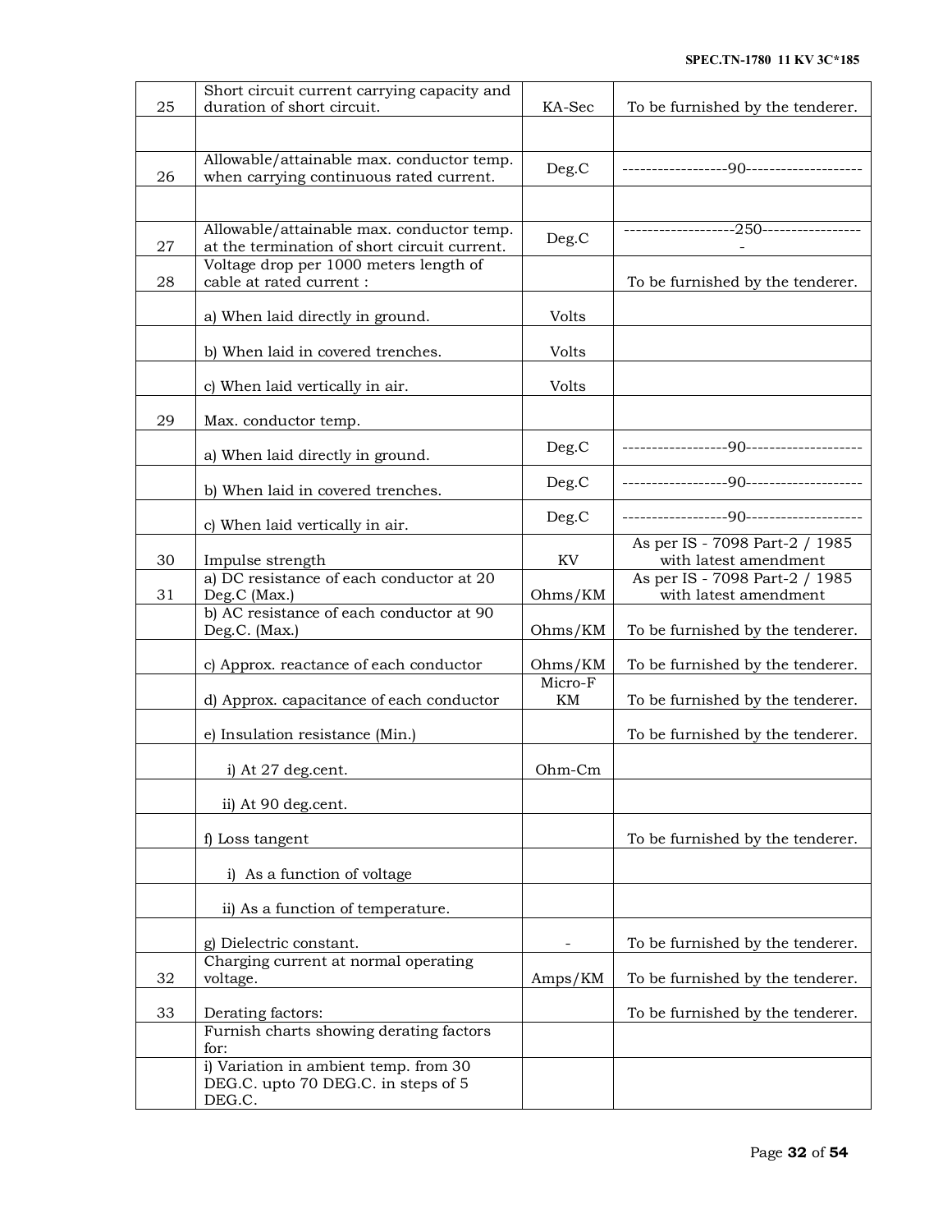| | | | |
|---|---|---|---|
| 25 | Short circuit current carrying capacity and duration of short circuit. | KA-Sec | To be furnished by the tenderer. |
| | | | |
| 26 | Allowable/attainable max. conductor temp. when carrying continuous rated current. | Deg.C | ------------------90-------------------- |
| | | | |
| 27 | Allowable/attainable max. conductor temp. at the termination of short circuit current. | Deg.C | -------------------250------------------ |
| 28 | Voltage drop per 1000 meters length of cable at rated current : | | To be furnished by the tenderer. |
| | a) When laid directly in ground. | Volts | |
| | b) When laid in covered trenches. | Volts | |
| | c) When laid vertically in air. | Volts | |
| 29 | Max. conductor temp. | | |
| | a) When laid directly in ground. | Deg.C | ------------------90-------------------- |
| | b) When laid in covered trenches. | Deg.C | ------------------90-------------------- |
| | c) When laid vertically in air. | Deg.C | ------------------90-------------------- |
| 30 | Impulse strength | KV | As per IS - 7098 Part-2 / 1985 with latest amendment |
| 31 | a) DC resistance of each conductor at 20 Deg.C (Max.) | Ohms/KM | As per IS - 7098 Part-2 / 1985 with latest amendment |
| | b) AC resistance of each conductor at 90 Deg.C. (Max.) | Ohms/KM | To be furnished by the tenderer. |
| | c) Approx. reactance of each conductor | Ohms/KM | To be furnished by the tenderer. |
| | d) Approx. capacitance of each conductor | Micro-F KM | To be furnished by the tenderer. |
| | e) Insulation resistance (Min.) | | To be furnished by the tenderer. |
| | i) At 27 deg.cent. | Ohm-Cm | |
| | ii) At 90 deg.cent. | | |
| | f) Loss tangent | | To be furnished by the tenderer. |
| | i) As a function of voltage | | |
| | ii) As a function of temperature. | | |
| | g) Dielectric constant. | - | To be furnished by the tenderer. |
| 32 | Charging current at normal operating voltage. | Amps/KM | To be furnished by the tenderer. |
| 33 | Derating factors: | | To be furnished by the tenderer. |
| | Furnish charts showing derating factors for: | | |
| | i) Variation in ambient temp. from 30 DEG.C. upto 70 DEG.C. in steps of 5 DEG.C. | | |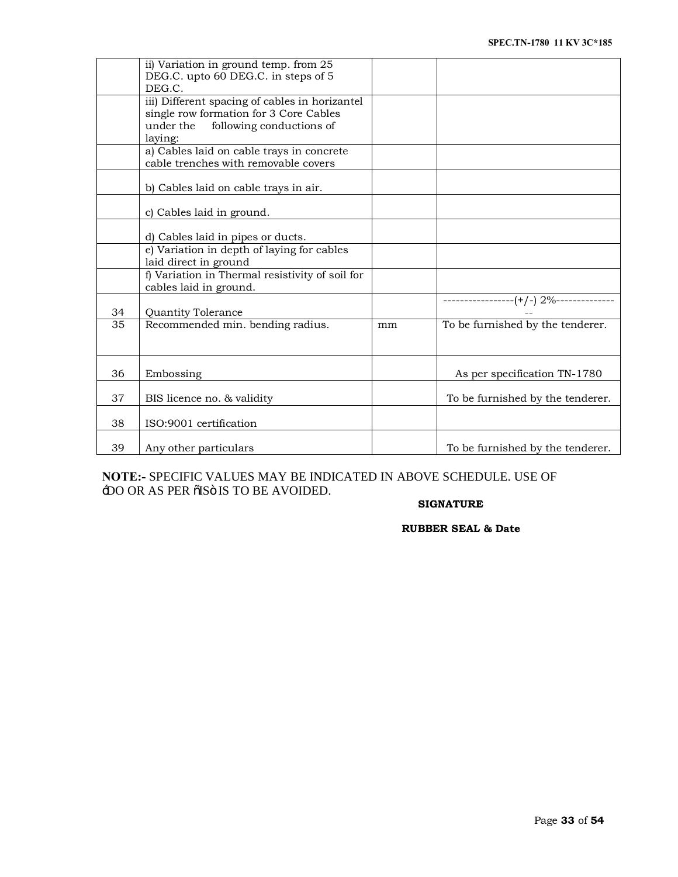| | | | |
|---|---|---|---|
| | ii) Variation in ground temp. from 25 DEG.C. upto 60 DEG.C. in steps of 5 DEG.C. | | |
| | iii) Different spacing of cables in horizantel single row formation for 3 Core Cables under the following conductions of laying: | | |
| | a) Cables laid on cable trays in concrete cable trenches with removable covers | | |
| | b) Cables laid on cable trays in air. | | |
| | c) Cables laid in ground. | | |
| | d) Cables laid in pipes or ducts. | | |
| | e) Variation in depth of laying for cables laid direct in ground | | |
| | f) Variation in Thermal resistivity of soil for cables laid in ground. | | |
| 34 | Quantity Tolerance | | -----------------(+/-) 2%---------------- |
| 35 | Recommended min. bending radius. | mm | To be furnished by the tenderer. |
| 36 | Embossing | | As per specification TN-1780 |
| 37 | BIS licence no. & validity | | To be furnished by the tenderer. |
| 38 | ISO:9001 certification | | |
| 39 | Any other particulars | | To be furnished by the tenderer. |

**NOTE:-** SPECIFIC VALUES MAY BE INDICATED IN ABOVE SCHEDULE. USE OF 'DO OR AS PER "IS" IS TO BE AVOIDED.

**SIGNATURE**

**RUBBER SEAL & Date**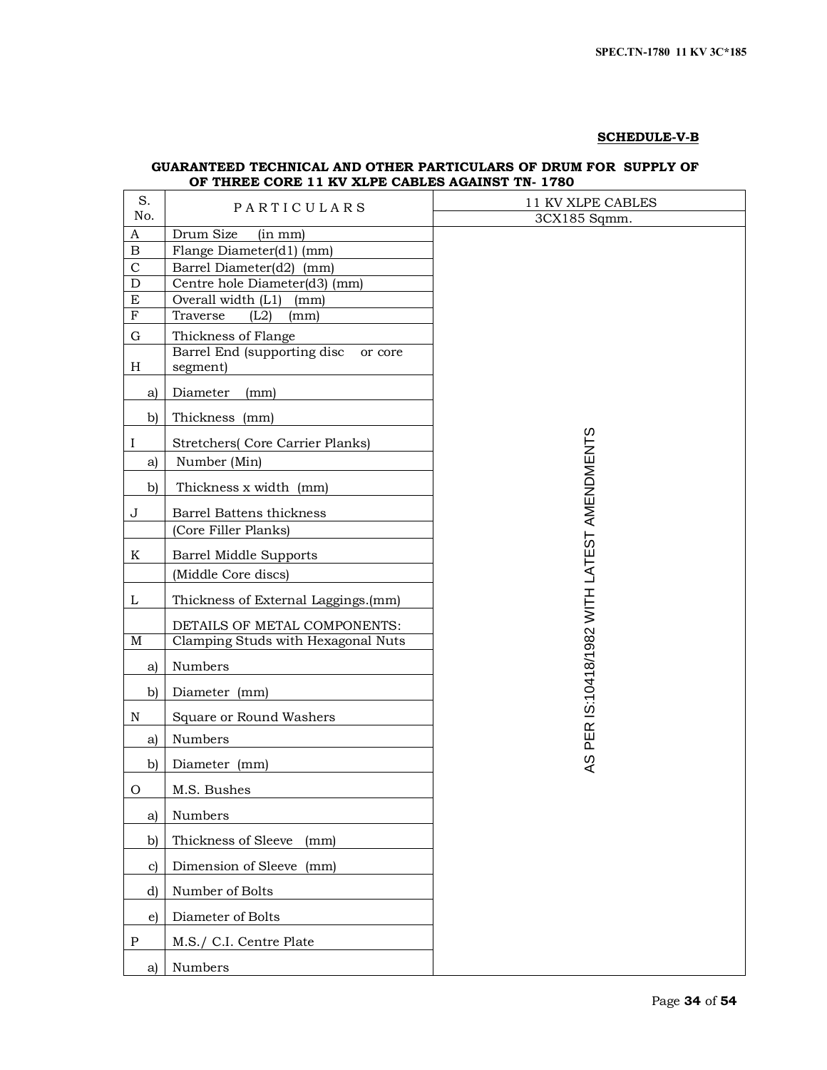**SCHEDULE-V-B**

**GUARANTEED TECHNICAL AND OTHER PARTICULARS OF DRUM FOR SUPPLY OF OF THREE CORE 11 KV XLPE CABLES AGAINST TN- 1780**

| S. No. | PARTICULARS | 11 KV XLPE CABLES 3CX185 Sqmm. |
|---|---|---|
| A | Drum Size (in mm) | AS PER IS:10418/1982 WITH LATEST AMENDMENTS |
| B | Flange Diameter(d1) (mm) | |
| C | Barrel Diameter(d2) (mm) | |
| D | Centre hole Diameter(d3) (mm) | |
| E | Overall width (L1) (mm) | |
| F | Traverse (L2) (mm) | |
| G | Thickness of Flange | |
| H | Barrel End (supporting disc or core segment) | |
| a) | Diameter (mm) | |
| b) | Thickness (mm) | |
| I | Stretchers( Core Carrier Planks) | |
| a) | Number (Min) | |
| b) | Thickness x width (mm) | |
| J | Barrel Battens thickness | |
| | (Core Filler Planks) | |
| K | Barrel Middle Supports | |
| | (Middle Core discs) | |
| L | Thickness of External Laggings.(mm) | |
| | DETAILS OF METAL COMPONENTS: | |
| M | Clamping Studs with Hexagonal Nuts | |
| a) | Numbers | |
| b) | Diameter (mm) | |
| N | Square or Round Washers | |
| a) | Numbers | |
| b) | Diameter (mm) | |
| O | M.S. Bushes | |
| a) | Numbers | |
| b) | Thickness of Sleeve (mm) | |
| c) | Dimension of Sleeve (mm) | |
| d) | Number of Bolts | |
| e) | Diameter of Bolts | |
| P | M.S./ C.I. Centre Plate | |
| a) | Numbers | |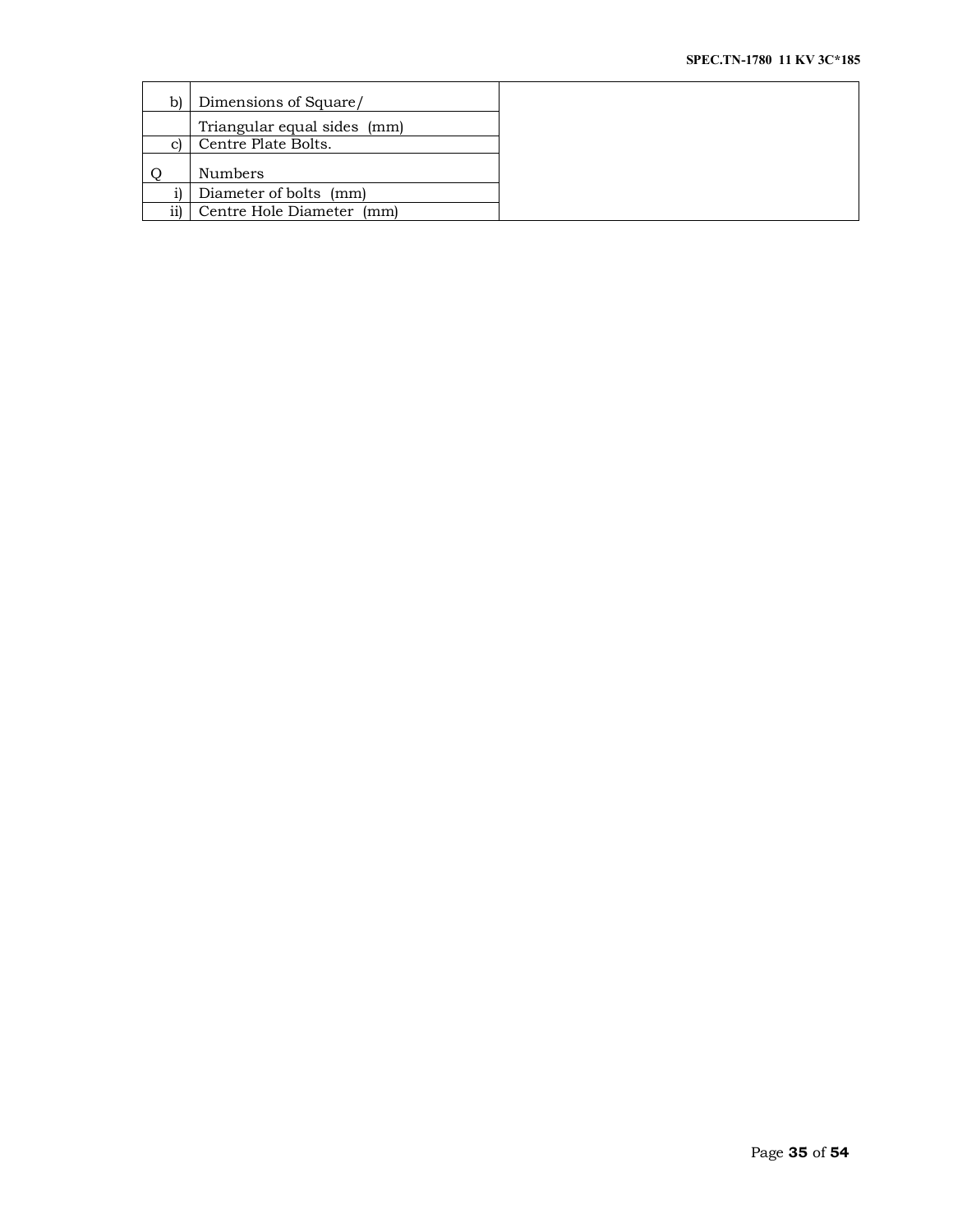| | | |
|---|---|---|
| b) | Dimensions of Square/ | |
| | Triangular equal sides (mm) | |
| c) | Centre Plate Bolts. | |
| Q | Numbers | |
| i) | Diameter of bolts (mm) | |
| ii) | Centre Hole Diameter (mm) | |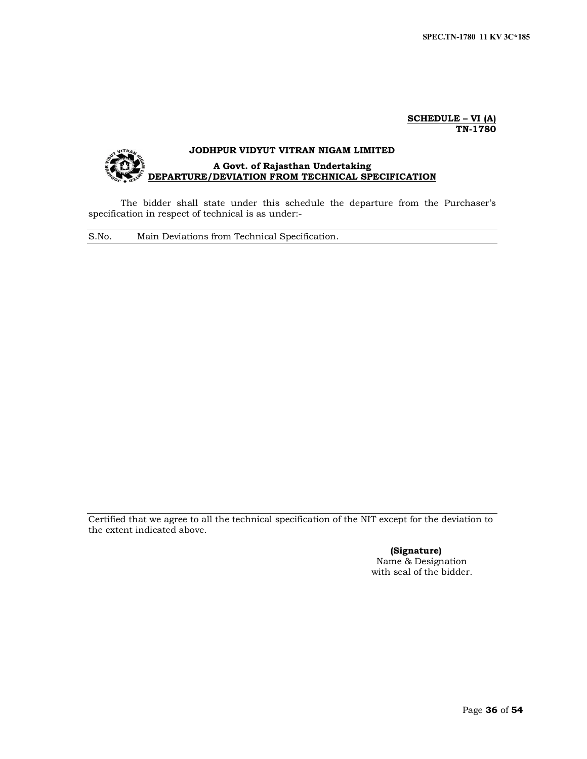**SCHEDULE – VI (A)**
**TN-1780**

**JODHPUR VIDYUT VITRAN NIGAM LIMITED**

**A Govt. of Rajasthan Undertaking**

**DEPARTURE/DEVIATION FROM TECHNICAL SPECIFICATION**

The bidder shall state under this schedule the departure from the Purchaser's specification in respect of technical is as under:-

| S.No. | Main Deviations from Technical Specification. |
|---|---|
| | |

Certified that we agree to all the technical specification of the NIT except for the deviation to the extent indicated above.

**(Signature)**
Name & Designation
with seal of the bidder.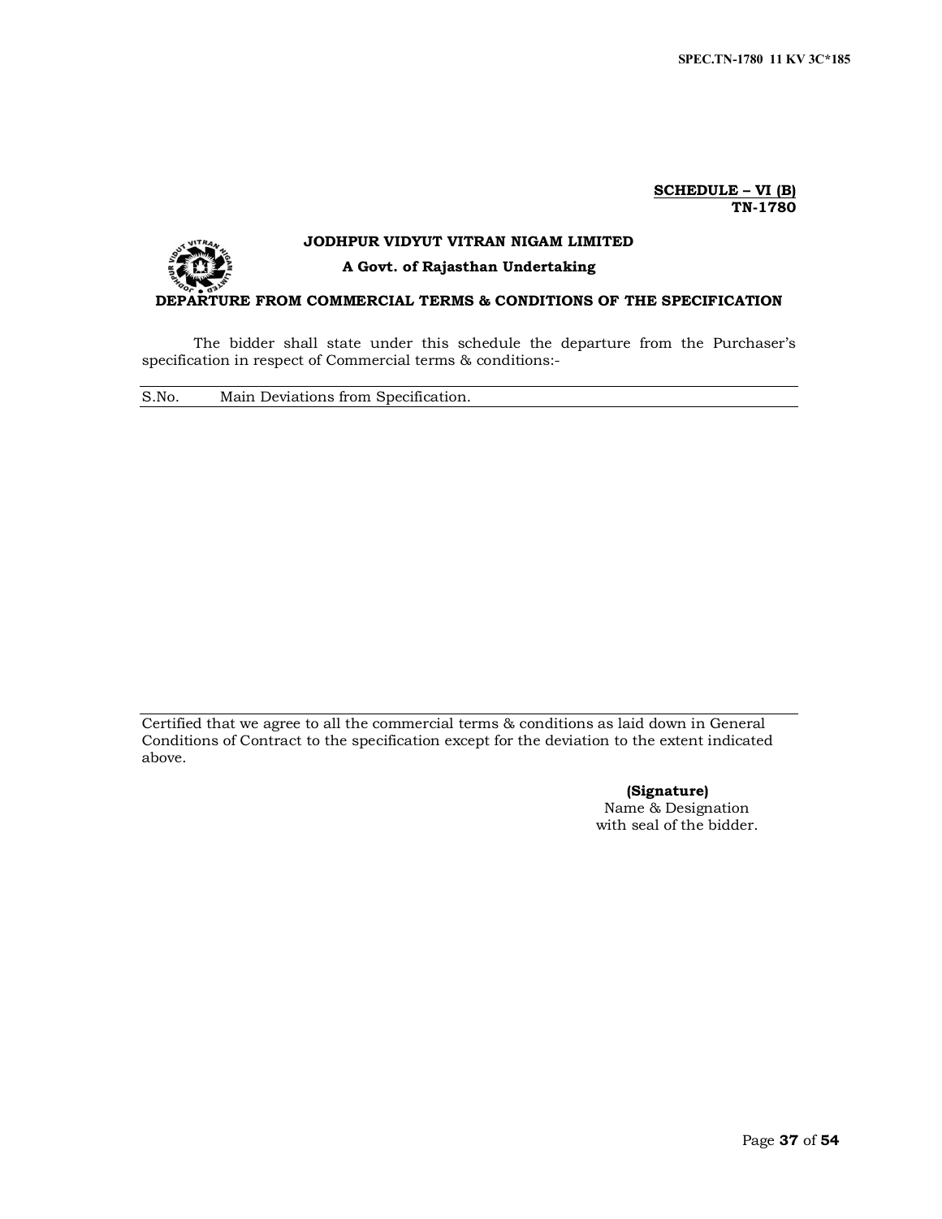**SCHEDULE – VI (B)**
**TN-1780**

**JODHPUR VIDYUT VITRAN NIGAM LIMITED**

**A Govt. of Rajasthan Undertaking**

## DEPARTURE FROM COMMERCIAL TERMS & CONDITIONS OF THE SPECIFICATION

The bidder shall state under this schedule the departure from the Purchaser's specification in respect of Commercial terms & conditions:-

| S.No. | Main Deviations from Specification. |
|---|---|
| | |

Certified that we agree to all the commercial terms & conditions as laid down in General Conditions of Contract to the specification except for the deviation to the extent indicated above.

**(Signature)**
Name & Designation
with seal of the bidder.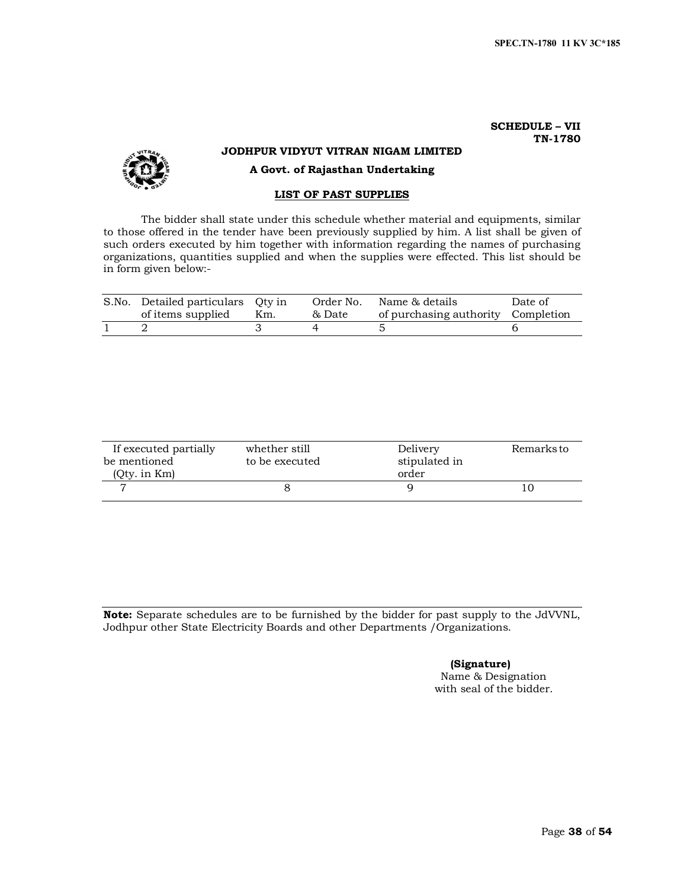**SCHEDULE – VII**
**TN-1780**

**JODHPUR VIDYUT VITRAN NIGAM LIMITED**

**A Govt. of Rajasthan Undertaking**

## LIST OF PAST SUPPLIES

The bidder shall state under this schedule whether material and equipments, similar to those offered in the tender have been previously supplied by him. A list shall be given of such orders executed by him together with information regarding the names of purchasing organizations, quantities supplied and when the supplies were effected. This list should be in form given below:-

| S.No. | Detailed particulars of items supplied | Qty in Km. | Order No. & Date | Name & details of purchasing authority | Date of Completion |
|---|---|---|---|---|---|
| 1 | 2 | 3 | 4 | 5 | 6 |

| If executed partially be mentioned (Qty. in Km) | whether still to be executed | Delivery stipulated in order | Remarks to |
|---|---|---|---|
| 7 | 8 | 9 | 10 |

**Note:** Separate schedules are to be furnished by the bidder for past supply to the JdVVNL, Jodhpur other State Electricity Boards and other Departments /Organizations.

**(Signature)**
Name & Designation
with seal of the bidder.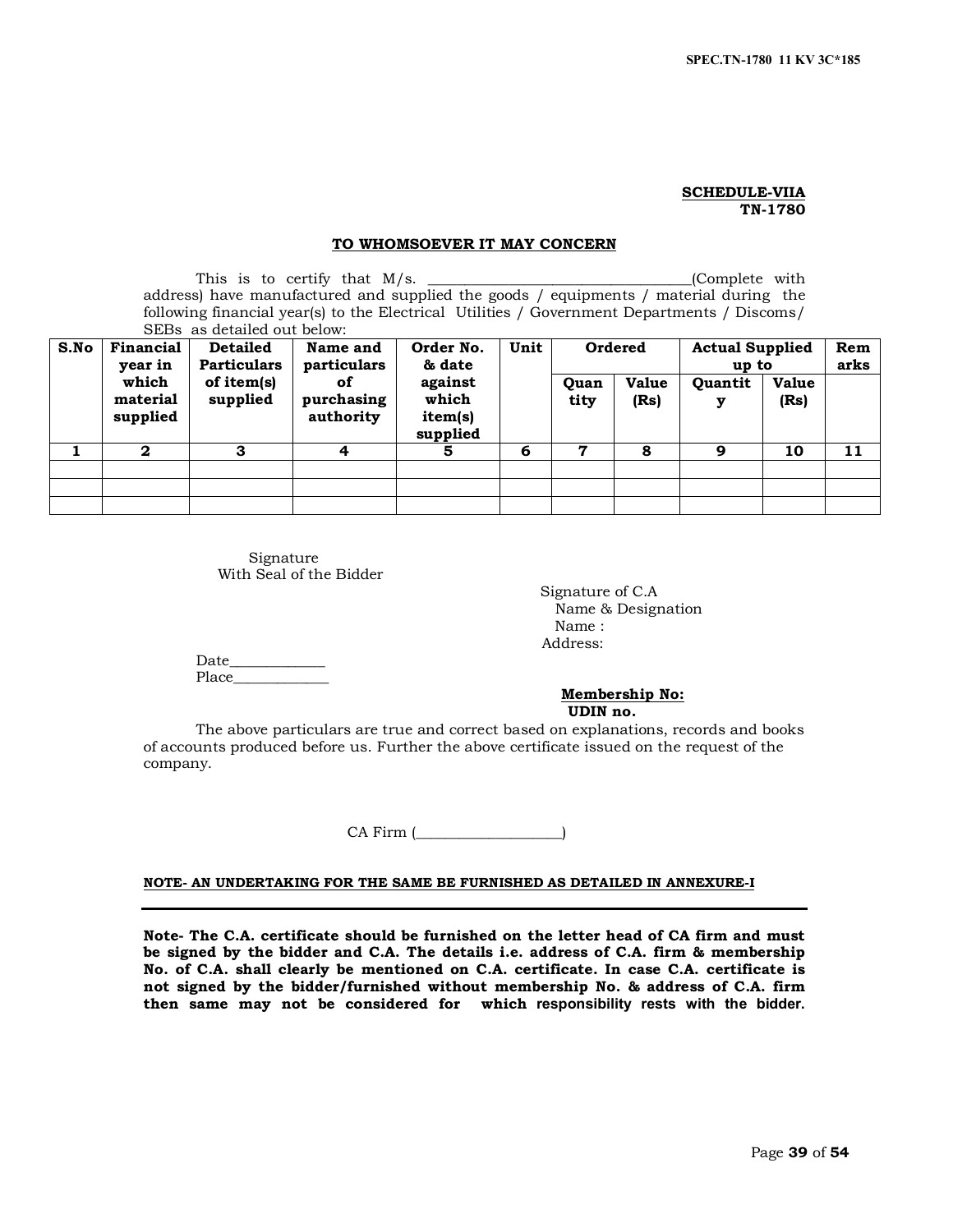**SCHEDULE-VIIA**
**TN-1780**

**TO WHOMSOEVER IT MAY CONCERN**

This is to certify that M/s. ___________________________________(Complete with address) have manufactured and supplied the goods / equipments / material during the following financial year(s) to the Electrical Utilities / Government Departments / Discoms/ SEBs as detailed out below:

| S.No | Financial year in which material supplied | Detailed Particulars of item(s) supplied | Name and particulars of purchasing authority | Order No. & date against which item(s) supplied | Unit | Ordered | | Actual Supplied up to | | Remarks |
|---|---|---|---|---|---|---|---|---|---|---|
| | | | | | | Quantity | Value (Rs) | Quantity | Value (Rs) | |
| 1 | 2 | 3 | 4 | 5 | 6 | 7 | 8 | 9 | 10 | 11 |
| | | | | | | | | | | |
| | | | | | | | | | | |
| | | | | | | | | | | |

Signature
With Seal of the Bidder

Signature of C.A
Name & Designation
Name :
Address:

Date_____________
Place_____________

**Membership No:**
**UDIN no.**

The above particulars are true and correct based on explanations, records and books of accounts produced before us. Further the above certificate issued on the request of the company.

CA Firm (___________________)

**NOTE- AN UNDERTAKING FOR THE SAME BE FURNISHED AS DETAILED IN ANNEXURE-I**

---

**Note- The C.A. certificate should be furnished on the letter head of CA firm and must be signed by the bidder and C.A. The details i.e. address of C.A. firm & membership No. of C.A. shall clearly be mentioned on C.A. certificate. In case C.A. certificate is not signed by the bidder/furnished without membership No. & address of C.A. firm then same may not be considered for which responsibility rests with the bidder.**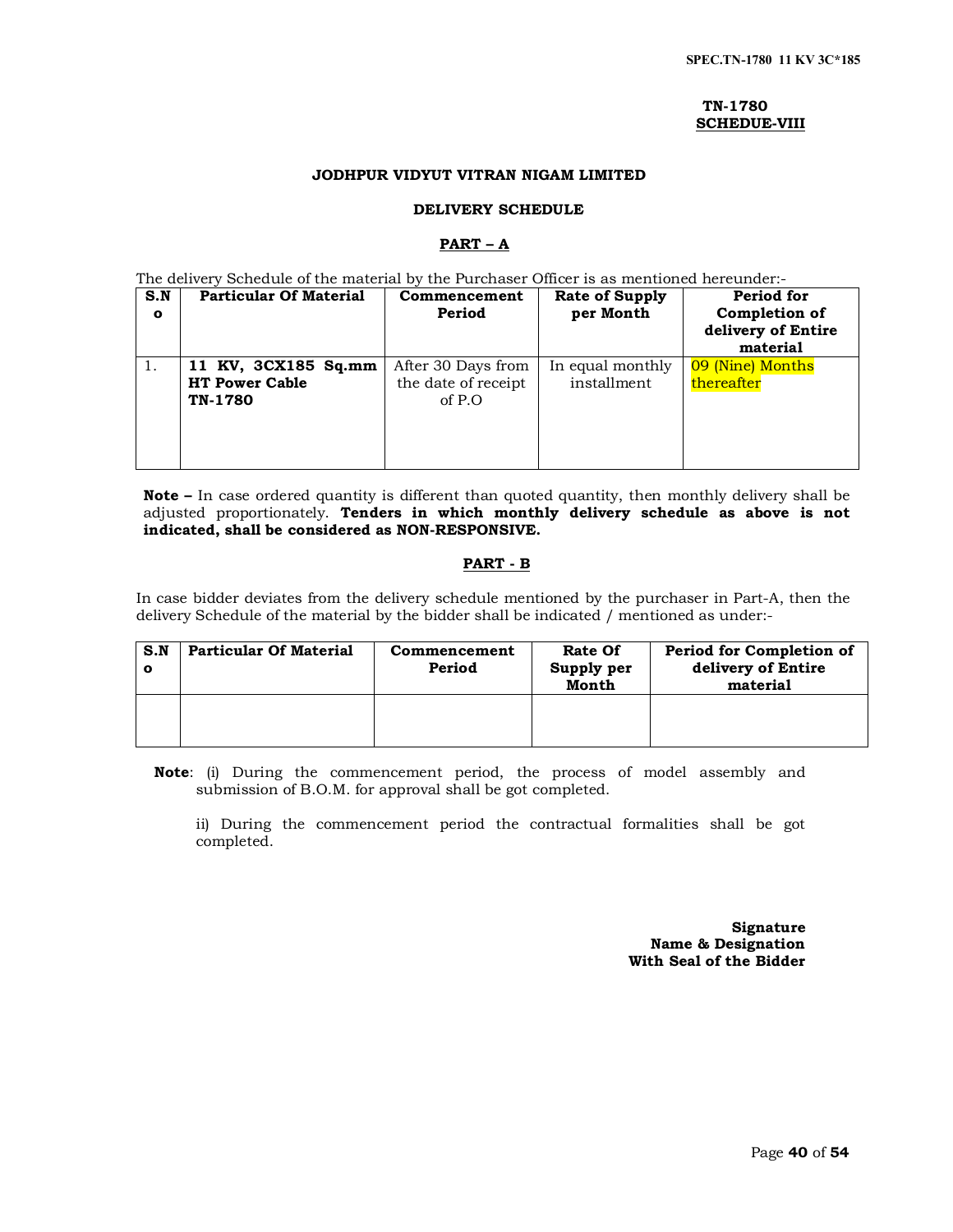**TN-1780**
**SCHEDUE-VIII**

**JODHPUR VIDYUT VITRAN NIGAM LIMITED**

**DELIVERY SCHEDULE**

**PART – A**

The delivery Schedule of the material by the Purchaser Officer is as mentioned hereunder:-

| S.No | Particular Of Material | Commencement Period | Rate of Supply per Month | Period for Completion of delivery of Entire material |
|---|---|---|---|---|
| 1. | **11 KV, 3CX185 Sq.mm HT Power Cable TN-1780** | After 30 Days from the date of receipt of P.O | In equal monthly installment | 09 (Nine) Months thereafter |

**Note –** In case ordered quantity is different than quoted quantity, then monthly delivery shall be adjusted proportionately. **Tenders in which monthly delivery schedule as above is not indicated, shall be considered as NON-RESPONSIVE.**

**PART - B**

In case bidder deviates from the delivery schedule mentioned by the purchaser in Part-A, then the delivery Schedule of the material by the bidder shall be indicated / mentioned as under:-

| S.No | Particular Of Material | Commencement Period | Rate Of Supply per Month | Period for Completion of delivery of Entire material |
|---|---|---|---|---|
| | | | | |

**Note**: (i) During the commencement period, the process of model assembly and submission of B.O.M. for approval shall be got completed.

ii) During the commencement period the contractual formalities shall be got completed.

**Signature**
**Name & Designation**
**With Seal of the Bidder**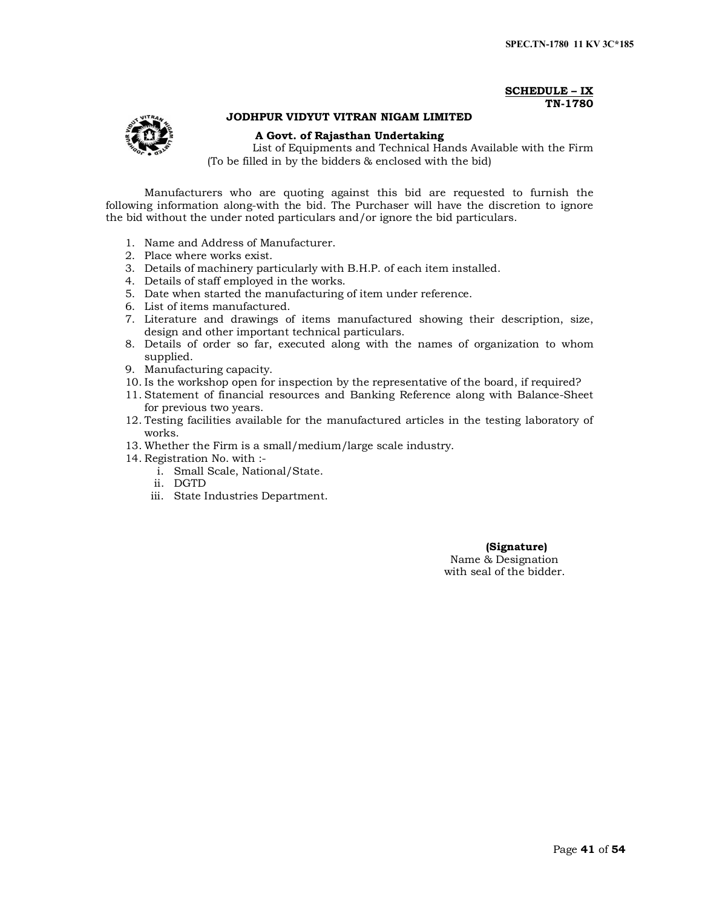**SCHEDULE – IX**
**TN-1780**

**JODHPUR VIDYUT VITRAN NIGAM LIMITED**

**A Govt. of Rajasthan Undertaking**

List of Equipments and Technical Hands Available with the Firm
(To be filled in by the bidders & enclosed with the bid)

Manufacturers who are quoting against this bid are requested to furnish the following information along-with the bid. The Purchaser will have the discretion to ignore the bid without the under noted particulars and/or ignore the bid particulars.

1. Name and Address of Manufacturer.
2. Place where works exist.
3. Details of machinery particularly with B.H.P. of each item installed.
4. Details of staff employed in the works.
5. Date when started the manufacturing of item under reference.
6. List of items manufactured.
7. Literature and drawings of items manufactured showing their description, size, design and other important technical particulars.
8. Details of order so far, executed along with the names of organization to whom supplied.
9. Manufacturing capacity.
10. Is the workshop open for inspection by the representative of the board, if required?
11. Statement of financial resources and Banking Reference along with Balance-Sheet for previous two years.
12. Testing facilities available for the manufactured articles in the testing laboratory of works.
13. Whether the Firm is a small/medium/large scale industry.
14. Registration No. with :-
    i. Small Scale, National/State.
    ii. DGTD
    iii. State Industries Department.

**(Signature)**
Name & Designation
with seal of the bidder.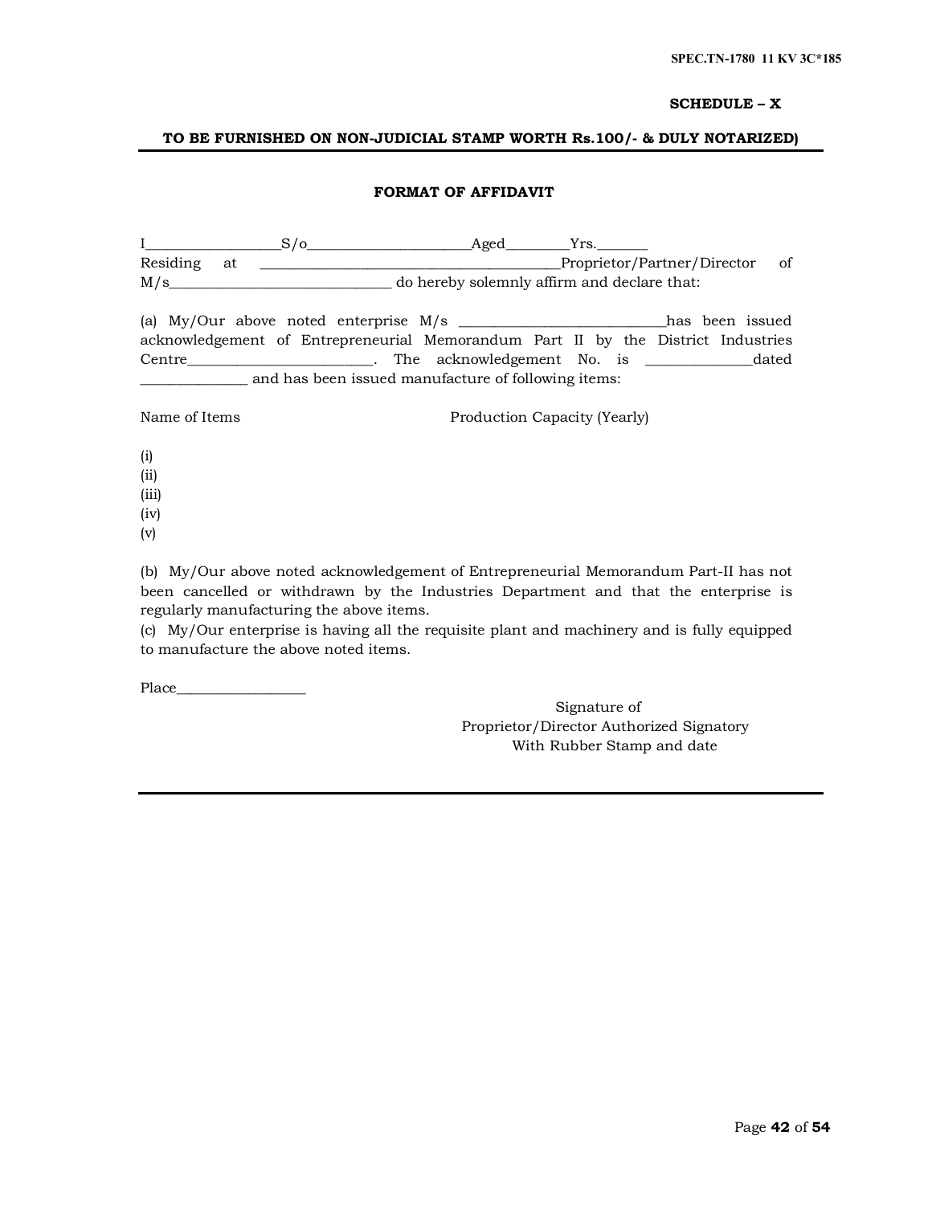**SCHEDULE – X**

**TO BE FURNISHED ON NON-JUDICIAL STAMP WORTH Rs.100/- & DULY NOTARIZED)**

**FORMAT OF AFFIDAVIT**

I__________________S/o______________________Aged________Yrs._______ Residing at ________________________________________Proprietor/Partner/Director of M/s______________________________ do hereby solemnly affirm and declare that:

(a) My/Our above noted enterprise M/s ____________________________has been issued acknowledgement of Entrepreneurial Memorandum Part II by the District Industries Centre_________________________. The acknowledgement No. is ______________dated ______________ and has been issued manufacture of following items:

| Name of Items | Production Capacity (Yearly) |
|---|---|
| (i) | |
| (ii) | |
| (iii) | |
| (iv) | |
| (v) | |

(b) My/Our above noted acknowledgement of Entrepreneurial Memorandum Part-II has not been cancelled or withdrawn by the Industries Department and that the enterprise is regularly manufacturing the above items.

(c) My/Our enterprise is having all the requisite plant and machinery and is fully equipped to manufacture the above noted items.

Place__________________

Signature of
Proprietor/Director Authorized Signatory
With Rubber Stamp and date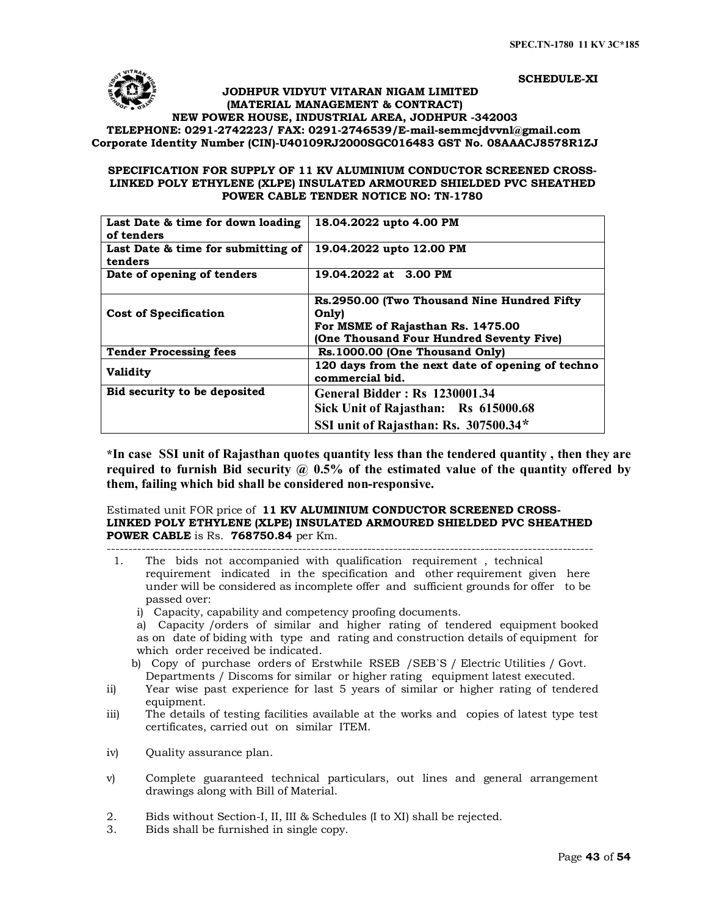SCHEDULE-XI

**JODHPUR VIDYUT VITARAN NIGAM LIMITED**
**(MATERIAL MANAGEMENT & CONTRACT)**
**NEW POWER HOUSE, INDUSTRIAL AREA, JODHPUR -342003**
**TELEPHONE: 0291-2742223/ FAX: 0291-2746539/E-mail-semmcjdvvnl@gmail.com**
**Corporate Identity Number (CIN)-U40109RJ2000SGC016483 GST No. 08AAACJ8578R1ZJ**

**SPECIFICATION FOR SUPPLY OF 11 KV ALUMINIUM CONDUCTOR SCREENED CROSS-LINKED POLY ETHYLENE (XLPE) INSULATED ARMOURED SHIELDED PVC SHEATHED POWER CABLE TENDER NOTICE NO: TN-1780**

| | |
|---|---|
| **Last Date & time for down loading of tenders** | **18.04.2022 upto 4.00 PM** |
| **Last Date & time for submitting of tenders** | **19.04.2022 upto 12.00 PM** |
| **Date of opening of tenders** | **19.04.2022 at 3.00 PM** |
| **Cost of Specification** | **Rs.2950.00 (Two Thousand Nine Hundred Fifty Only)**<br>**For MSME of Rajasthan Rs. 1475.00**<br>**(One Thousand Four Hundred Seventy Five)** |
| **Tender Processing fees** | **Rs.1000.00 (One Thousand Only)** |
| **Validity** | **120 days from the next date of opening of techno commercial bid.** |
| **Bid security to be deposited** | **General Bidder : Rs 1230001.34**<br>**Sick Unit of Rajasthan: Rs 615000.68**<br>**SSI unit of Rajasthan: Rs. 307500.34*** |

**\*In case SSI unit of Rajasthan quotes quantity less than the tendered quantity , then they are required to furnish Bid security @ 0.5% of the estimated value of the quantity offered by them, failing which bid shall be considered non-responsive.**

Estimated unit FOR price of **11 KV ALUMINIUM CONDUCTOR SCREENED CROSS-LINKED POLY ETHYLENE (XLPE) INSULATED ARMOURED SHIELDED PVC SHEATHED POWER CABLE** is Rs. **768750.84** per Km.

---

1. The bids not accompanied with qualification requirement , technical requirement indicated in the specification and other requirement given here under will be considered as incomplete offer and sufficient grounds for offer to be passed over:
   - i) Capacity, capability and competency proofing documents.
     - a) Capacity /orders of similar and higher rating of tendered equipment booked as on date of biding with type and rating and construction details of equipment for which order received be indicated.
     - b) Copy of purchase orders of Erstwhile RSEB /SEB`S / Electric Utilities / Govt. Departments / Discoms for similar or higher rating equipment latest executed.
   - ii) Year wise past experience for last 5 years of similar or higher rating of tendered equipment.
   - iii) The details of testing facilities available at the works and copies of latest type test certificates, carried out on similar ITEM.
   - iv) Quality assurance plan.
   - v) Complete guaranteed technical particulars, out lines and general arrangement drawings along with Bill of Material.
2. Bids without Section-I, II, III & Schedules (I to XI) shall be rejected.
3. Bids shall be furnished in single copy.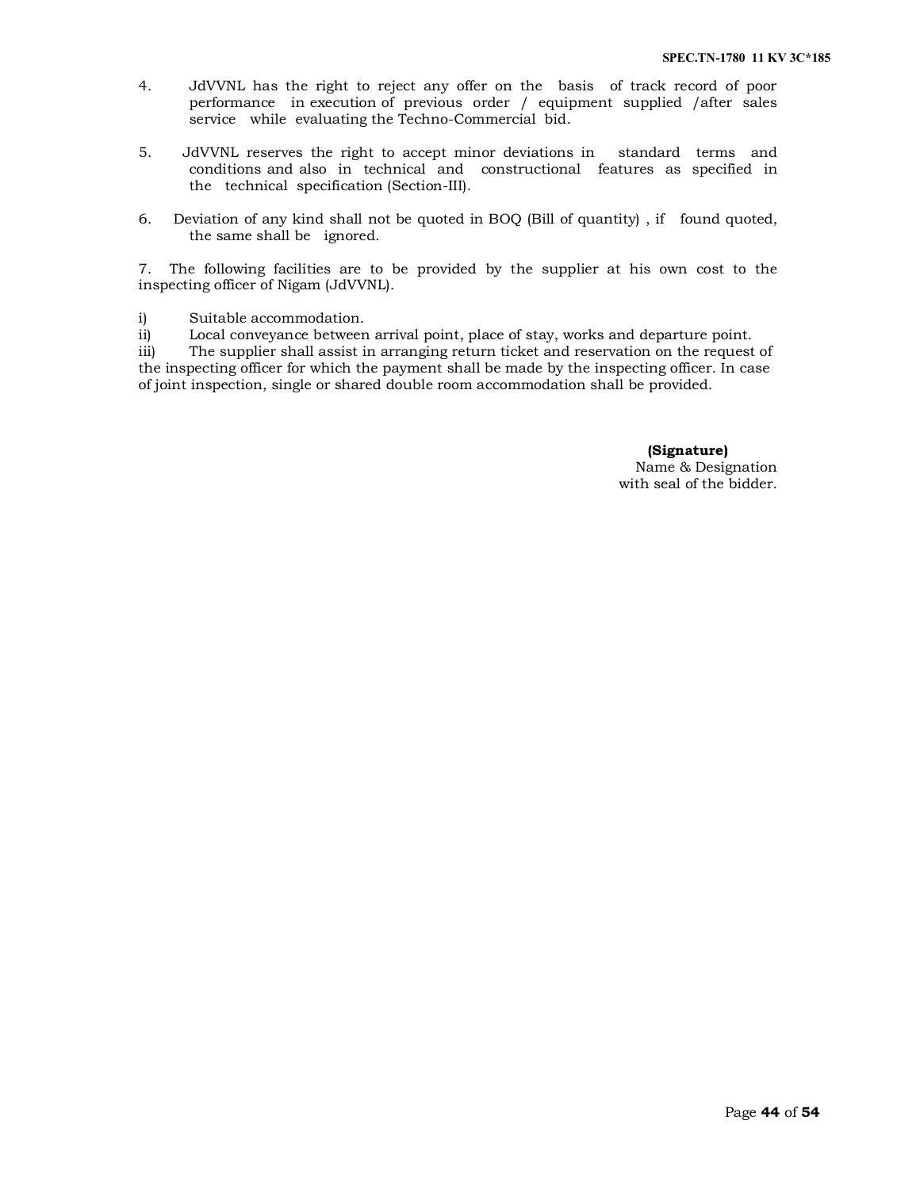4. JdVVNL has the right to reject any offer on the basis of track record of poor performance in execution of previous order / equipment supplied /after sales service while evaluating the Techno-Commercial bid.

5. JdVVNL reserves the right to accept minor deviations in standard terms and conditions and also in technical and constructional features as specified in the technical specification (Section-III).

6. Deviation of any kind shall not be quoted in BOQ (Bill of quantity) , if found quoted, the same shall be ignored.

7. The following facilities are to be provided by the supplier at his own cost to the inspecting officer of Nigam (JdVVNL).

i) Suitable accommodation.

ii) Local conveyance between arrival point, place of stay, works and departure point.

iii) The supplier shall assist in arranging return ticket and reservation on the request of the inspecting officer for which the payment shall be made by the inspecting officer. In case of joint inspection, single or shared double room accommodation shall be provided.

**(Signature)**
Name & Designation
with seal of the bidder.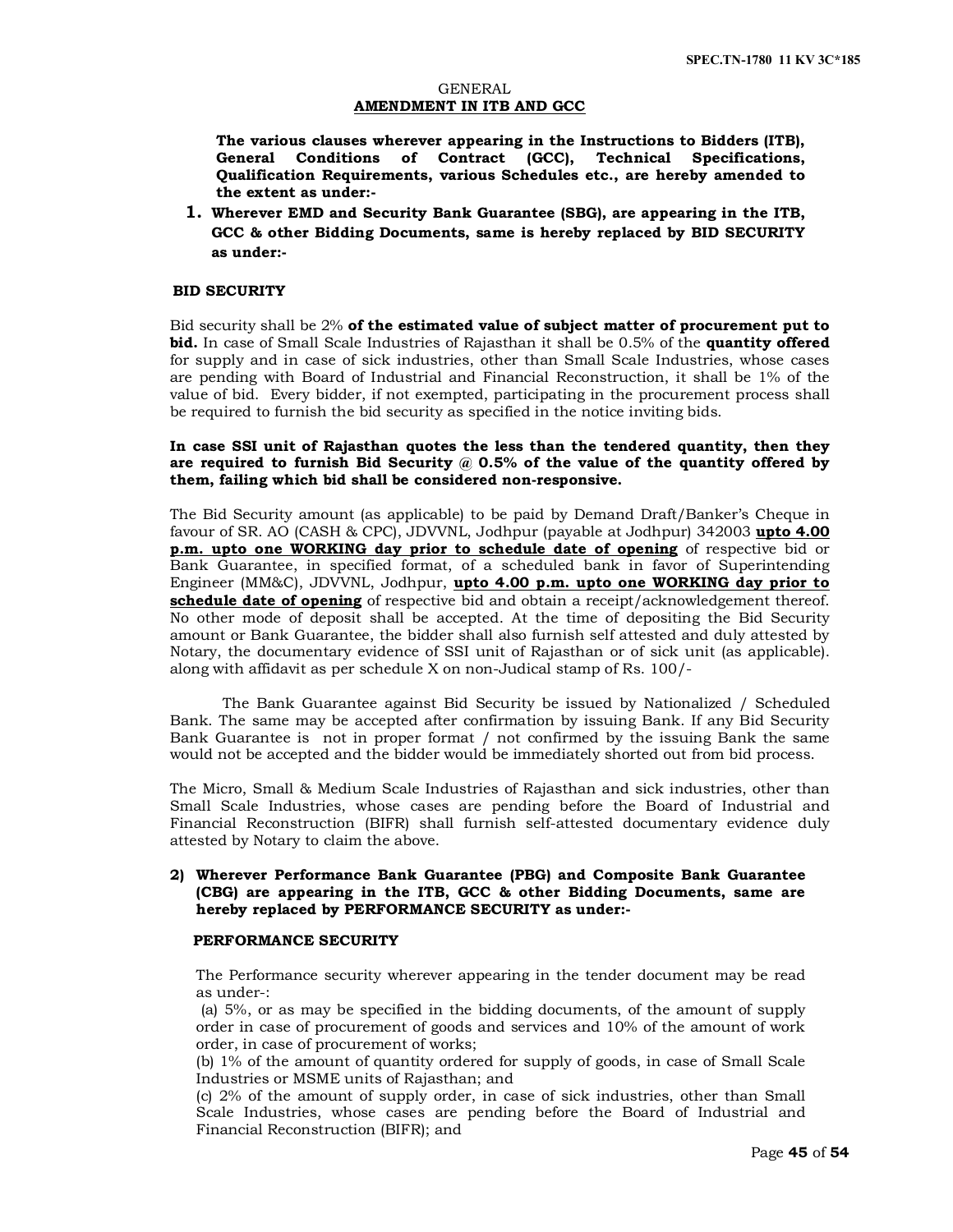GENERAL

## AMENDMENT IN ITB AND GCC

**The various clauses wherever appearing in the Instructions to Bidders (ITB), General Conditions of Contract (GCC), Technical Specifications, Qualification Requirements, various Schedules etc., are hereby amended to the extent as under:-**

1. **Wherever EMD and Security Bank Guarantee (SBG), are appearing in the ITB, GCC & other Bidding Documents, same is hereby replaced by BID SECURITY as under:-**

### BID SECURITY

Bid security shall be 2% **of the estimated value of subject matter of procurement put to bid.** In case of Small Scale Industries of Rajasthan it shall be 0.5% of the **quantity offered** for supply and in case of sick industries, other than Small Scale Industries, whose cases are pending with Board of Industrial and Financial Reconstruction, it shall be 1% of the value of bid. Every bidder, if not exempted, participating in the procurement process shall be required to furnish the bid security as specified in the notice inviting bids.

**In case SSI unit of Rajasthan quotes the less than the tendered quantity, then they are required to furnish Bid Security @ 0.5% of the value of the quantity offered by them, failing which bid shall be considered non-responsive.**

The Bid Security amount (as applicable) to be paid by Demand Draft/Banker's Cheque in favour of SR. AO (CASH & CPC), JDVVNL, Jodhpur (payable at Jodhpur) 342003 **upto 4.00 p.m. upto one WORKING day prior to schedule date of opening** of respective bid or Bank Guarantee, in specified format, of a scheduled bank in favor of Superintending Engineer (MM&C), JDVVNL, Jodhpur, **upto 4.00 p.m. upto one WORKING day prior to schedule date of opening** of respective bid and obtain a receipt/acknowledgement thereof. No other mode of deposit shall be accepted. At the time of depositing the Bid Security amount or Bank Guarantee, the bidder shall also furnish self attested and duly attested by Notary, the documentary evidence of SSI unit of Rajasthan or of sick unit (as applicable). along with affidavit as per schedule X on non-Judical stamp of Rs. 100/-

The Bank Guarantee against Bid Security be issued by Nationalized / Scheduled Bank. The same may be accepted after confirmation by issuing Bank. If any Bid Security Bank Guarantee is not in proper format / not confirmed by the issuing Bank the same would not be accepted and the bidder would be immediately shorted out from bid process.

The Micro, Small & Medium Scale Industries of Rajasthan and sick industries, other than Small Scale Industries, whose cases are pending before the Board of Industrial and Financial Reconstruction (BIFR) shall furnish self-attested documentary evidence duly attested by Notary to claim the above.

2) **Wherever Performance Bank Guarantee (PBG) and Composite Bank Guarantee (CBG) are appearing in the ITB, GCC & other Bidding Documents, same are hereby replaced by PERFORMANCE SECURITY as under:-**

### PERFORMANCE SECURITY

The Performance security wherever appearing in the tender document may be read as under-:

(a) 5%, or as may be specified in the bidding documents, of the amount of supply order in case of procurement of goods and services and 10% of the amount of work order, in case of procurement of works;

(b) 1% of the amount of quantity ordered for supply of goods, in case of Small Scale Industries or MSME units of Rajasthan; and

(c) 2% of the amount of supply order, in case of sick industries, other than Small Scale Industries, whose cases are pending before the Board of Industrial and Financial Reconstruction (BIFR); and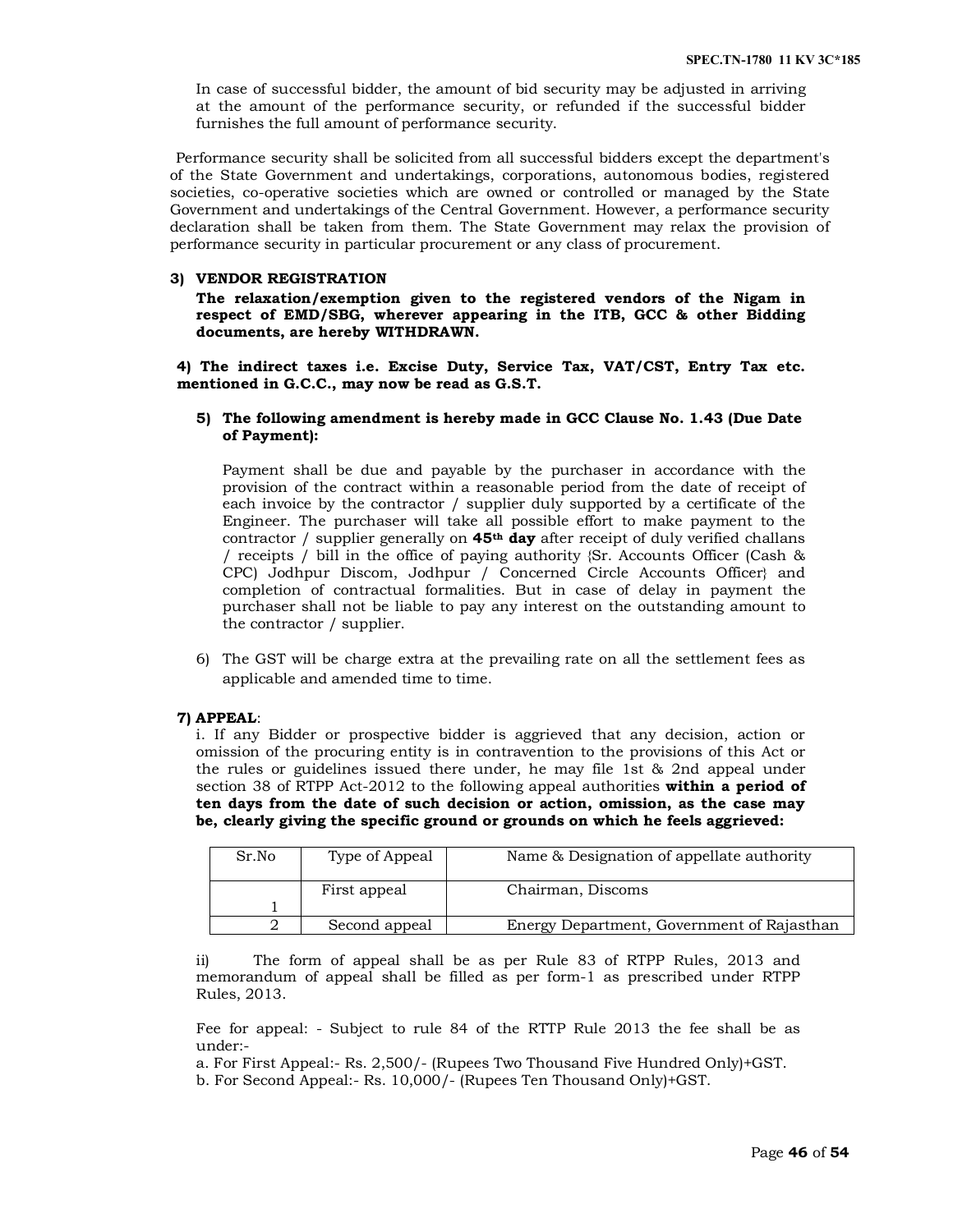In case of successful bidder, the amount of bid security may be adjusted in arriving at the amount of the performance security, or refunded if the successful bidder furnishes the full amount of performance security.

Performance security shall be solicited from all successful bidders except the department's of the State Government and undertakings, corporations, autonomous bodies, registered societies, co-operative societies which are owned or controlled or managed by the State Government and undertakings of the Central Government. However, a performance security declaration shall be taken from them. The State Government may relax the provision of performance security in particular procurement or any class of procurement.

**3) VENDOR REGISTRATION**

**The relaxation/exemption given to the registered vendors of the Nigam in respect of EMD/SBG, wherever appearing in the ITB, GCC & other Bidding documents, are hereby WITHDRAWN.**

**4) The indirect taxes i.e. Excise Duty, Service Tax, VAT/CST, Entry Tax etc. mentioned in G.C.C., may now be read as G.S.T.**

**5) The following amendment is hereby made in GCC Clause No. 1.43 (Due Date of Payment):**

Payment shall be due and payable by the purchaser in accordance with the provision of the contract within a reasonable period from the date of receipt of each invoice by the contractor / supplier duly supported by a certificate of the Engineer. The purchaser will take all possible effort to make payment to the contractor / supplier generally on **45th day** after receipt of duly verified challans / receipts / bill in the office of paying authority {Sr. Accounts Officer (Cash & CPC) Jodhpur Discom, Jodhpur / Concerned Circle Accounts Officer} and completion of contractual formalities. But in case of delay in payment the purchaser shall not be liable to pay any interest on the outstanding amount to the contractor / supplier.

6) The GST will be charge extra at the prevailing rate on all the settlement fees as applicable and amended time to time.

**7) APPEAL**:

i. If any Bidder or prospective bidder is aggrieved that any decision, action or omission of the procuring entity is in contravention to the provisions of this Act or the rules or guidelines issued there under, he may file 1st & 2nd appeal under section 38 of RTPP Act-2012 to the following appeal authorities **within a period of ten days from the date of such decision or action, omission, as the case may be, clearly giving the specific ground or grounds on which he feels aggrieved:**

| Sr.No | Type of Appeal | Name & Designation of appellate authority |
|---|---|---|
| 1 | First appeal | Chairman, Discoms |
| 2 | Second appeal | Energy Department, Government of Rajasthan |

ii) The form of appeal shall be as per Rule 83 of RTPP Rules, 2013 and memorandum of appeal shall be filled as per form-1 as prescribed under RTPP Rules, 2013.

Fee for appeal: - Subject to rule 84 of the RTTP Rule 2013 the fee shall be as under:-

a. For First Appeal:- Rs. 2,500/- (Rupees Two Thousand Five Hundred Only)+GST.

b. For Second Appeal:- Rs. 10,000/- (Rupees Ten Thousand Only)+GST.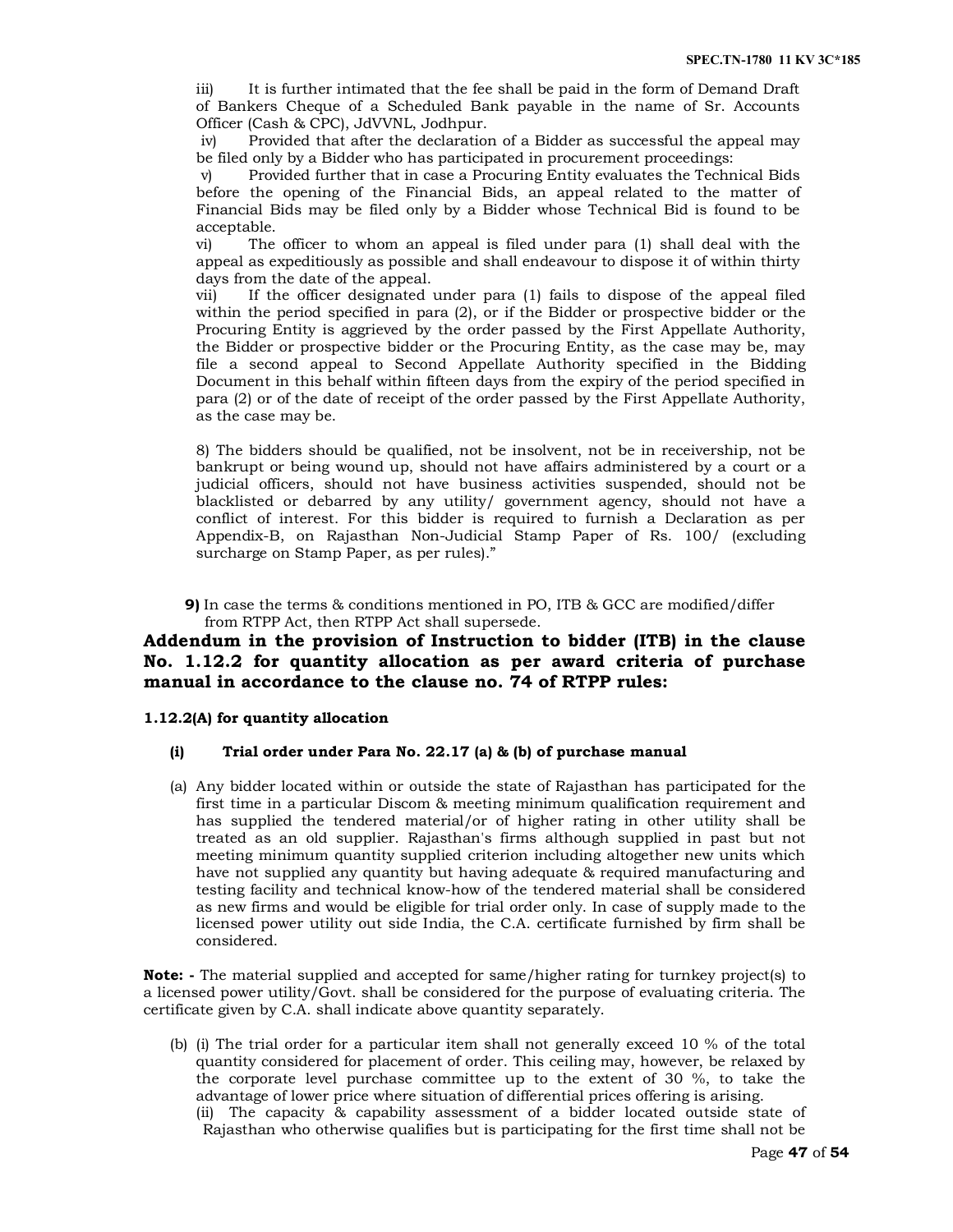iii) It is further intimated that the fee shall be paid in the form of Demand Draft of Bankers Cheque of a Scheduled Bank payable in the name of Sr. Accounts Officer (Cash & CPC), JdVVNL, Jodhpur.

iv) Provided that after the declaration of a Bidder as successful the appeal may be filed only by a Bidder who has participated in procurement proceedings:

v) Provided further that in case a Procuring Entity evaluates the Technical Bids before the opening of the Financial Bids, an appeal related to the matter of Financial Bids may be filed only by a Bidder whose Technical Bid is found to be acceptable.

vi) The officer to whom an appeal is filed under para (1) shall deal with the appeal as expeditiously as possible and shall endeavour to dispose it of within thirty days from the date of the appeal.

vii) If the officer designated under para (1) fails to dispose of the appeal filed within the period specified in para (2), or if the Bidder or prospective bidder or the Procuring Entity is aggrieved by the order passed by the First Appellate Authority, the Bidder or prospective bidder or the Procuring Entity, as the case may be, may file a second appeal to Second Appellate Authority specified in the Bidding Document in this behalf within fifteen days from the expiry of the period specified in para (2) or of the date of receipt of the order passed by the First Appellate Authority, as the case may be.

8) The bidders should be qualified, not be insolvent, not be in receivership, not be bankrupt or being wound up, should not have affairs administered by a court or a judicial officers, should not have business activities suspended, should not be blacklisted or debarred by any utility/ government agency, should not have a conflict of interest. For this bidder is required to furnish a Declaration as per Appendix-B, on Rajasthan Non-Judicial Stamp Paper of Rs. 100/ (excluding surcharge on Stamp Paper, as per rules)."

**9)** In case the terms & conditions mentioned in PO, ITB & GCC are modified/differ from RTPP Act, then RTPP Act shall supersede.

## Addendum in the provision of Instruction to bidder (ITB) in the clause No. 1.12.2 for quantity allocation as per award criteria of purchase manual in accordance to the clause no. 74 of RTPP rules:

**1.12.2(A) for quantity allocation**

**(i) Trial order under Para No. 22.17 (a) & (b) of purchase manual**

(a) Any bidder located within or outside the state of Rajasthan has participated for the first time in a particular Discom & meeting minimum qualification requirement and has supplied the tendered material/or of higher rating in other utility shall be treated as an old supplier. Rajasthan's firms although supplied in past but not meeting minimum quantity supplied criterion including altogether new units which have not supplied any quantity but having adequate & required manufacturing and testing facility and technical know-how of the tendered material shall be considered as new firms and would be eligible for trial order only. In case of supply made to the licensed power utility out side India, the C.A. certificate furnished by firm shall be considered.

**Note: -** The material supplied and accepted for same/higher rating for turnkey project(s) to a licensed power utility/Govt. shall be considered for the purpose of evaluating criteria. The certificate given by C.A. shall indicate above quantity separately.

(b) (i) The trial order for a particular item shall not generally exceed 10 % of the total quantity considered for placement of order. This ceiling may, however, be relaxed by the corporate level purchase committee up to the extent of 30 %, to take the advantage of lower price where situation of differential prices offering is arising.

(ii) The capacity & capability assessment of a bidder located outside state of Rajasthan who otherwise qualifies but is participating for the first time shall not be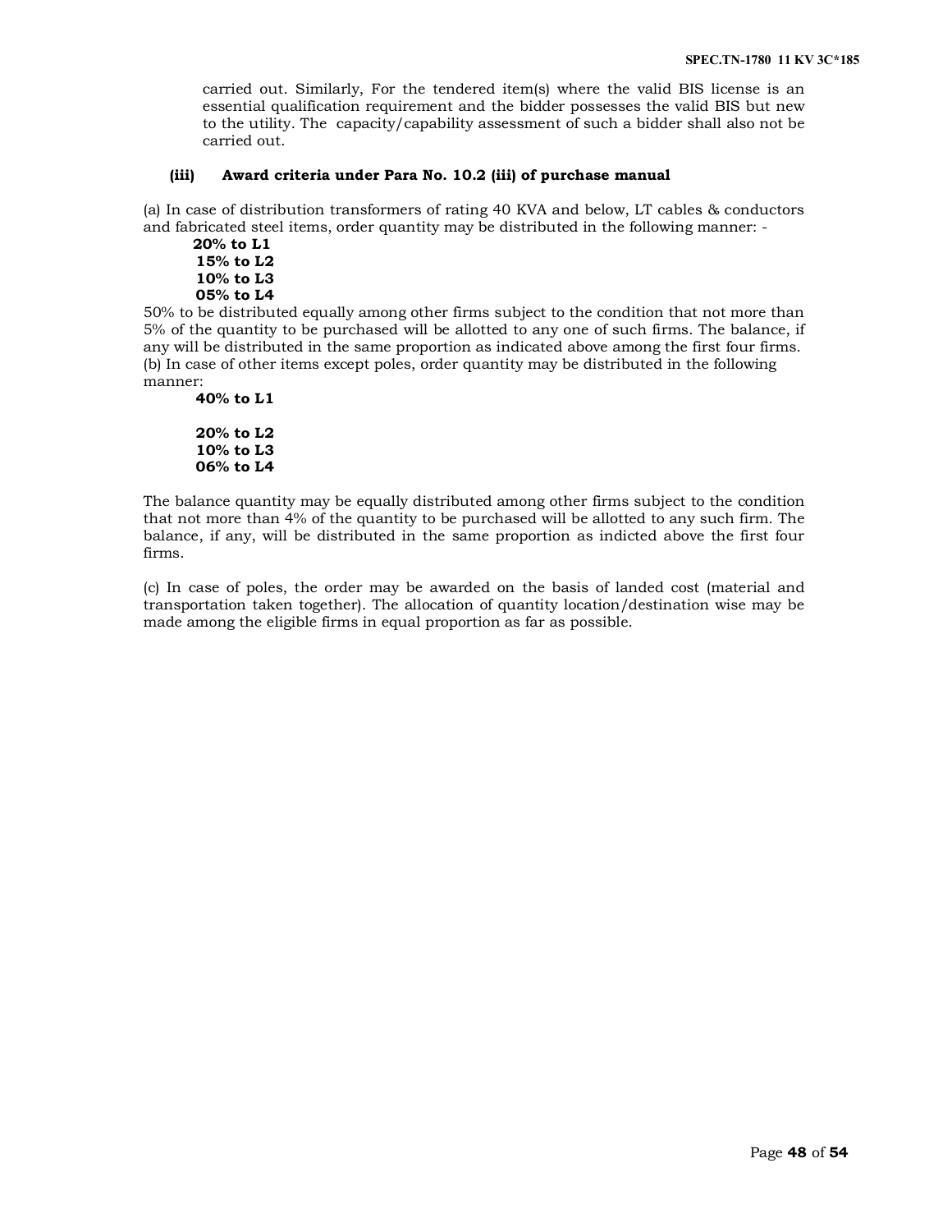carried out. Similarly, For the tendered item(s) where the valid BIS license is an essential qualification requirement and the bidder possesses the valid BIS but new to the utility. The capacity/capability assessment of such a bidder shall also not be carried out.

**(iii) Award criteria under Para No. 10.2 (iii) of purchase manual**

(a) In case of distribution transformers of rating 40 KVA and below, LT cables & conductors and fabricated steel items, order quantity may be distributed in the following manner: -

**20% to L1**
**15% to L2**
**10% to L3**
**05% to L4**

50% to be distributed equally among other firms subject to the condition that not more than 5% of the quantity to be purchased will be allotted to any one of such firms. The balance, if any will be distributed in the same proportion as indicated above among the first four firms.

(b) In case of other items except poles, order quantity may be distributed in the following manner:

**40% to L1**

**20% to L2**
**10% to L3**
**06% to L4**

The balance quantity may be equally distributed among other firms subject to the condition that not more than 4% of the quantity to be purchased will be allotted to any such firm. The balance, if any, will be distributed in the same proportion as indicted above the first four firms.

(c) In case of poles, the order may be awarded on the basis of landed cost (material and transportation taken together). The allocation of quantity location/destination wise may be made among the eligible firms in equal proportion as far as possible.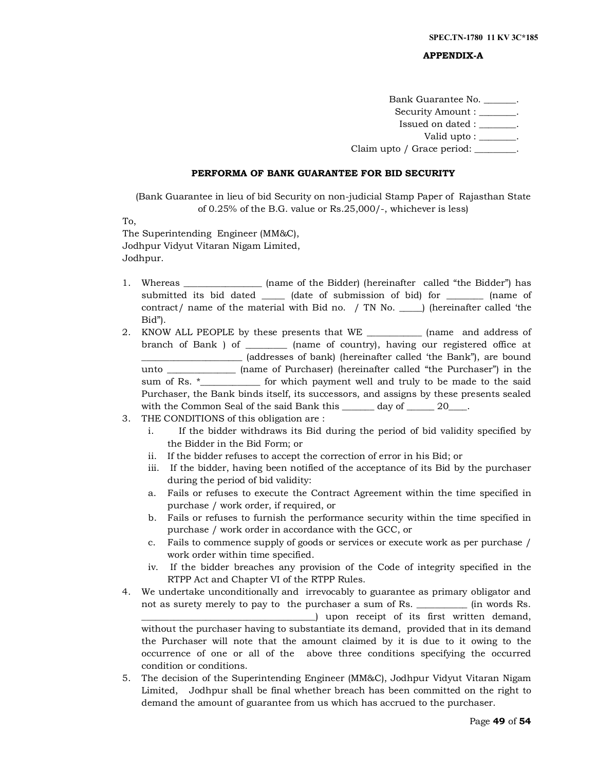**APPENDIX-A**

Bank Guarantee No. _______.
Security Amount : ________.
Issued on dated : ________.
Valid upto : ________.
Claim upto / Grace period: _________.

**PERFORMA OF BANK GUARANTEE FOR BID SECURITY**

(Bank Guarantee in lieu of bid Security on non-judicial Stamp Paper of Rajasthan State of 0.25% of the B.G. value or Rs.25,000/-, whichever is less)

To,
The Superintending Engineer (MM&C),
Jodhpur Vidyut Vitaran Nigam Limited,
Jodhpur.

1. Whereas ________________ (name of the Bidder) (hereinafter called "the Bidder") has submitted its bid dated _____ (date of submission of bid) for ________ (name of contract/ name of the material with Bid no. / TN No. _____) (hereinafter called 'the Bid").
2. KNOW ALL PEOPLE by these presents that WE ____________ (name and address of branch of Bank ) of _________ (name of country), having our registered office at ______________________ (addresses of bank) (hereinafter called 'the Bank"), are bound unto ______________ (name of Purchaser) (hereinafter called "the Purchaser") in the sum of Rs. *_____________ for which payment well and truly to be made to the said Purchaser, the Bank binds itself, its successors, and assigns by these presents sealed with the Common Seal of the said Bank this _______ day of ______ 20____.
3. THE CONDITIONS of this obligation are :
   i. If the bidder withdraws its Bid during the period of bid validity specified by the Bidder in the Bid Form; or
   ii. If the bidder refuses to accept the correction of error in his Bid; or
   iii. If the bidder, having been notified of the acceptance of its Bid by the purchaser during the period of bid validity:
   a. Fails or refuses to execute the Contract Agreement within the time specified in purchase / work order, if required, or
   b. Fails or refuses to furnish the performance security within the time specified in purchase / work order in accordance with the GCC, or
   c. Fails to commence supply of goods or services or execute work as per purchase / work order within time specified.
   iv. If the bidder breaches any provision of the Code of integrity specified in the RTPP Act and Chapter VI of the RTPP Rules.
4. We undertake unconditionally and irrevocably to guarantee as primary obligator and not as surety merely to pay to the purchaser a sum of Rs. ___________ (in words Rs. ______________________________________) upon receipt of its first written demand, without the purchaser having to substantiate its demand, provided that in its demand the Purchaser will note that the amount claimed by it is due to it owing to the occurrence of one or all of the above three conditions specifying the occurred condition or conditions.
5. The decision of the Superintending Engineer (MM&C), Jodhpur Vidyut Vitaran Nigam Limited, Jodhpur shall be final whether breach has been committed on the right to demand the amount of guarantee from us which has accrued to the purchaser.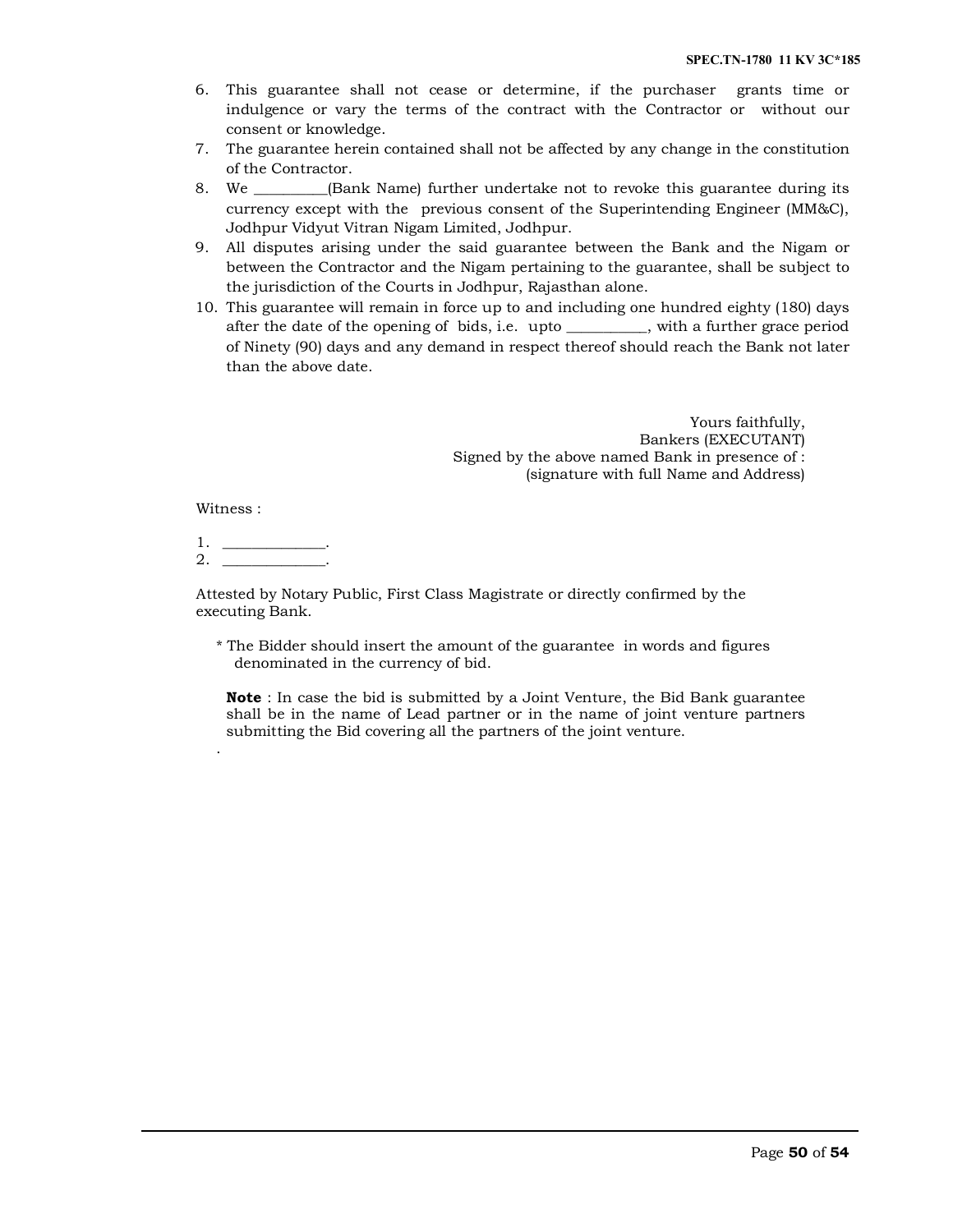6. This guarantee shall not cease or determine, if the purchaser grants time or indulgence or vary the terms of the contract with the Contractor or without our consent or knowledge.
7. The guarantee herein contained shall not be affected by any change in the constitution of the Contractor.
8. We __________(Bank Name) further undertake not to revoke this guarantee during its currency except with the previous consent of the Superintending Engineer (MM&C), Jodhpur Vidyut Vitran Nigam Limited, Jodhpur.
9. All disputes arising under the said guarantee between the Bank and the Nigam or between the Contractor and the Nigam pertaining to the guarantee, shall be subject to the jurisdiction of the Courts in Jodhpur, Rajasthan alone.
10. This guarantee will remain in force up to and including one hundred eighty (180) days after the date of the opening of bids, i.e. upto ___________, with a further grace period of Ninety (90) days and any demand in respect thereof should reach the Bank not later than the above date.

Yours faithfully,
Bankers (EXECUTANT)
Signed by the above named Bank in presence of :
(signature with full Name and Address)

Witness :

1. ______________.
2. ______________.

Attested by Notary Public, First Class Magistrate or directly confirmed by the executing Bank.

* The Bidder should insert the amount of the guarantee in words and figures denominated in the currency of bid.

**Note** : In case the bid is submitted by a Joint Venture, the Bid Bank guarantee shall be in the name of Lead partner or in the name of joint venture partners submitting the Bid covering all the partners of the joint venture.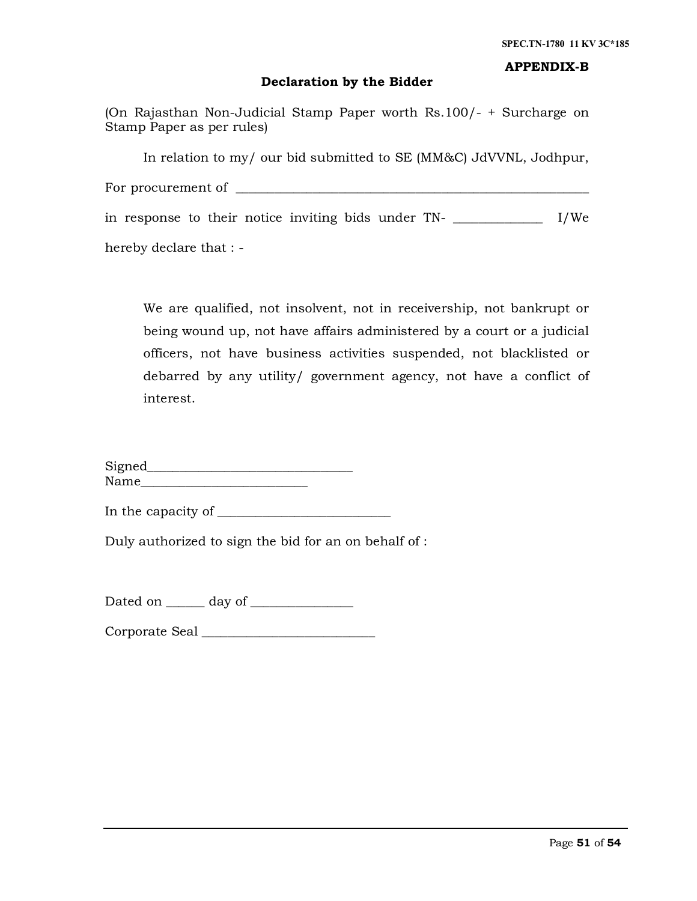APPENDIX-B

## Declaration by the Bidder

(On Rajasthan Non-Judicial Stamp Paper worth Rs.100/- + Surcharge on Stamp Paper as per rules)

In relation to my/ our bid submitted to SE (MM&C) JdVVNL, Jodhpur,

For procurement of ________________________________________________________

in response to their notice inviting bids under TN- _____________ I/We

hereby declare that : -

> We are qualified, not insolvent, not in receivership, not bankrupt or being wound up, not have affairs administered by a court or a judicial officers, not have business activities suspended, not blacklisted or debarred by any utility/ government agency, not have a conflict of interest.

Signed_______________________________
Name_________________________

In the capacity of __________________________

Duly authorized to sign the bid for an on behalf of :

Dated on ______ day of _______________

Corporate Seal __________________________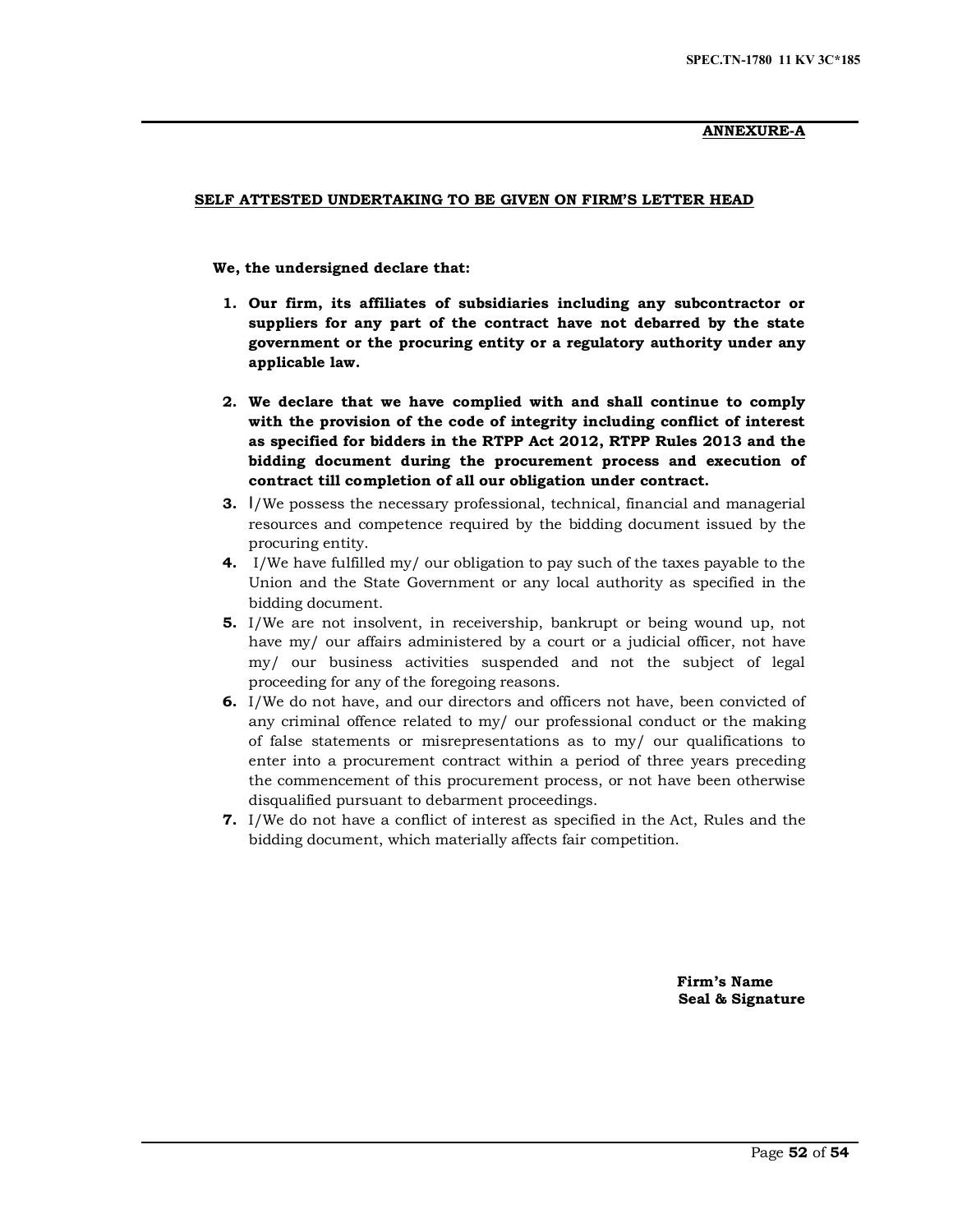**ANNEXURE-A**

**SELF ATTESTED UNDERTAKING TO BE GIVEN ON FIRM'S LETTER HEAD**

**We, the undersigned declare that:**

1. **Our firm, its affiliates of subsidiaries including any subcontractor or suppliers for any part of the contract have not debarred by the state government or the procuring entity or a regulatory authority under any applicable law.**

2. **We declare that we have complied with and shall continue to comply with the provision of the code of integrity including conflict of interest as specified for bidders in the RTPP Act 2012, RTPP Rules 2013 and the bidding document during the procurement process and execution of contract till completion of all our obligation under contract.**
3. I/We possess the necessary professional, technical, financial and managerial resources and competence required by the bidding document issued by the procuring entity.
4. I/We have fulfilled my/ our obligation to pay such of the taxes payable to the Union and the State Government or any local authority as specified in the bidding document.
5. I/We are not insolvent, in receivership, bankrupt or being wound up, not have my/ our affairs administered by a court or a judicial officer, not have my/ our business activities suspended and not the subject of legal proceeding for any of the foregoing reasons.
6. I/We do not have, and our directors and officers not have, been convicted of any criminal offence related to my/ our professional conduct or the making of false statements or misrepresentations as to my/ our qualifications to enter into a procurement contract within a period of three years preceding the commencement of this procurement process, or not have been otherwise disqualified pursuant to debarment proceedings.
7. I/We do not have a conflict of interest as specified in the Act, Rules and the bidding document, which materially affects fair competition.

**Firm's Name**
**Seal & Signature**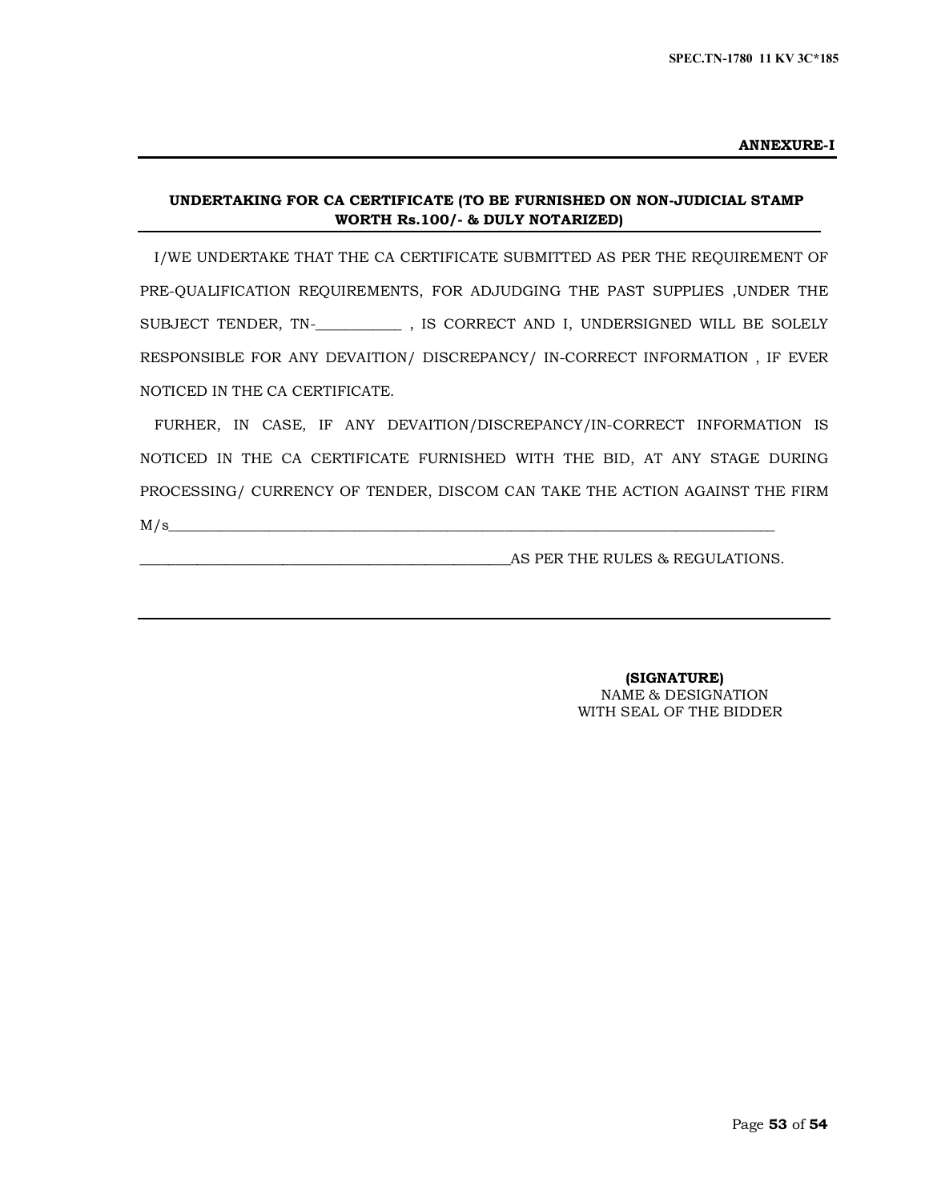**ANNEXURE-I**

---

**UNDERTAKING FOR CA CERTIFICATE (TO BE FURNISHED ON NON-JUDICIAL STAMP WORTH Rs.100/- & DULY NOTARIZED)**

---

I/WE UNDERTAKE THAT THE CA CERTIFICATE SUBMITTED AS PER THE REQUIREMENT OF PRE-QUALIFICATION REQUIREMENTS, FOR ADJUDGING THE PAST SUPPLIES ,UNDER THE SUBJECT TENDER, TN-___________ , IS CORRECT AND I, UNDERSIGNED WILL BE SOLELY RESPONSIBLE FOR ANY DEVAITION/ DISCREPANCY/ IN-CORRECT INFORMATION , IF EVER NOTICED IN THE CA CERTIFICATE.

FURHER, IN CASE, IF ANY DEVAITION/DISCREPANCY/IN-CORRECT INFORMATION IS NOTICED IN THE CA CERTIFICATE FURNISHED WITH THE BID, AT ANY STAGE DURING PROCESSING/ CURRENCY OF TENDER, DISCOM CAN TAKE THE ACTION AGAINST THE FIRM M/s_______________________________________________________________________________

__________________________________________________AS PER THE RULES & REGULATIONS.

---

**(SIGNATURE)**
NAME & DESIGNATION
WITH SEAL OF THE BIDDER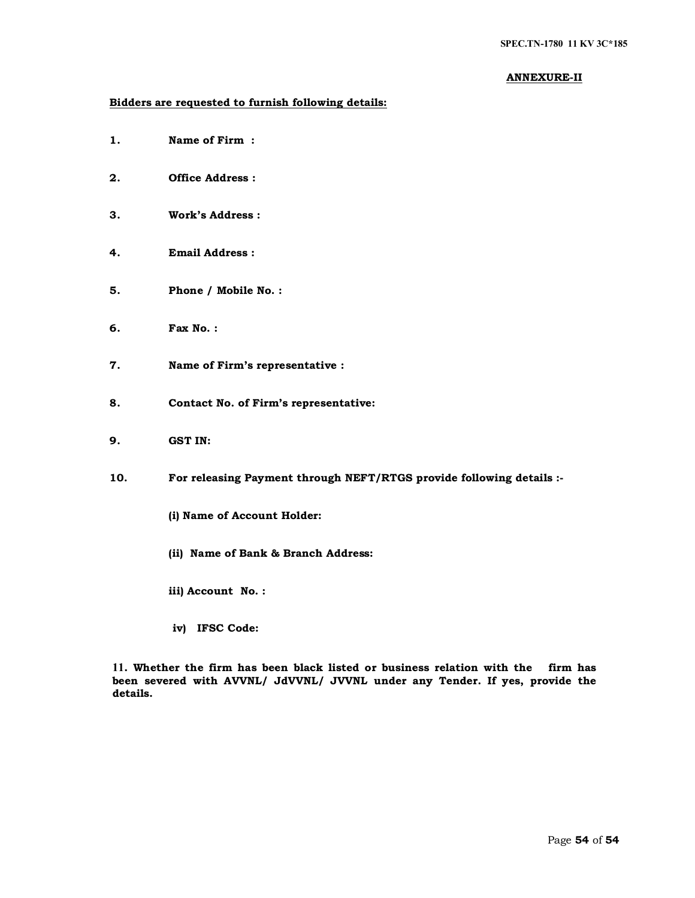**ANNEXURE-II**

**Bidders are requested to furnish following details:**

**1. Name of Firm :**

**2. Office Address :**

**3. Work's Address :**

**4. Email Address :**

**5. Phone / Mobile No. :**

**6. Fax No. :**

**7. Name of Firm's representative :**

**8. Contact No. of Firm's representative:**

**9. GST IN:**

**10. For releasing Payment through NEFT/RTGS provide following details :-**

**(i) Name of Account Holder:**

**(ii) Name of Bank & Branch Address:**

**iii) Account No. :**

**iv) IFSC Code:**

**11. Whether the firm has been black listed or business relation with the firm has been severed with AVVNL/ JdVVNL/ JVVNL under any Tender. If yes, provide the details.**